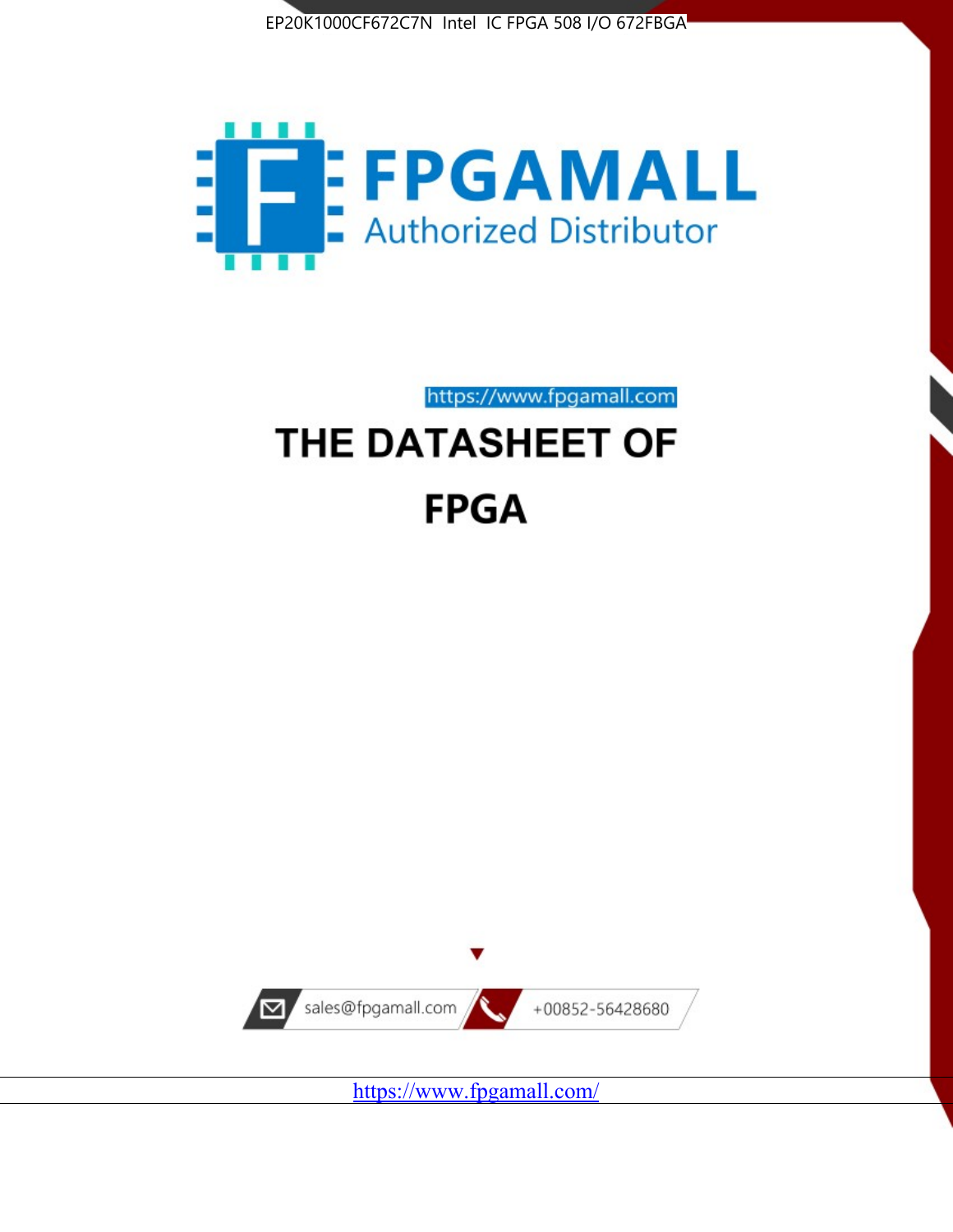EP20K1000CF672C7N Intel IC FPGA 508 I/O 672FBGA

FPGAMALL

Authorized Distributor

https://www.fpgamall.com

# THE DATASHEET OF

# FPGA

sales@fpgamall.com

+00852-56428680

https://www.fpgamall.com/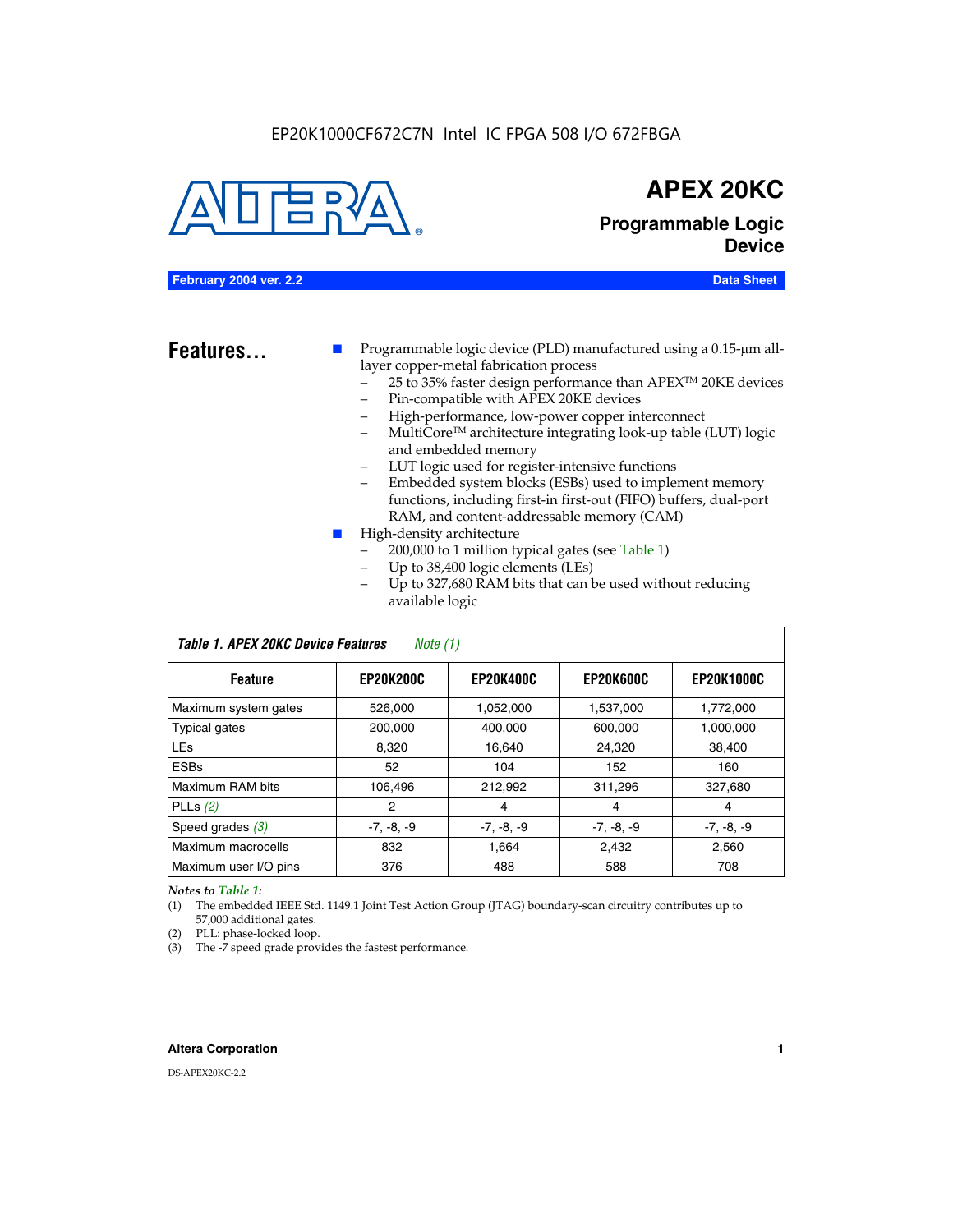EP20K1000CF672C7N Intel IC FPGA 508 I/O 672FBGA

# APEX 20KC

## Programmable Logic Device

**February 2004 ver. 2.2** **Data Sheet**

## Features...

- Programmable logic device (PLD) manufactured using a 0.15-µm all-layer copper-metal fabrication process
  - 25 to 35% faster design performance than APEX™ 20KE devices
  - Pin-compatible with APEX 20KE devices
  - High-performance, low-power copper interconnect
  - MultiCore™ architecture integrating look-up table (LUT) logic and embedded memory
  - LUT logic used for register-intensive functions
  - Embedded system blocks (ESBs) used to implement memory functions, including first-in first-out (FIFO) buffers, dual-port RAM, and content-addressable memory (CAM)
- High-density architecture
  - 200,000 to 1 million typical gates (see Table 1)
  - Up to 38,400 logic elements (LEs)
  - Up to 327,680 RAM bits that can be used without reducing available logic

*Table 1. APEX 20KC Device Features* *Note (1)*

| Feature | EP20K200C | EP20K400C | EP20K600C | EP20K1000C |
|---|---|---|---|---|
| Maximum system gates | 526,000 | 1,052,000 | 1,537,000 | 1,772,000 |
| Typical gates | 200,000 | 400,000 | 600,000 | 1,000,000 |
| LEs | 8,320 | 16,640 | 24,320 | 38,400 |
| ESBs | 52 | 104 | 152 | 160 |
| Maximum RAM bits | 106,496 | 212,992 | 311,296 | 327,680 |
| PLLs (2) | 2 | 4 | 4 | 4 |
| Speed grades (3) | -7, -8, -9 | -7, -8, -9 | -7, -8, -9 | -7, -8, -9 |
| Maximum macrocells | 832 | 1,664 | 2,432 | 2,560 |
| Maximum user I/O pins | 376 | 488 | 588 | 708 |

*Notes to Table 1:*

(1) The embedded IEEE Std. 1149.1 Joint Test Action Group (JTAG) boundary-scan circuitry contributes up to 57,000 additional gates.

(2) PLL: phase-locked loop.

(3) The -7 speed grade provides the fastest performance.

**Altera Corporation**

DS-APEX20KC-2.2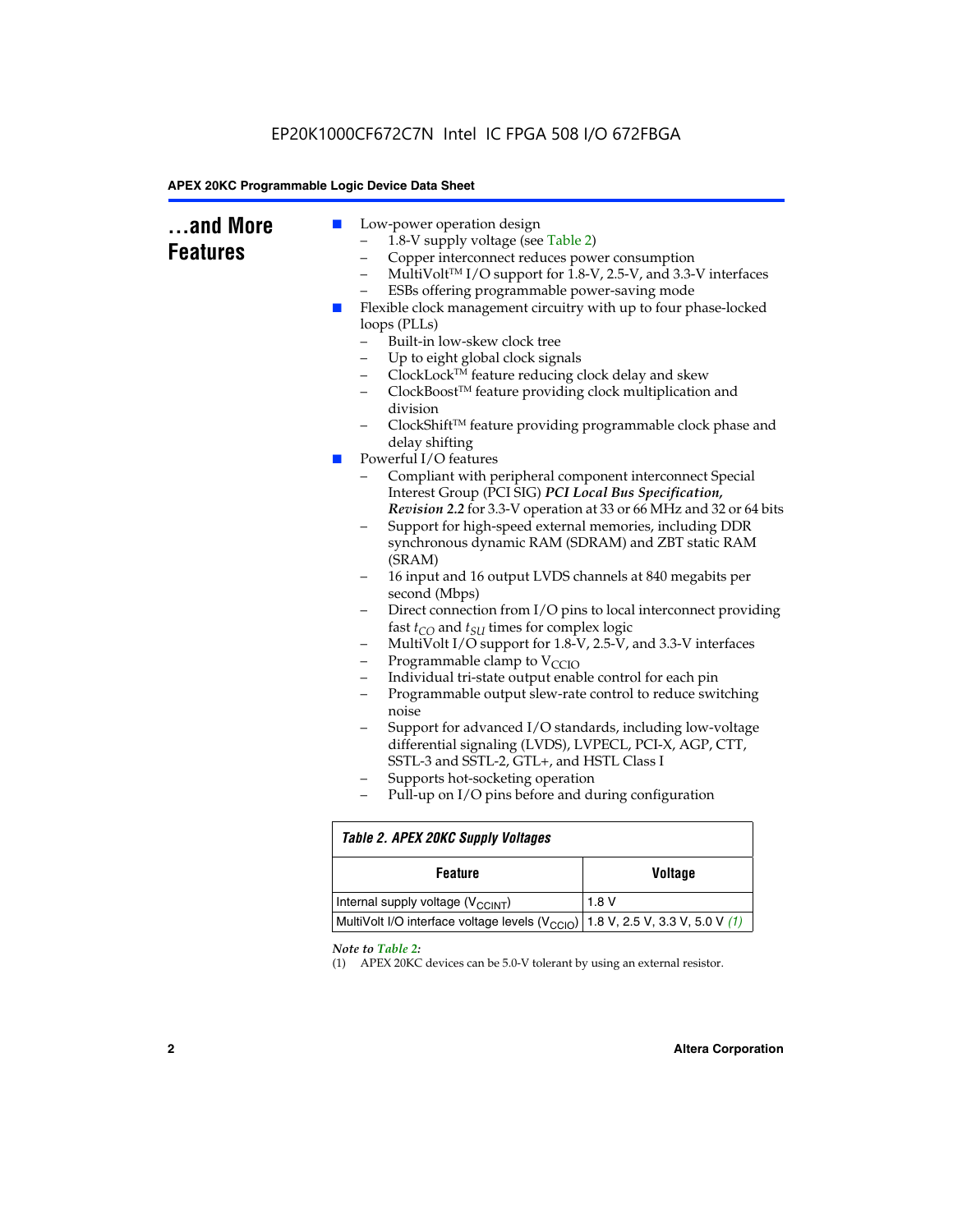## ...and More Features

- Low-power operation design
  - 1.8-V supply voltage (see Table 2)
  - Copper interconnect reduces power consumption
  - MultiVolt™ I/O support for 1.8-V, 2.5-V, and 3.3-V interfaces
  - ESBs offering programmable power-saving mode
- Flexible clock management circuitry with up to four phase-locked loops (PLLs)
  - Built-in low-skew clock tree
  - Up to eight global clock signals
  - ClockLock™ feature reducing clock delay and skew
  - ClockBoost™ feature providing clock multiplication and division
  - ClockShift™ feature providing programmable clock phase and delay shifting
- Powerful I/O features
  - Compliant with peripheral component interconnect Special Interest Group (PCI SIG) ***PCI Local Bus Specification, Revision 2.2*** for 3.3-V operation at 33 or 66 MHz and 32 or 64 bits
  - Support for high-speed external memories, including DDR synchronous dynamic RAM (SDRAM) and ZBT static RAM (SRAM)
  - 16 input and 16 output LVDS channels at 840 megabits per second (Mbps)
  - Direct connection from I/O pins to local interconnect providing fast $t_{CO}$ and $t_{SU}$ times for complex logic
  - MultiVolt I/O support for 1.8-V, 2.5-V, and 3.3-V interfaces
  - Programmable clamp to $V_{CCIO}$
  - Individual tri-state output enable control for each pin
  - Programmable output slew-rate control to reduce switching noise
  - Support for advanced I/O standards, including low-voltage differential signaling (LVDS), LVPECL, PCI-X, AGP, CTT, SSTL-3 and SSTL-2, GTL+, and HSTL Class I
  - Supports hot-socketing operation
  - Pull-up on I/O pins before and during configuration

**Table 2. APEX 20KC Supply Voltages**

| Feature | Voltage |
|---|---|
| Internal supply voltage ($V_{CCINT}$) | 1.8 V |
| MultiVolt I/O interface voltage levels ($V_{CCIO}$) | 1.8 V, 2.5 V, 3.3 V, 5.0 V *(1)* |

*Note to Table 2:*

(1) APEX 20KC devices can be 5.0-V tolerant by using an external resistor.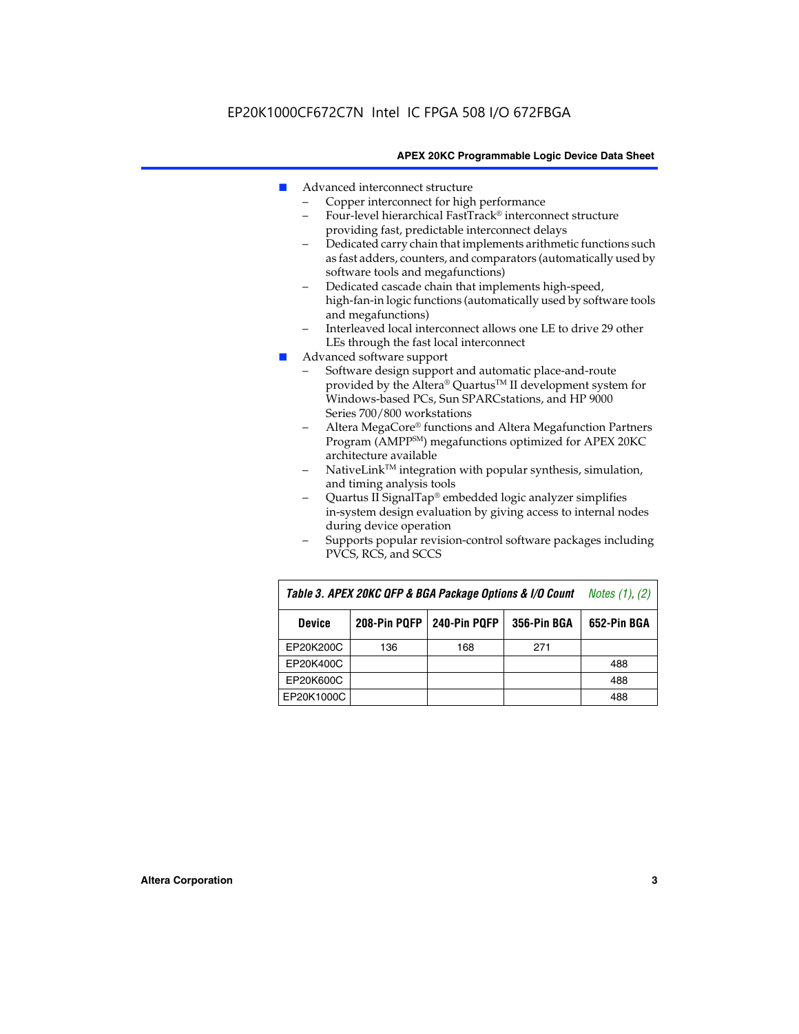- Advanced interconnect structure
  - Copper interconnect for high performance
  - Four-level hierarchical FastTrack® interconnect structure providing fast, predictable interconnect delays
  - Dedicated carry chain that implements arithmetic functions such as fast adders, counters, and comparators (automatically used by software tools and megafunctions)
  - Dedicated cascade chain that implements high-speed, high-fan-in logic functions (automatically used by software tools and megafunctions)
  - Interleaved local interconnect allows one LE to drive 29 other LEs through the fast local interconnect
- Advanced software support
  - Software design support and automatic place-and-route provided by the Altera® Quartus™ II development system for Windows-based PCs, Sun SPARCstations, and HP 9000 Series 700/800 workstations
  - Altera MegaCore® functions and Altera Megafunction Partners Program (AMPP℠) megafunctions optimized for APEX 20KC architecture available
  - NativeLink™ integration with popular synthesis, simulation, and timing analysis tools
  - Quartus II SignalTap® embedded logic analyzer simplifies in-system design evaluation by giving access to internal nodes during device operation
  - Supports popular revision-control software packages including PVCS, RCS, and SCCS

**Table 3. APEX 20KC QFP & BGA Package Options & I/O Count** *Notes (1), (2)*

| Device | 208-Pin PQFP | 240-Pin PQFP | 356-Pin BGA | 652-Pin BGA |
|---|---|---|---|---|
| EP20K200C | 136 | 168 | 271 | |
| EP20K400C | | | | 488 |
| EP20K600C | | | | 488 |
| EP20K1000C | | | | 488 |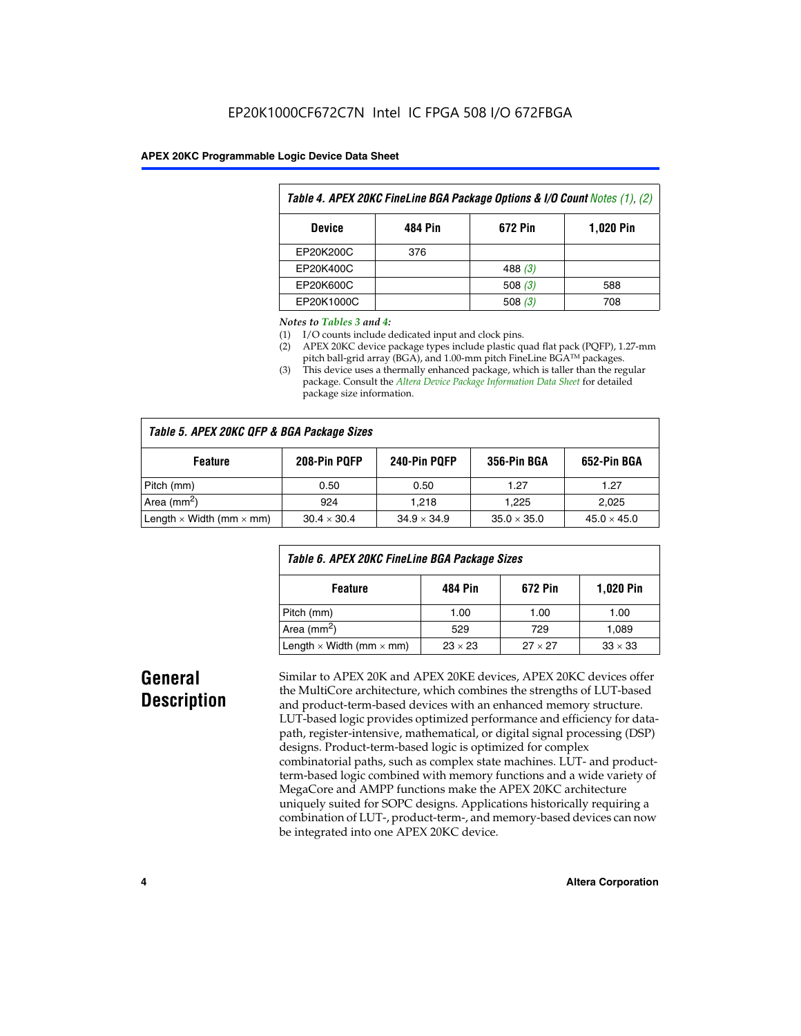| Table 4. APEX 20KC FineLine BGA Package Options & I/O Count *Notes (1), (2)* | | | |
|---|---|---|---|
| **Device** | **484 Pin** | **672 Pin** | **1,020 Pin** |
| EP20K200C | 376 | | |
| EP20K400C | | 488 *(3)* | |
| EP20K600C | | 508 *(3)* | 588 |
| EP20K1000C | | 508 *(3)* | 708 |

*Notes to Tables 3 and 4:*

(1) I/O counts include dedicated input and clock pins.
(2) APEX 20KC device package types include plastic quad flat pack (PQFP), 1.27-mm pitch ball-grid array (BGA), and 1.00-mm pitch FineLine BGA™ packages.
(3) This device uses a thermally enhanced package, which is taller than the regular package. Consult the *Altera Device Package Information Data Sheet* for detailed package size information.

| Table 5. APEX 20KC QFP & BGA Package Sizes | | | | |
|---|---|---|---|---|
| **Feature** | **208-Pin PQFP** | **240-Pin PQFP** | **356-Pin BGA** | **652-Pin BGA** |
| Pitch (mm) | 0.50 | 0.50 | 1.27 | 1.27 |
| Area ($mm^2$) | 924 | 1,218 | 1,225 | 2,025 |
| Length × Width (mm × mm) | 30.4 × 30.4 | 34.9 × 34.9 | 35.0 × 35.0 | 45.0 × 45.0 |

| Table 6. APEX 20KC FineLine BGA Package Sizes | | | |
|---|---|---|---|
| **Feature** | **484 Pin** | **672 Pin** | **1,020 Pin** |
| Pitch (mm) | 1.00 | 1.00 | 1.00 |
| Area ($mm^2$) | 529 | 729 | 1,089 |
| Length × Width (mm × mm) | 23 × 23 | 27 × 27 | 33 × 33 |

# General Description

Similar to APEX 20K and APEX 20KE devices, APEX 20KC devices offer the MultiCore architecture, which combines the strengths of LUT-based and product-term-based devices with an enhanced memory structure. LUT-based logic provides optimized performance and efficiency for data-path, register-intensive, mathematical, or digital signal processing (DSP) designs. Product-term-based logic is optimized for complex combinatorial paths, such as complex state machines. LUT- and product-term-based logic combined with memory functions and a wide variety of MegaCore and AMPP functions make the APEX 20KC architecture uniquely suited for SOPC designs. Applications historically requiring a combination of LUT-, product-term-, and memory-based devices can now be integrated into one APEX 20KC device.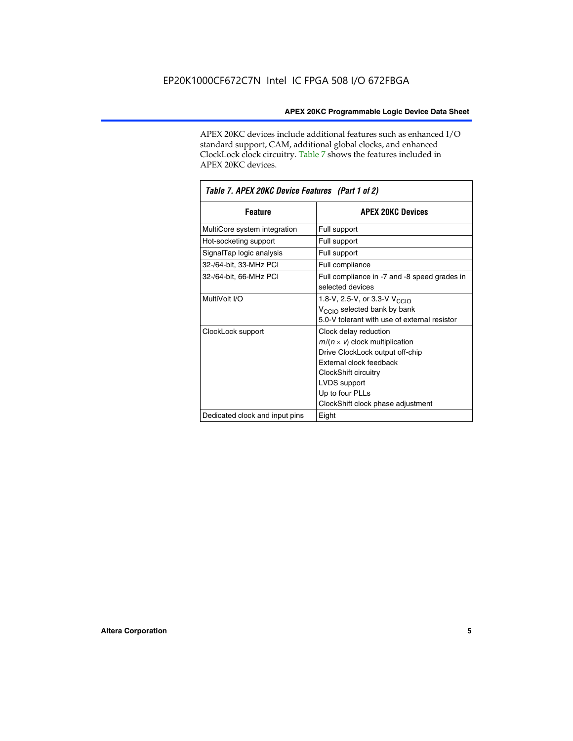APEX 20KC devices include additional features such as enhanced I/O standard support, CAM, additional global clocks, and enhanced ClockLock clock circuitry. Table 7 shows the features included in APEX 20KC devices.

| *Table 7. APEX 20KC Device Features (Part 1 of 2)* | |
|---|---|
| **Feature** | **APEX 20KC Devices** |
| MultiCore system integration | Full support |
| Hot-socketing support | Full support |
| SignalTap logic analysis | Full support |
| 32-/64-bit, 33-MHz PCI | Full compliance |
| 32-/64-bit, 66-MHz PCI | Full compliance in -7 and -8 speed grades in selected devices |
| MultiVolt I/O | 1.8-V, 2.5-V, or 3.3-V $V_{CCIO}$<br>$V_{CCIO}$ selected bank by bank<br>5.0-V tolerant with use of external resistor |
| ClockLock support | Clock delay reduction<br>$m/(n \times v)$ clock multiplication<br>Drive ClockLock output off-chip<br>External clock feedback<br>ClockShift circuitry<br>LVDS support<br>Up to four PLLs<br>ClockShift clock phase adjustment |
| Dedicated clock and input pins | Eight |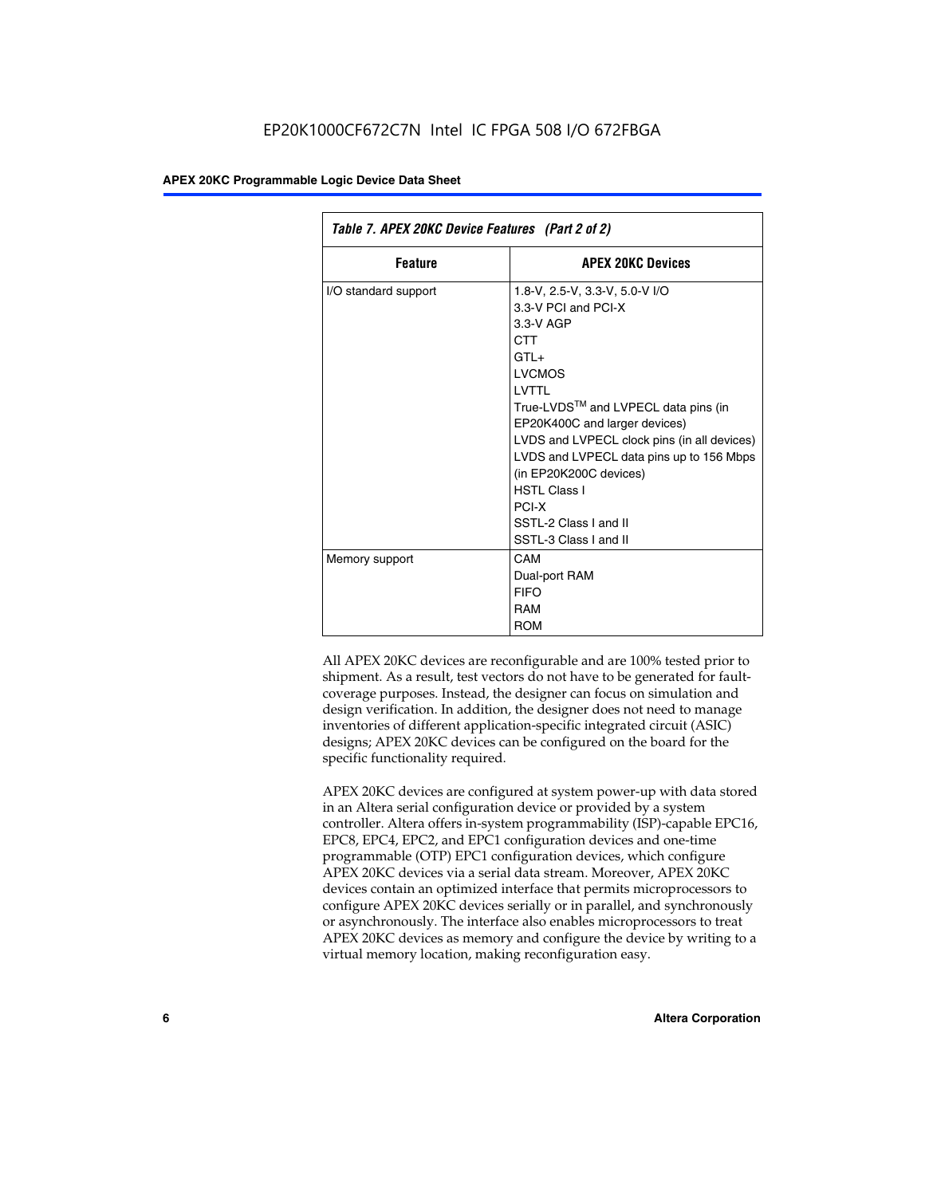*Table 7. APEX 20KC Device Features (Part 2 of 2)*

| Feature | APEX 20KC Devices |
|---|---|
| I/O standard support | 1.8-V, 2.5-V, 3.3-V, 5.0-V I/O<br>3.3-V PCI and PCI-X<br>3.3-V AGP<br>CTT<br>GTL+<br>LVCMOS<br>LVTTL<br>True-LVDS™ and LVPECL data pins (in EP20K400C and larger devices)<br>LVDS and LVPECL clock pins (in all devices)<br>LVDS and LVPECL data pins up to 156 Mbps (in EP20K200C devices)<br>HSTL Class I<br>PCI-X<br>SSTL-2 Class I and II<br>SSTL-3 Class I and II |
| Memory support | CAM<br>Dual-port RAM<br>FIFO<br>RAM<br>ROM |

All APEX 20KC devices are reconfigurable and are 100% tested prior to shipment. As a result, test vectors do not have to be generated for fault-coverage purposes. Instead, the designer can focus on simulation and design verification. In addition, the designer does not need to manage inventories of different application-specific integrated circuit (ASIC) designs; APEX 20KC devices can be configured on the board for the specific functionality required.

APEX 20KC devices are configured at system power-up with data stored in an Altera serial configuration device or provided by a system controller. Altera offers in-system programmability (ISP)-capable EPC16, EPC8, EPC4, EPC2, and EPC1 configuration devices and one-time programmable (OTP) EPC1 configuration devices, which configure APEX 20KC devices via a serial data stream. Moreover, APEX 20KC devices contain an optimized interface that permits microprocessors to configure APEX 20KC devices serially or in parallel, and synchronously or asynchronously. The interface also enables microprocessors to treat APEX 20KC devices as memory and configure the device by writing to a virtual memory location, making reconfiguration easy.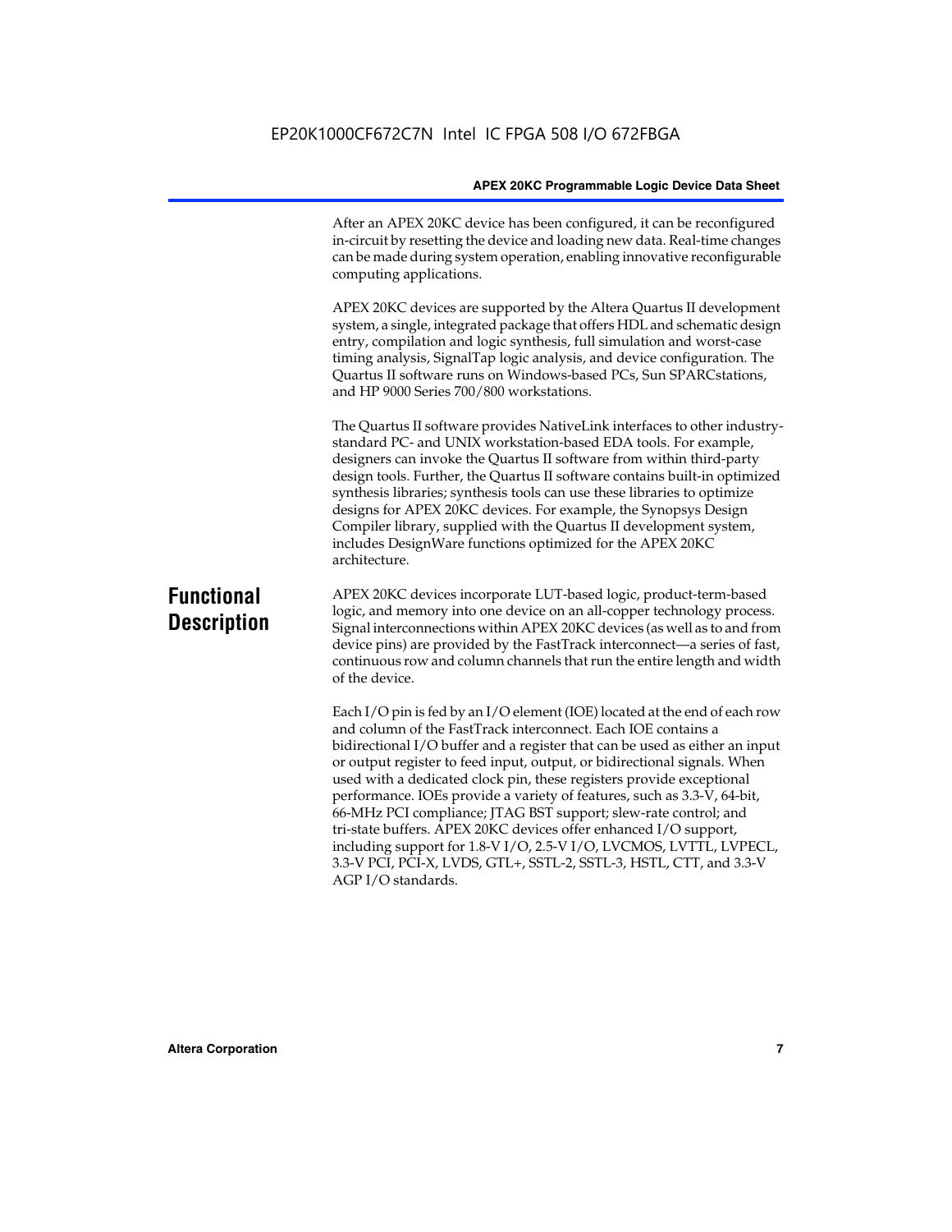After an APEX 20KC device has been configured, it can be reconfigured in-circuit by resetting the device and loading new data. Real-time changes can be made during system operation, enabling innovative reconfigurable computing applications.

APEX 20KC devices are supported by the Altera Quartus II development system, a single, integrated package that offers HDL and schematic design entry, compilation and logic synthesis, full simulation and worst-case timing analysis, SignalTap logic analysis, and device configuration. The Quartus II software runs on Windows-based PCs, Sun SPARCstations, and HP 9000 Series 700/800 workstations.

The Quartus II software provides NativeLink interfaces to other industry-standard PC- and UNIX workstation-based EDA tools. For example, designers can invoke the Quartus II software from within third-party design tools. Further, the Quartus II software contains built-in optimized synthesis libraries; synthesis tools can use these libraries to optimize designs for APEX 20KC devices. For example, the Synopsys Design Compiler library, supplied with the Quartus II development system, includes DesignWare functions optimized for the APEX 20KC architecture.

# Functional Description

APEX 20KC devices incorporate LUT-based logic, product-term-based logic, and memory into one device on an all-copper technology process. Signal interconnections within APEX 20KC devices (as well as to and from device pins) are provided by the FastTrack interconnect—a series of fast, continuous row and column channels that run the entire length and width of the device.

Each I/O pin is fed by an I/O element (IOE) located at the end of each row and column of the FastTrack interconnect. Each IOE contains a bidirectional I/O buffer and a register that can be used as either an input or output register to feed input, output, or bidirectional signals. When used with a dedicated clock pin, these registers provide exceptional performance. IOEs provide a variety of features, such as 3.3-V, 64-bit, 66-MHz PCI compliance; JTAG BST support; slew-rate control; and tri-state buffers. APEX 20KC devices offer enhanced I/O support, including support for 1.8-V I/O, 2.5-V I/O, LVCMOS, LVTTL, LVPECL, 3.3-V PCI, PCI-X, LVDS, GTL+, SSTL-2, SSTL-3, HSTL, CTT, and 3.3-V AGP I/O standards.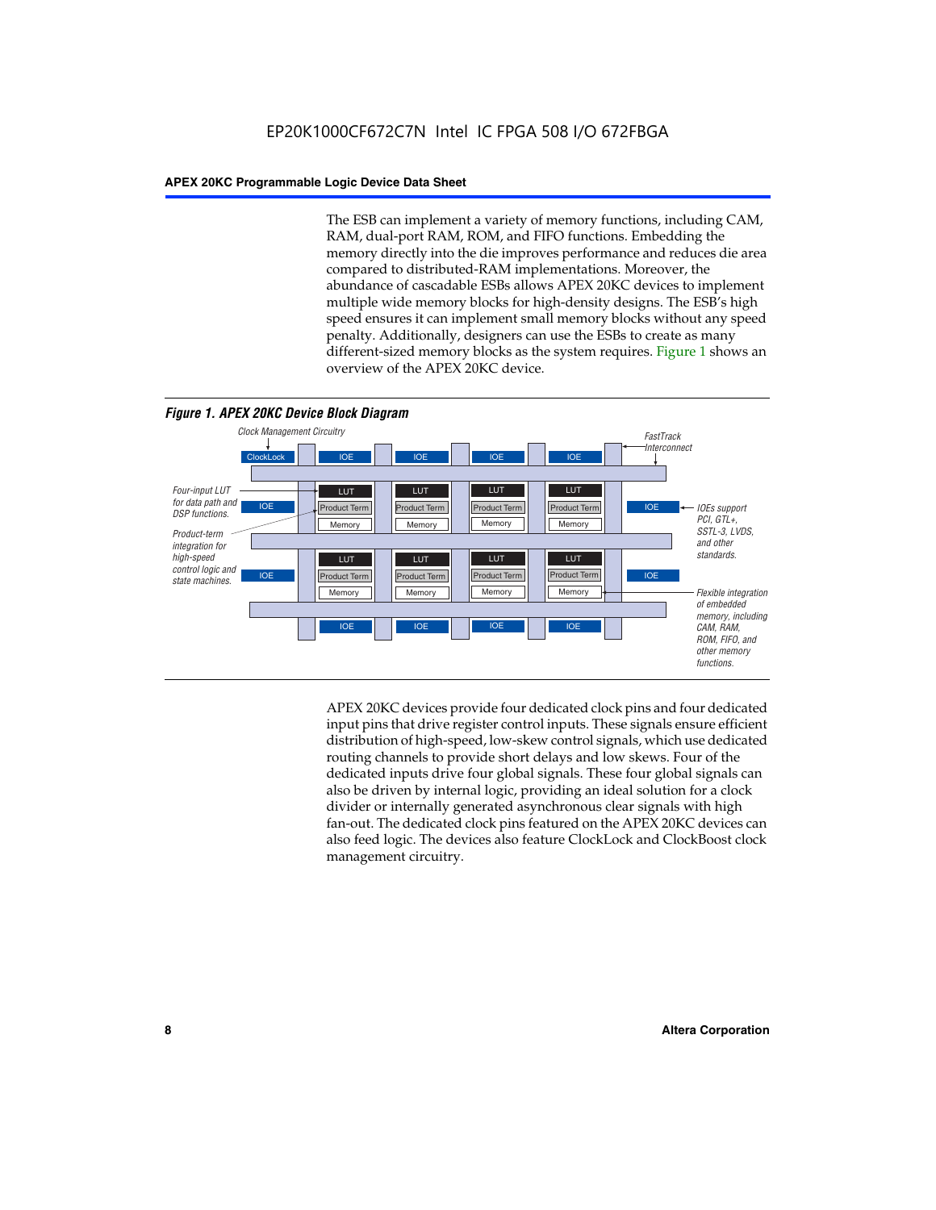The ESB can implement a variety of memory functions, including CAM, RAM, dual-port RAM, ROM, and FIFO functions. Embedding the memory directly into the die improves performance and reduces die area compared to distributed-RAM implementations. Moreover, the abundance of cascadable ESBs allows APEX 20KC devices to implement multiple wide memory blocks for high-density designs. The ESB's high speed ensures it can implement small memory blocks without any speed penalty. Additionally, designers can use the ESBs to create as many different-sized memory blocks as the system requires. Figure 1 shows an overview of the APEX 20KC device.

*Figure 1. APEX 20KC Device Block Diagram*

Clock Management Circuitry

FastTrack Interconnect

ClockLock | IOE | IOE | IOE | IOE

Four-input LUT for data path and DSP functions.

Product-term integration for high-speed control logic and state machines.

LUT | Product Term | Memory

IOEs support PCI, GTL+, SSTL-3, LVDS, and other standards.

Flexible integration of embedded memory, including CAM, RAM, ROM, FIFO, and other memory functions.

APEX 20KC devices provide four dedicated clock pins and four dedicated input pins that drive register control inputs. These signals ensure efficient distribution of high-speed, low-skew control signals, which use dedicated routing channels to provide short delays and low skews. Four of the dedicated inputs drive four global signals. These four global signals can also be driven by internal logic, providing an ideal solution for a clock divider or internally generated asynchronous clear signals with high fan-out. The dedicated clock pins featured on the APEX 20KC devices can also feed logic. The devices also feature ClockLock and ClockBoost clock management circuitry.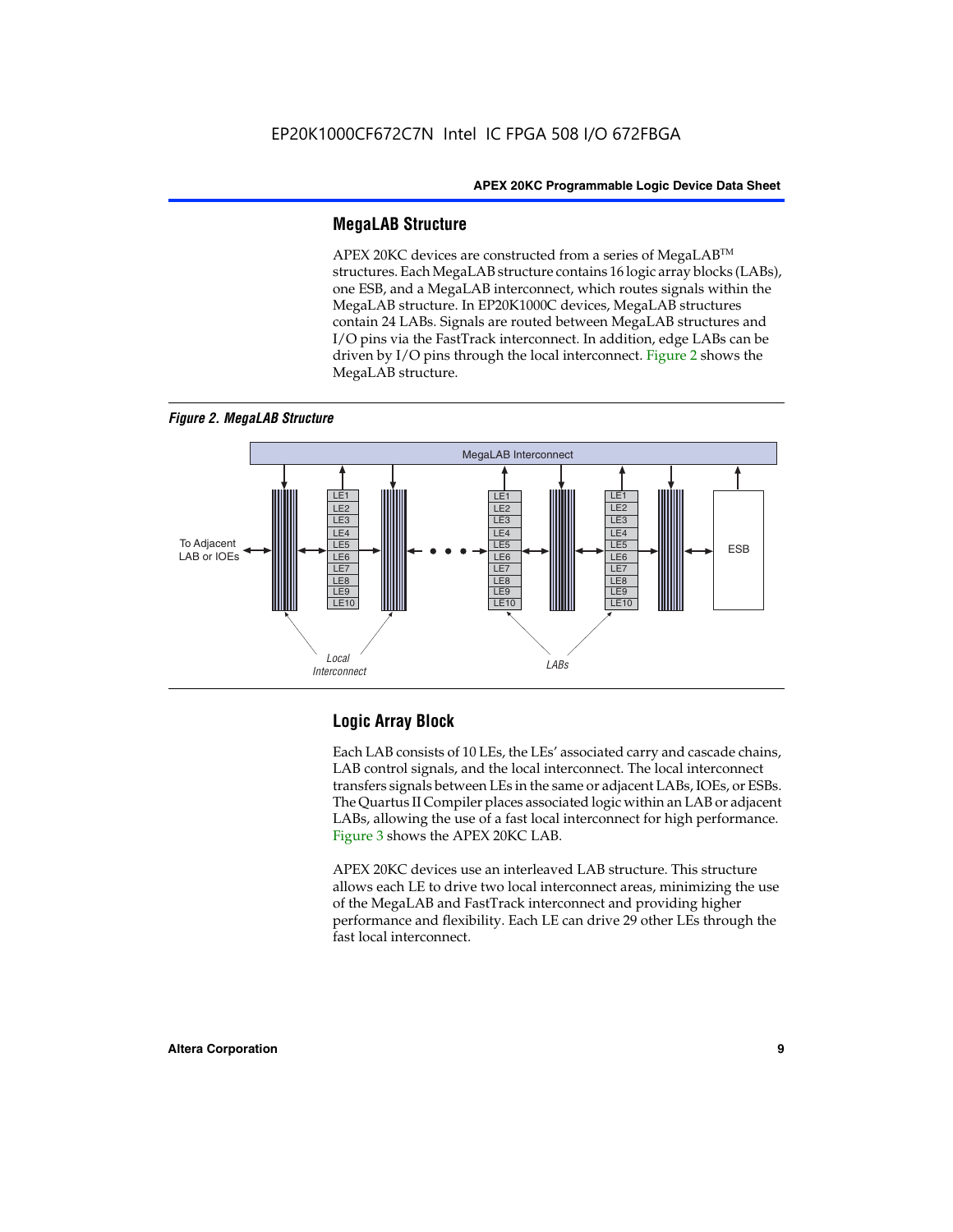## MegaLAB Structure

APEX 20KC devices are constructed from a series of MegaLAB™ structures. Each MegaLAB structure contains 16 logic array blocks (LABs), one ESB, and a MegaLAB interconnect, which routes signals within the MegaLAB structure. In EP20K1000C devices, MegaLAB structures contain 24 LABs. Signals are routed between MegaLAB structures and I/O pins via the FastTrack interconnect. In addition, edge LABs can be driven by I/O pins through the local interconnect. Figure 2 shows the MegaLAB structure.

*Figure 2. MegaLAB Structure*

## Logic Array Block

Each LAB consists of 10 LEs, the LEs' associated carry and cascade chains, LAB control signals, and the local interconnect. The local interconnect transfers signals between LEs in the same or adjacent LABs, IOEs, or ESBs. The Quartus II Compiler places associated logic within an LAB or adjacent LABs, allowing the use of a fast local interconnect for high performance. Figure 3 shows the APEX 20KC LAB.

APEX 20KC devices use an interleaved LAB structure. This structure allows each LE to drive two local interconnect areas, minimizing the use of the MegaLAB and FastTrack interconnect and providing higher performance and flexibility. Each LE can drive 29 other LEs through the fast local interconnect.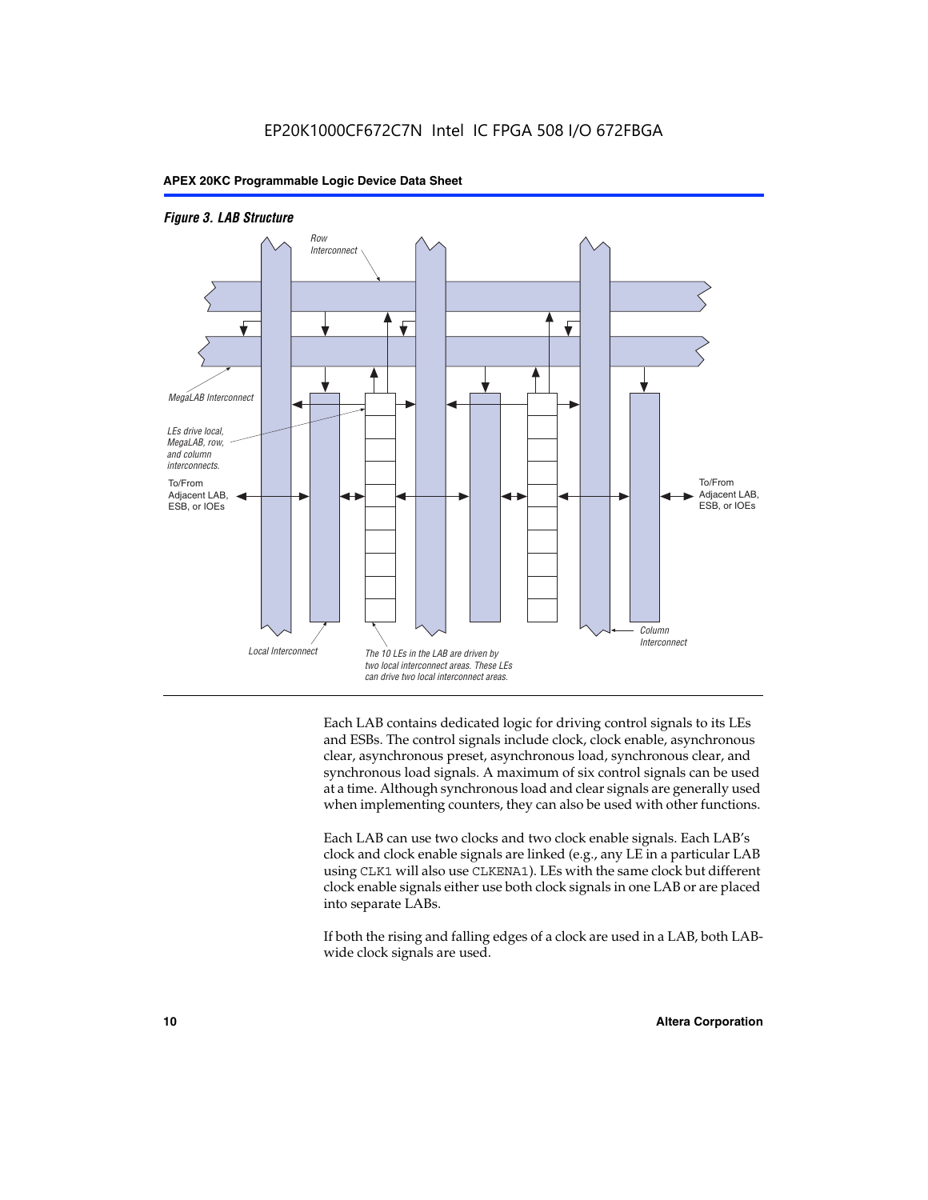*Figure 3. LAB Structure*

Row Interconnect

MegaLAB Interconnect

LEs drive local, MegaLAB, row, and column interconnects.

To/From Adjacent LAB, ESB, or IOEs

To/From Adjacent LAB, ESB, or IOEs

Column Interconnect

Local Interconnect

The 10 LEs in the LAB are driven by two local interconnect areas. These LEs can drive two local interconnect areas.

Each LAB contains dedicated logic for driving control signals to its LEs and ESBs. The control signals include clock, clock enable, asynchronous clear, asynchronous preset, asynchronous load, synchronous clear, and synchronous load signals. A maximum of six control signals can be used at a time. Although synchronous load and clear signals are generally used when implementing counters, they can also be used with other functions.

Each LAB can use two clocks and two clock enable signals. Each LAB's clock and clock enable signals are linked (e.g., any LE in a particular LAB using `CLK1` will also use `CLKENA1`). LEs with the same clock but different clock enable signals either use both clock signals in one LAB or are placed into separate LABs.

If both the rising and falling edges of a clock are used in a LAB, both LAB-wide clock signals are used.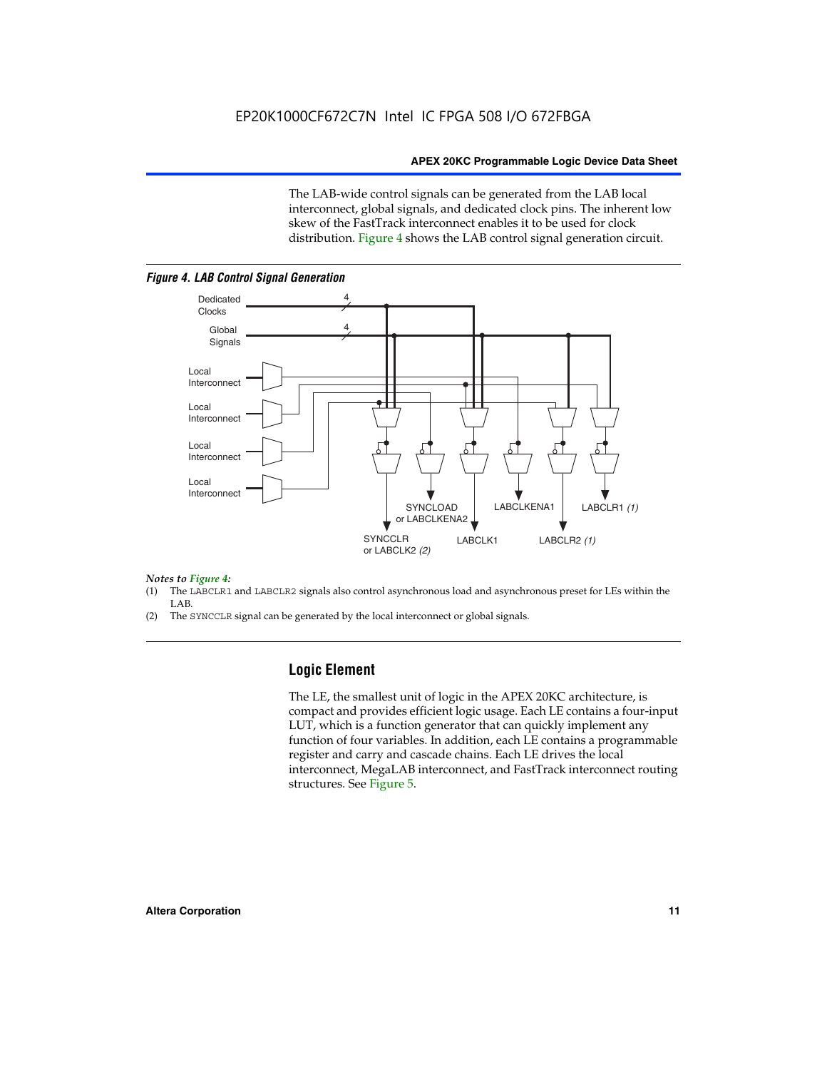The LAB-wide control signals can be generated from the LAB local interconnect, global signals, and dedicated clock pins. The inherent low skew of the FastTrack interconnect enables it to be used for clock distribution. Figure 4 shows the LAB control signal generation circuit.

*Figure 4. LAB Control Signal Generation*

*Notes to Figure 4:*

(1) The LABCLR1 and LABCLR2 signals also control asynchronous load and asynchronous preset for LEs within the LAB.

(2) The SYNCCLR signal can be generated by the local interconnect or global signals.

## Logic Element

The LE, the smallest unit of logic in the APEX 20KC architecture, is compact and provides efficient logic usage. Each LE contains a four-input LUT, which is a function generator that can quickly implement any function of four variables. In addition, each LE contains a programmable register and carry and cascade chains. Each LE drives the local interconnect, MegaLAB interconnect, and FastTrack interconnect routing structures. See Figure 5.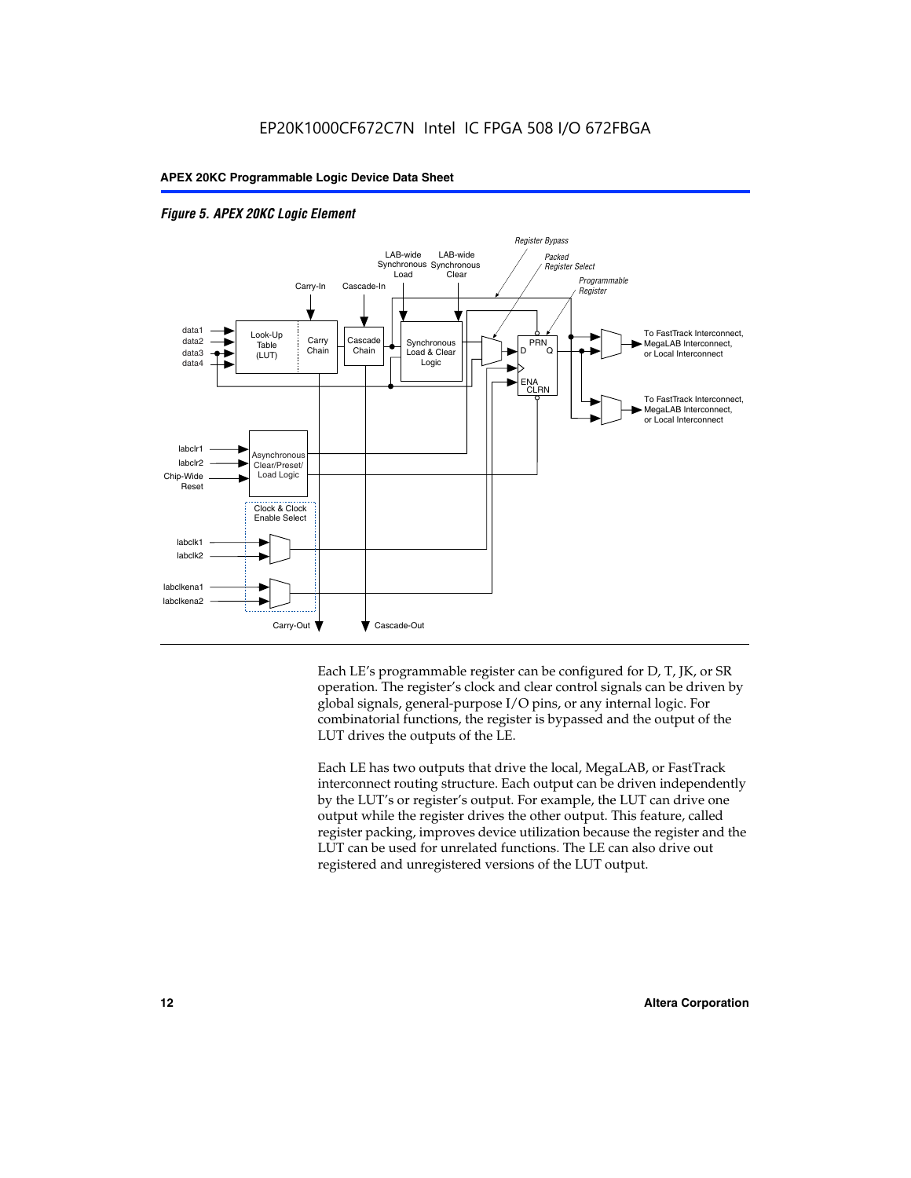*Figure 5. APEX 20KC Logic Element*

Each LE's programmable register can be configured for D, T, JK, or SR operation. The register's clock and clear control signals can be driven by global signals, general-purpose I/O pins, or any internal logic. For combinatorial functions, the register is bypassed and the output of the LUT drives the outputs of the LE.

Each LE has two outputs that drive the local, MegaLAB, or FastTrack interconnect routing structure. Each output can be driven independently by the LUT's or register's output. For example, the LUT can drive one output while the register drives the other output. This feature, called register packing, improves device utilization because the register and the LUT can be used for unrelated functions. The LE can also drive out registered and unregistered versions of the LUT output.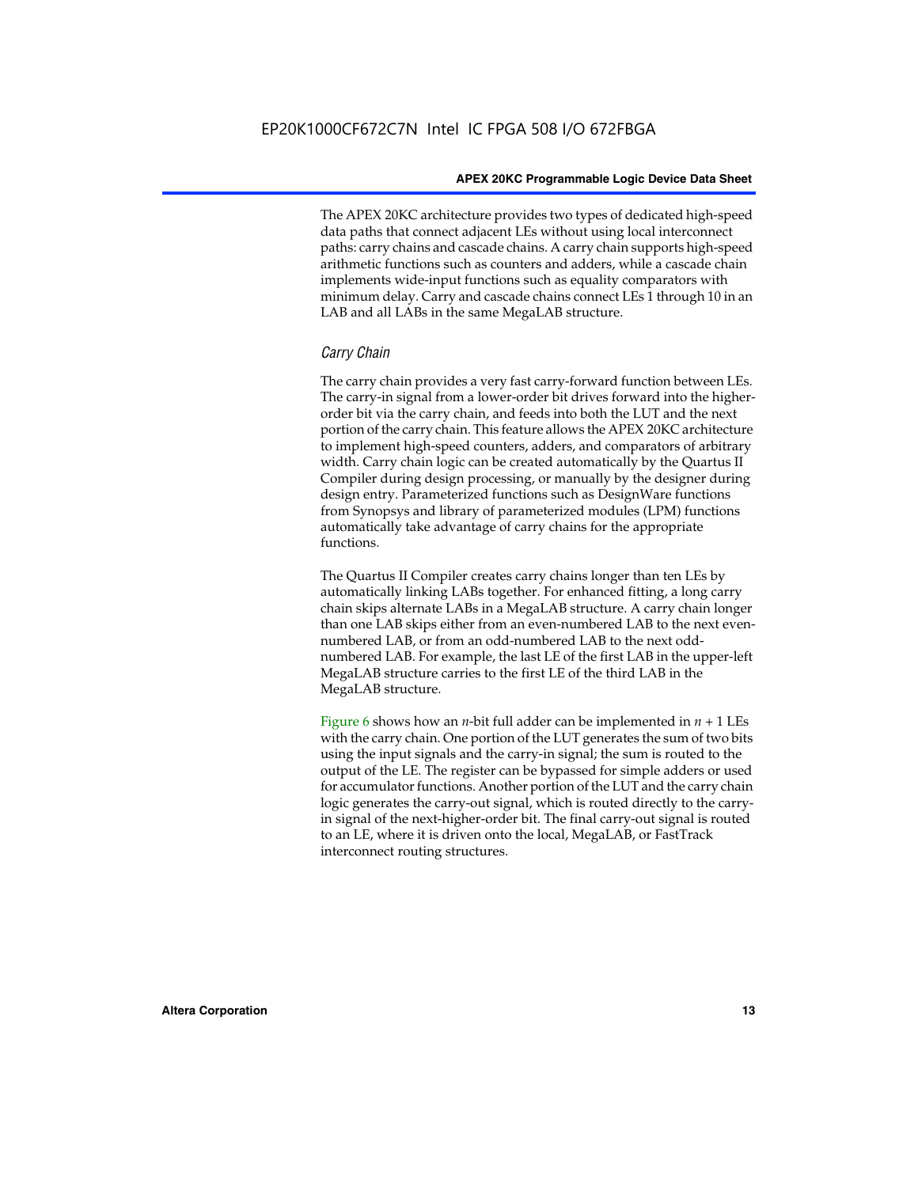The APEX 20KC architecture provides two types of dedicated high-speed data paths that connect adjacent LEs without using local interconnect paths: carry chains and cascade chains. A carry chain supports high-speed arithmetic functions such as counters and adders, while a cascade chain implements wide-input functions such as equality comparators with minimum delay. Carry and cascade chains connect LEs 1 through 10 in an LAB and all LABs in the same MegaLAB structure.

### *Carry Chain*

The carry chain provides a very fast carry-forward function between LEs. The carry-in signal from a lower-order bit drives forward into the higher-order bit via the carry chain, and feeds into both the LUT and the next portion of the carry chain. This feature allows the APEX 20KC architecture to implement high-speed counters, adders, and comparators of arbitrary width. Carry chain logic can be created automatically by the Quartus II Compiler during design processing, or manually by the designer during design entry. Parameterized functions such as DesignWare functions from Synopsys and library of parameterized modules (LPM) functions automatically take advantage of carry chains for the appropriate functions.

The Quartus II Compiler creates carry chains longer than ten LEs by automatically linking LABs together. For enhanced fitting, a long carry chain skips alternate LABs in a MegaLAB structure. A carry chain longer than one LAB skips either from an even-numbered LAB to the next even-numbered LAB, or from an odd-numbered LAB to the next odd-numbered LAB. For example, the last LE of the first LAB in the upper-left MegaLAB structure carries to the first LE of the third LAB in the MegaLAB structure.

Figure 6 shows how an $n$-bit full adder can be implemented in $n + 1$ LEs with the carry chain. One portion of the LUT generates the sum of two bits using the input signals and the carry-in signal; the sum is routed to the output of the LE. The register can be bypassed for simple adders or used for accumulator functions. Another portion of the LUT and the carry chain logic generates the carry-out signal, which is routed directly to the carry-in signal of the next-higher-order bit. The final carry-out signal is routed to an LE, where it is driven onto the local, MegaLAB, or FastTrack interconnect routing structures.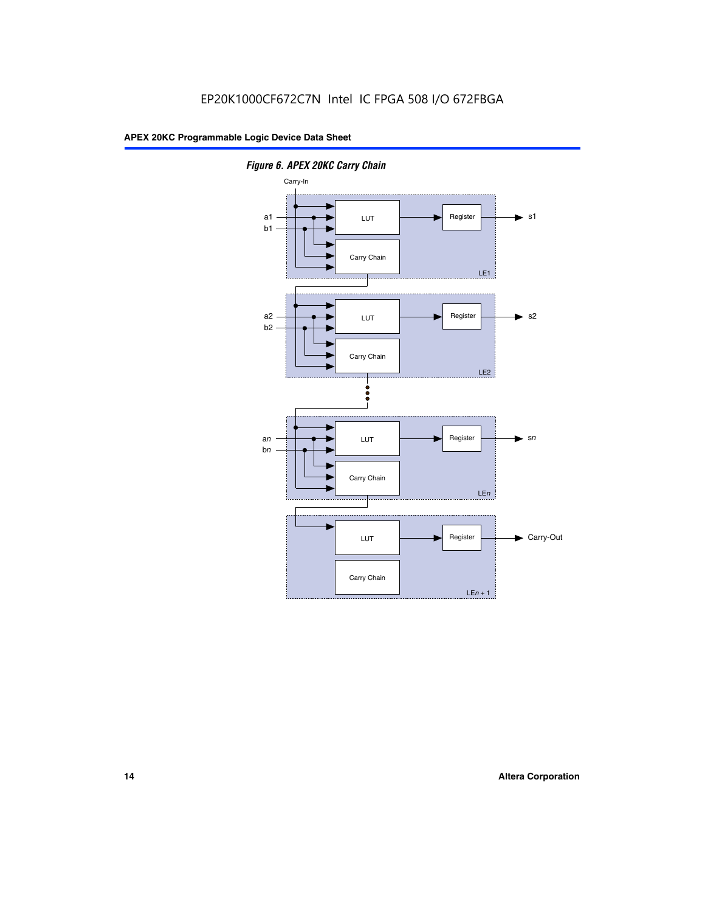*Figure 6. APEX 20KC Carry Chain*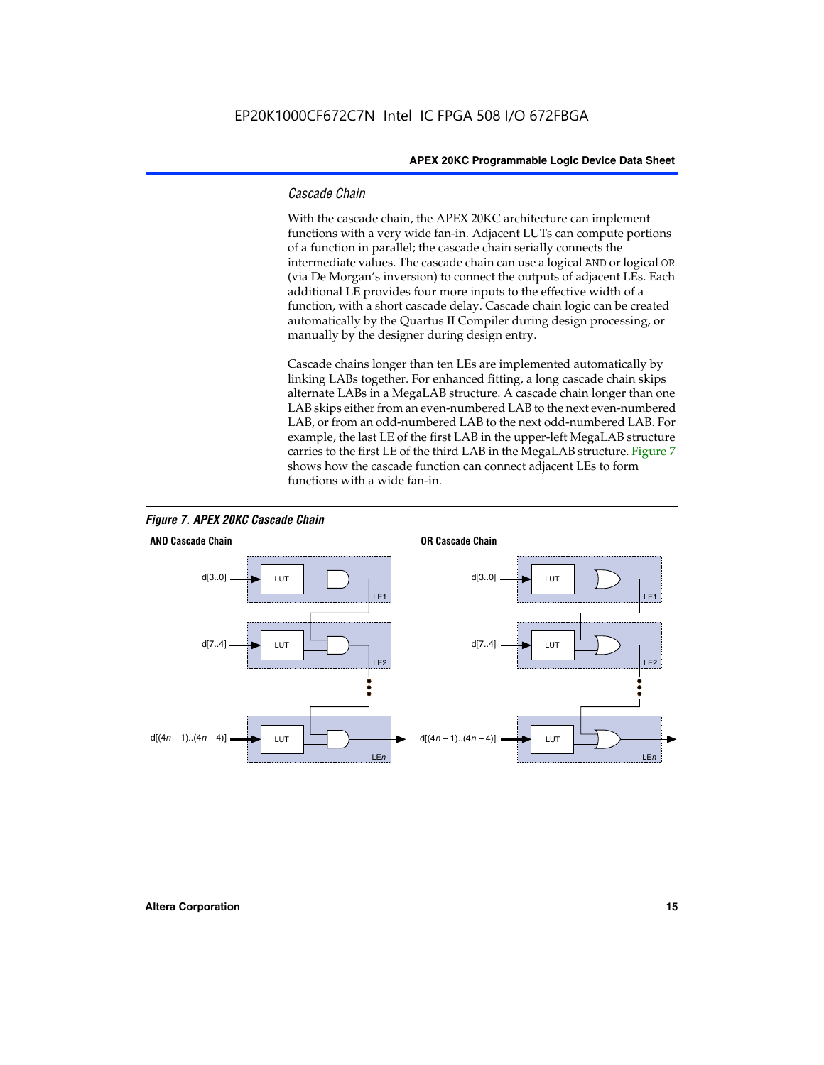### *Cascade Chain*

With the cascade chain, the APEX 20KC architecture can implement functions with a very wide fan-in. Adjacent LUTs can compute portions of a function in parallel; the cascade chain serially connects the intermediate values. The cascade chain can use a logical AND or logical OR (via De Morgan's inversion) to connect the outputs of adjacent LEs. Each additional LE provides four more inputs to the effective width of a function, with a short cascade delay. Cascade chain logic can be created automatically by the Quartus II Compiler during design processing, or manually by the designer during design entry.

Cascade chains longer than ten LEs are implemented automatically by linking LABs together. For enhanced fitting, a long cascade chain skips alternate LABs in a MegaLAB structure. A cascade chain longer than one LAB skips either from an even-numbered LAB to the next even-numbered LAB, or from an odd-numbered LAB to the next odd-numbered LAB. For example, the last LE of the first LAB in the upper-left MegaLAB structure carries to the first LE of the third LAB in the MegaLAB structure. Figure 7 shows how the cascade function can connect adjacent LEs to form functions with a wide fan-in.

***Figure 7. APEX 20KC Cascade Chain***

**AND Cascade Chain**

d[3..0] → LUT → LE1
d[7..4] → LUT → LE2
d[(4n – 1)..(4n – 4)] → LUT → LEn

**OR Cascade Chain**

d[3..0] → LUT → LE1
d[7..4] → LUT → LE2
d[(4n – 1)..(4n – 4)] → LUT → LEn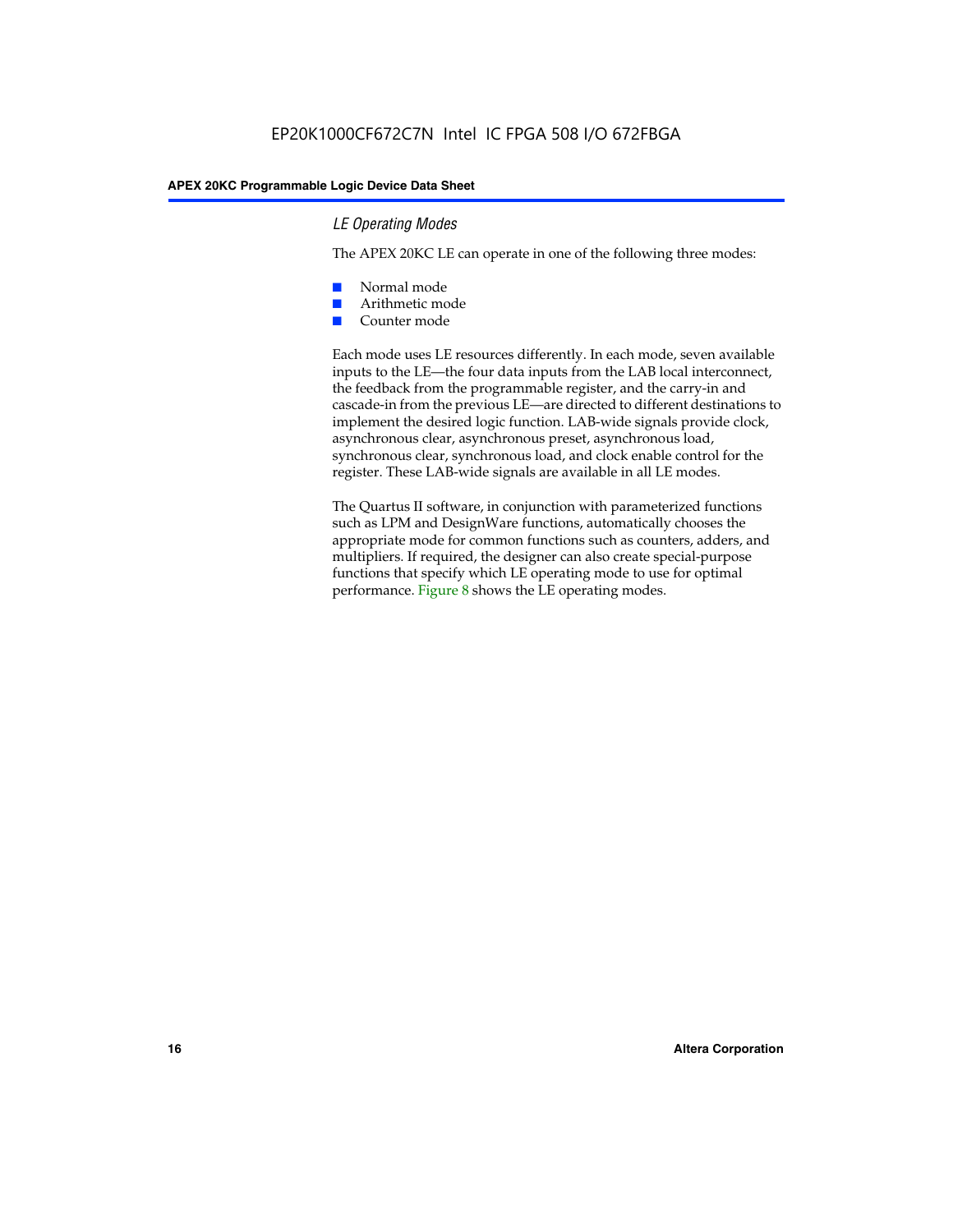### *LE Operating Modes*

The APEX 20KC LE can operate in one of the following three modes:

- Normal mode
- Arithmetic mode
- Counter mode

Each mode uses LE resources differently. In each mode, seven available inputs to the LE—the four data inputs from the LAB local interconnect, the feedback from the programmable register, and the carry-in and cascade-in from the previous LE—are directed to different destinations to implement the desired logic function. LAB-wide signals provide clock, asynchronous clear, asynchronous preset, asynchronous load, synchronous clear, synchronous load, and clock enable control for the register. These LAB-wide signals are available in all LE modes.

The Quartus II software, in conjunction with parameterized functions such as LPM and DesignWare functions, automatically chooses the appropriate mode for common functions such as counters, adders, and multipliers. If required, the designer can also create special-purpose functions that specify which LE operating mode to use for optimal performance. Figure 8 shows the LE operating modes.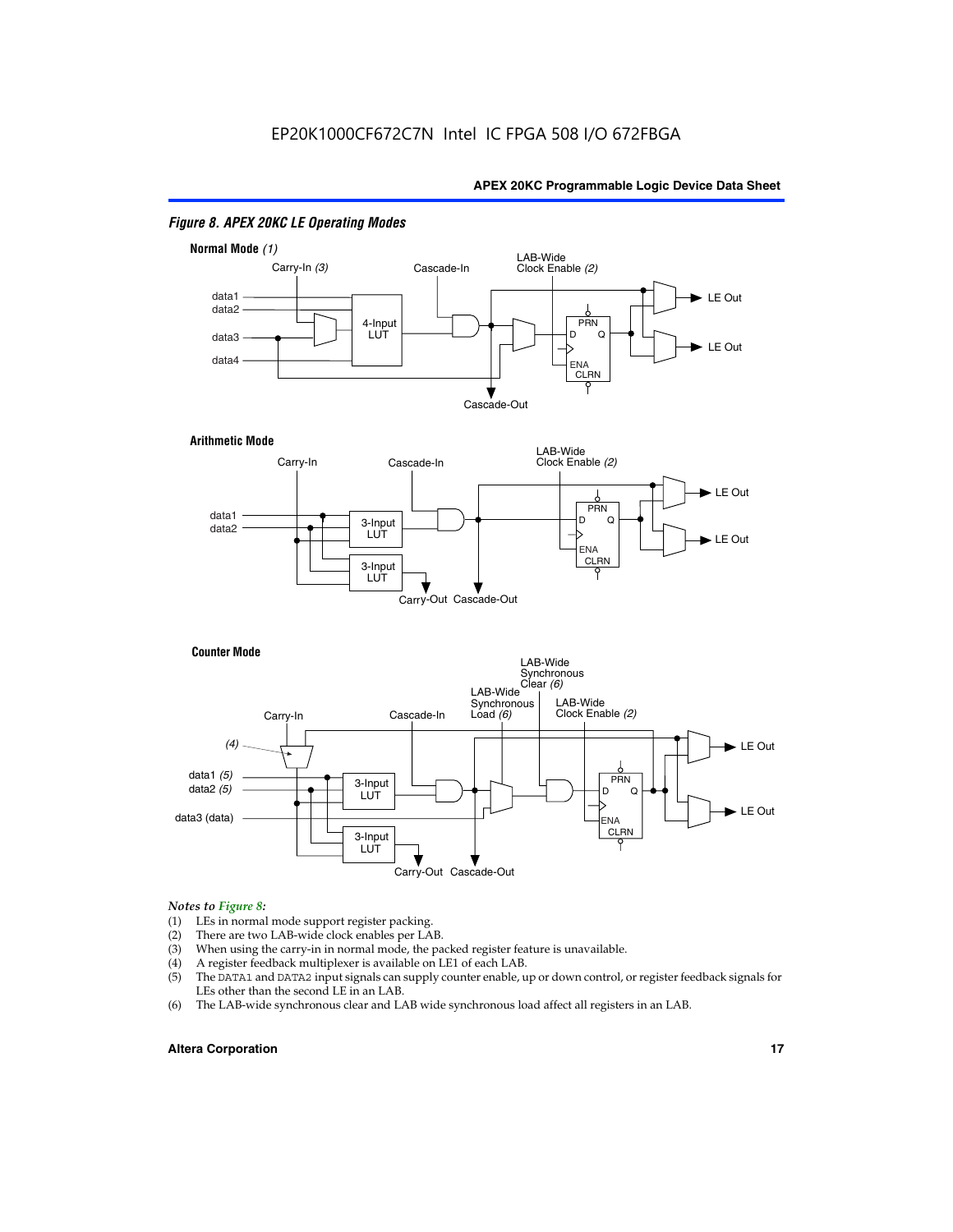#### Figure 8. APEX 20KC LE Operating Modes

**Normal Mode** *(1)*

Carry-In *(3)* | Cascade-In | LAB-Wide Clock Enable *(2)*

data1
data2
data3
data4

4-Input LUT

PRN D Q ENA CLRN

LE Out
LE Out

Cascade-Out

**Arithmetic Mode**

Carry-In | Cascade-In | LAB-Wide Clock Enable *(2)*

data1
data2

3-Input LUT
3-Input LUT

PRN D Q ENA CLRN

LE Out
LE Out

Carry-Out Cascade-Out

**Counter Mode**

Carry-In | Cascade-In | LAB-Wide Synchronous Load *(6)* | LAB-Wide Synchronous Clear *(6)* | LAB-Wide Clock Enable *(2)*

*(4)*

data1 *(5)*
data2 *(5)*
data3 (data)

3-Input LUT
3-Input LUT

PRN D Q ENA CLRN

LE Out
LE Out

Carry-Out Cascade-Out

*Notes to Figure 8:*

(1) LEs in normal mode support register packing.
(2) There are two LAB-wide clock enables per LAB.
(3) When using the carry-in in normal mode, the packed register feature is unavailable.
(4) A register feedback multiplexer is available on LE1 of each LAB.
(5) The DATA1 and DATA2 input signals can supply counter enable, up or down control, or register feedback signals for LEs other than the second LE in an LAB.
(6) The LAB-wide synchronous clear and LAB wide synchronous load affect all registers in an LAB.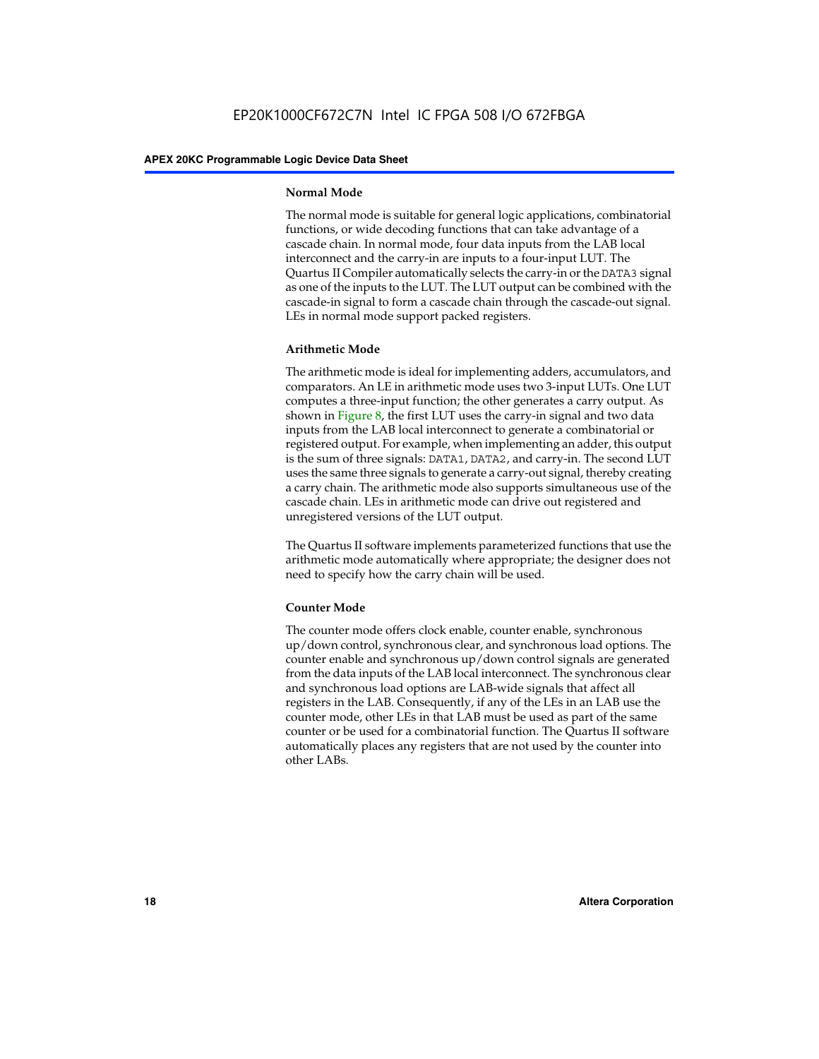### Normal Mode

The normal mode is suitable for general logic applications, combinatorial functions, or wide decoding functions that can take advantage of a cascade chain. In normal mode, four data inputs from the LAB local interconnect and the carry-in are inputs to a four-input LUT. The Quartus II Compiler automatically selects the carry-in or the DATA3 signal as one of the inputs to the LUT. The LUT output can be combined with the cascade-in signal to form a cascade chain through the cascade-out signal. LEs in normal mode support packed registers.

### Arithmetic Mode

The arithmetic mode is ideal for implementing adders, accumulators, and comparators. An LE in arithmetic mode uses two 3-input LUTs. One LUT computes a three-input function; the other generates a carry output. As shown in Figure 8, the first LUT uses the carry-in signal and two data inputs from the LAB local interconnect to generate a combinatorial or registered output. For example, when implementing an adder, this output is the sum of three signals: DATA1, DATA2, and carry-in. The second LUT uses the same three signals to generate a carry-out signal, thereby creating a carry chain. The arithmetic mode also supports simultaneous use of the cascade chain. LEs in arithmetic mode can drive out registered and unregistered versions of the LUT output.

The Quartus II software implements parameterized functions that use the arithmetic mode automatically where appropriate; the designer does not need to specify how the carry chain will be used.

### Counter Mode

The counter mode offers clock enable, counter enable, synchronous up/down control, synchronous clear, and synchronous load options. The counter enable and synchronous up/down control signals are generated from the data inputs of the LAB local interconnect. The synchronous clear and synchronous load options are LAB-wide signals that affect all registers in the LAB. Consequently, if any of the LEs in an LAB use the counter mode, other LEs in that LAB must be used as part of the same counter or be used for a combinatorial function. The Quartus II software automatically places any registers that are not used by the counter into other LABs.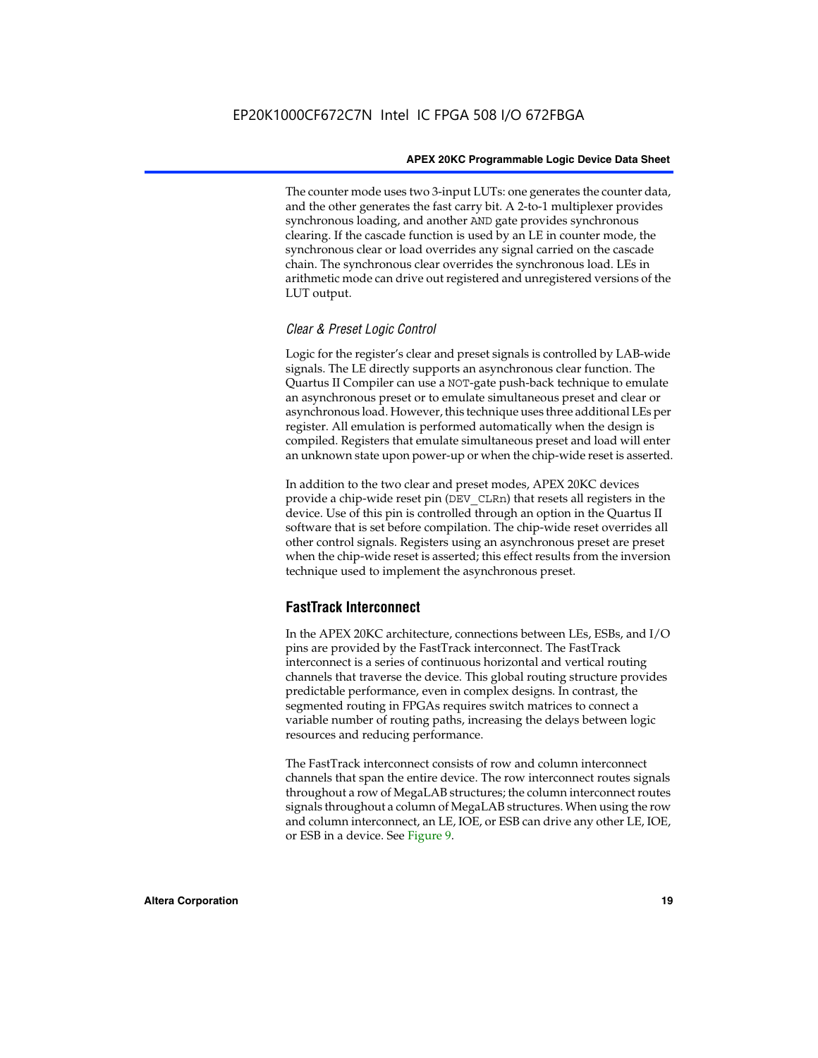The counter mode uses two 3-input LUTs: one generates the counter data, and the other generates the fast carry bit. A 2-to-1 multiplexer provides synchronous loading, and another AND gate provides synchronous clearing. If the cascade function is used by an LE in counter mode, the synchronous clear or load overrides any signal carried on the cascade chain. The synchronous clear overrides the synchronous load. LEs in arithmetic mode can drive out registered and unregistered versions of the LUT output.

### *Clear & Preset Logic Control*

Logic for the register's clear and preset signals is controlled by LAB-wide signals. The LE directly supports an asynchronous clear function. The Quartus II Compiler can use a NOT-gate push-back technique to emulate an asynchronous preset or to emulate simultaneous preset and clear or asynchronous load. However, this technique uses three additional LEs per register. All emulation is performed automatically when the design is compiled. Registers that emulate simultaneous preset and load will enter an unknown state upon power-up or when the chip-wide reset is asserted.

In addition to the two clear and preset modes, APEX 20KC devices provide a chip-wide reset pin (DEV_CLRn) that resets all registers in the device. Use of this pin is controlled through an option in the Quartus II software that is set before compilation. The chip-wide reset overrides all other control signals. Registers using an asynchronous preset are preset when the chip-wide reset is asserted; this effect results from the inversion technique used to implement the asynchronous preset.

## FastTrack Interconnect

In the APEX 20KC architecture, connections between LEs, ESBs, and I/O pins are provided by the FastTrack interconnect. The FastTrack interconnect is a series of continuous horizontal and vertical routing channels that traverse the device. This global routing structure provides predictable performance, even in complex designs. In contrast, the segmented routing in FPGAs requires switch matrices to connect a variable number of routing paths, increasing the delays between logic resources and reducing performance.

The FastTrack interconnect consists of row and column interconnect channels that span the entire device. The row interconnect routes signals throughout a row of MegaLAB structures; the column interconnect routes signals throughout a column of MegaLAB structures. When using the row and column interconnect, an LE, IOE, or ESB can drive any other LE, IOE, or ESB in a device. See Figure 9.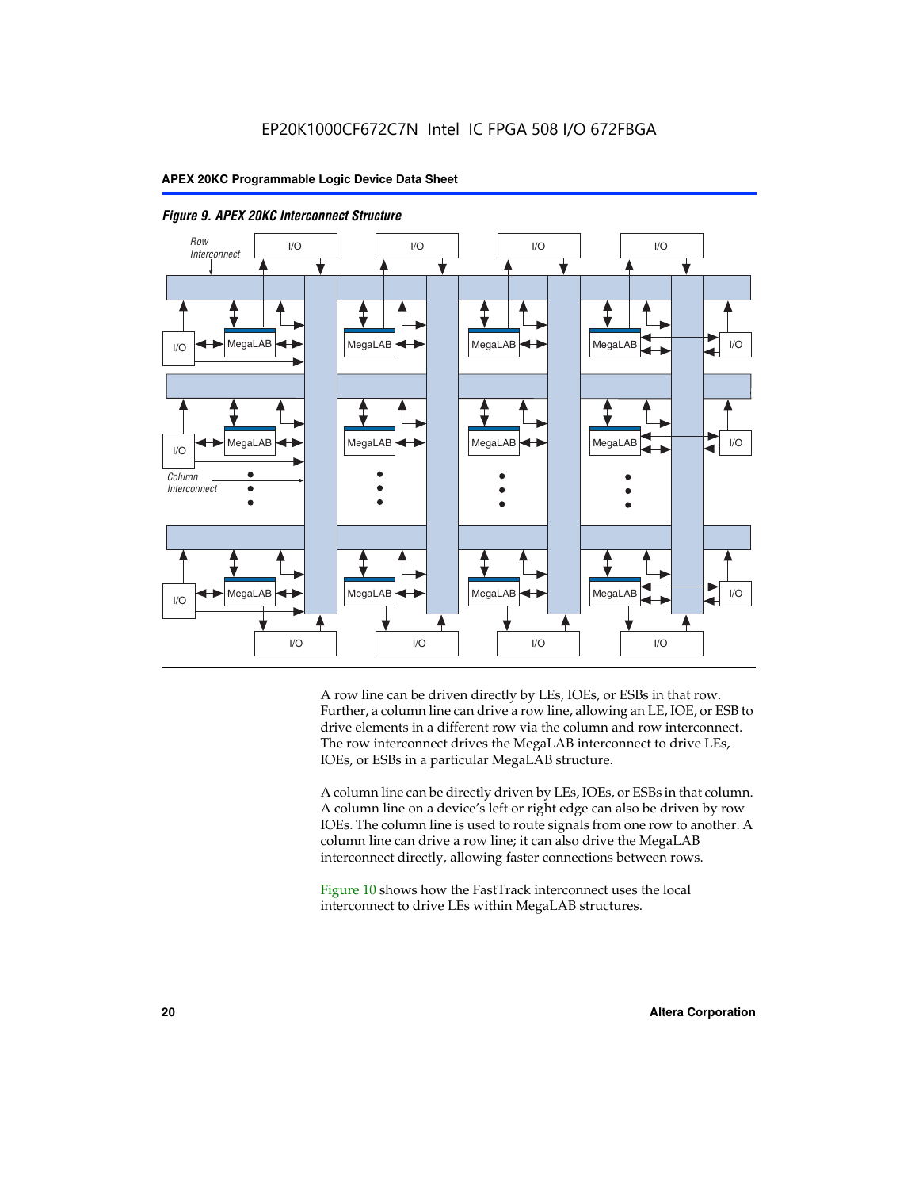*Figure 9. APEX 20KC Interconnect Structure*

A row line can be driven directly by LEs, IOEs, or ESBs in that row. Further, a column line can drive a row line, allowing an LE, IOE, or ESB to drive elements in a different row via the column and row interconnect. The row interconnect drives the MegaLAB interconnect to drive LEs, IOEs, or ESBs in a particular MegaLAB structure.

A column line can be directly driven by LEs, IOEs, or ESBs in that column. A column line on a device's left or right edge can also be driven by row IOEs. The column line is used to route signals from one row to another. A column line can drive a row line; it can also drive the MegaLAB interconnect directly, allowing faster connections between rows.

Figure 10 shows how the FastTrack interconnect uses the local interconnect to drive LEs within MegaLAB structures.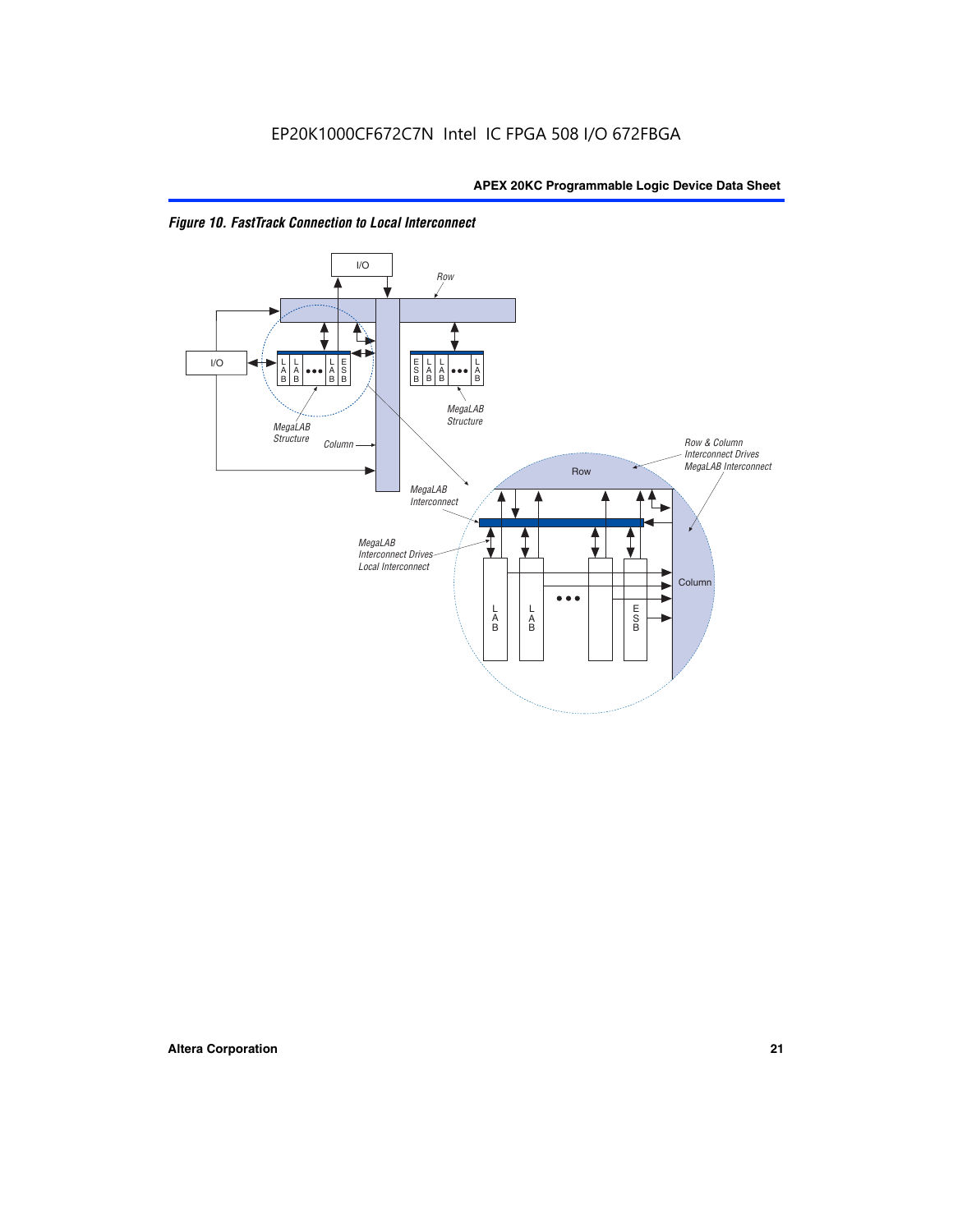*Figure 10. FastTrack Connection to Local Interconnect*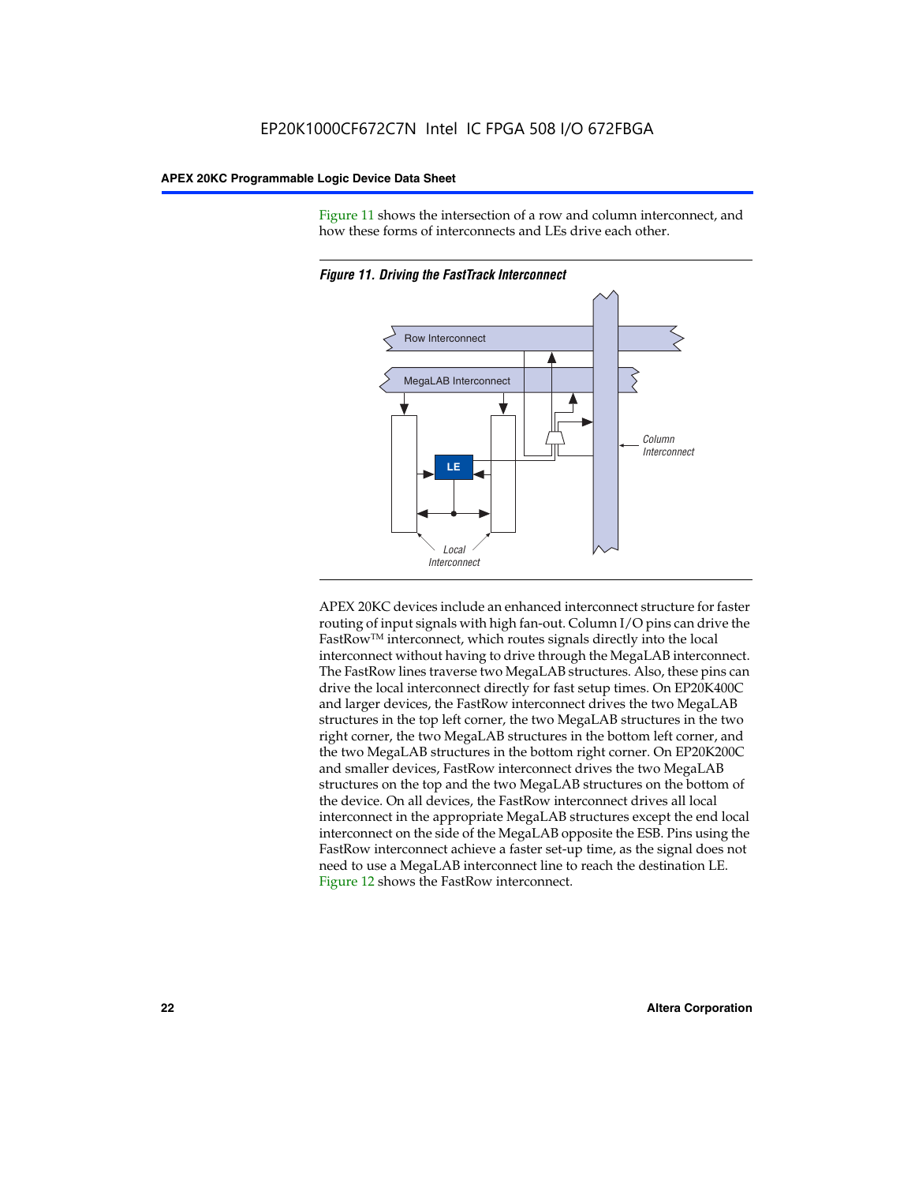Figure 11 shows the intersection of a row and column interconnect, and how these forms of interconnects and LEs drive each other.

*Figure 11. Driving the FastTrack Interconnect*

Row Interconnect

MegaLAB Interconnect

LE

Column Interconnect

Local Interconnect

APEX 20KC devices include an enhanced interconnect structure for faster routing of input signals with high fan-out. Column I/O pins can drive the FastRow™ interconnect, which routes signals directly into the local interconnect without having to drive through the MegaLAB interconnect. The FastRow lines traverse two MegaLAB structures. Also, these pins can drive the local interconnect directly for fast setup times. On EP20K400C and larger devices, the FastRow interconnect drives the two MegaLAB structures in the top left corner, the two MegaLAB structures in the two right corner, the two MegaLAB structures in the bottom left corner, and the two MegaLAB structures in the bottom right corner. On EP20K200C and smaller devices, FastRow interconnect drives the two MegaLAB structures on the top and the two MegaLAB structures on the bottom of the device. On all devices, the FastRow interconnect drives all local interconnect in the appropriate MegaLAB structures except the end local interconnect on the side of the MegaLAB opposite the ESB. Pins using the FastRow interconnect achieve a faster set-up time, as the signal does not need to use a MegaLAB interconnect line to reach the destination LE. Figure 12 shows the FastRow interconnect.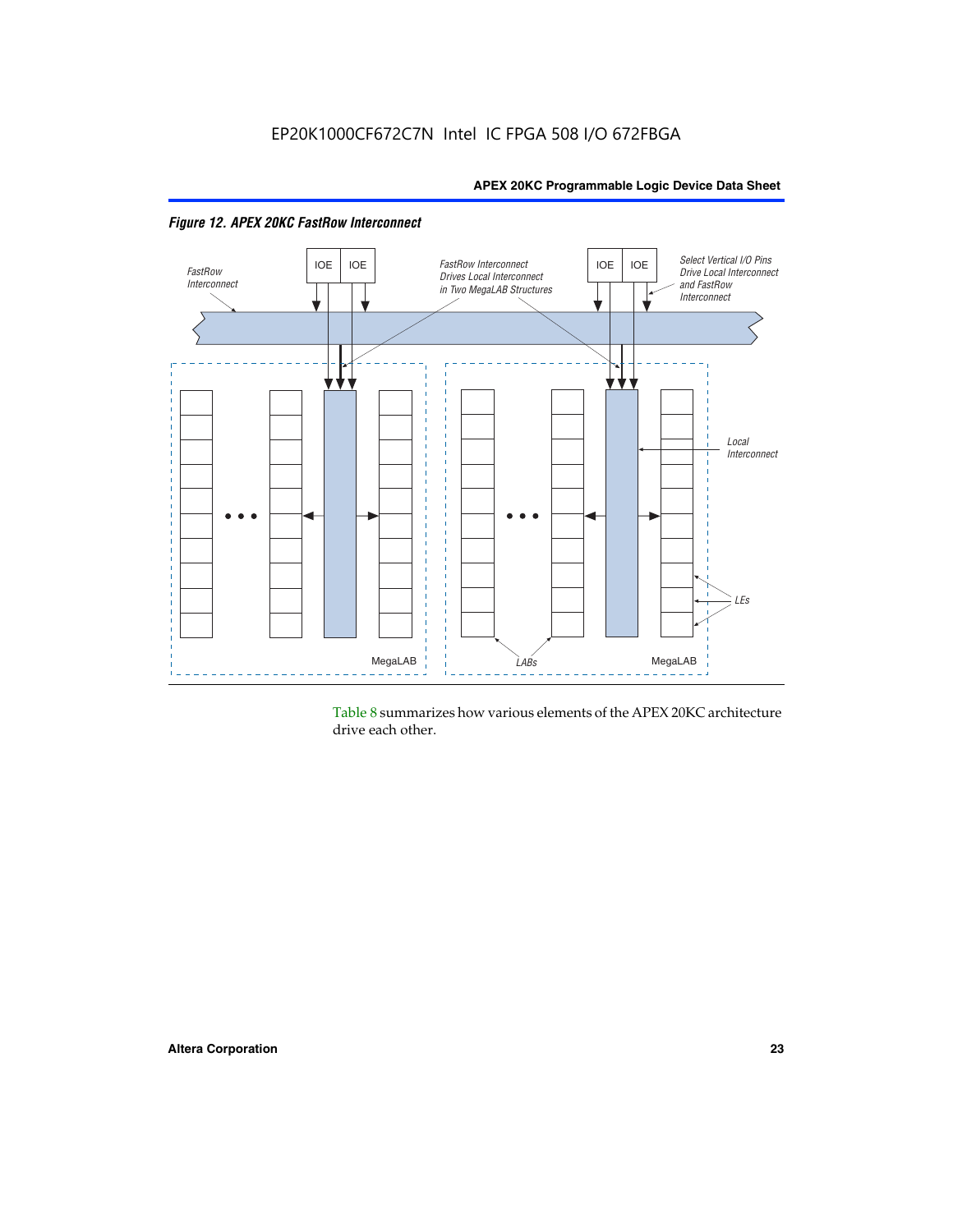*Figure 12. APEX 20KC FastRow Interconnect*

Table 8 summarizes how various elements of the APEX 20KC architecture drive each other.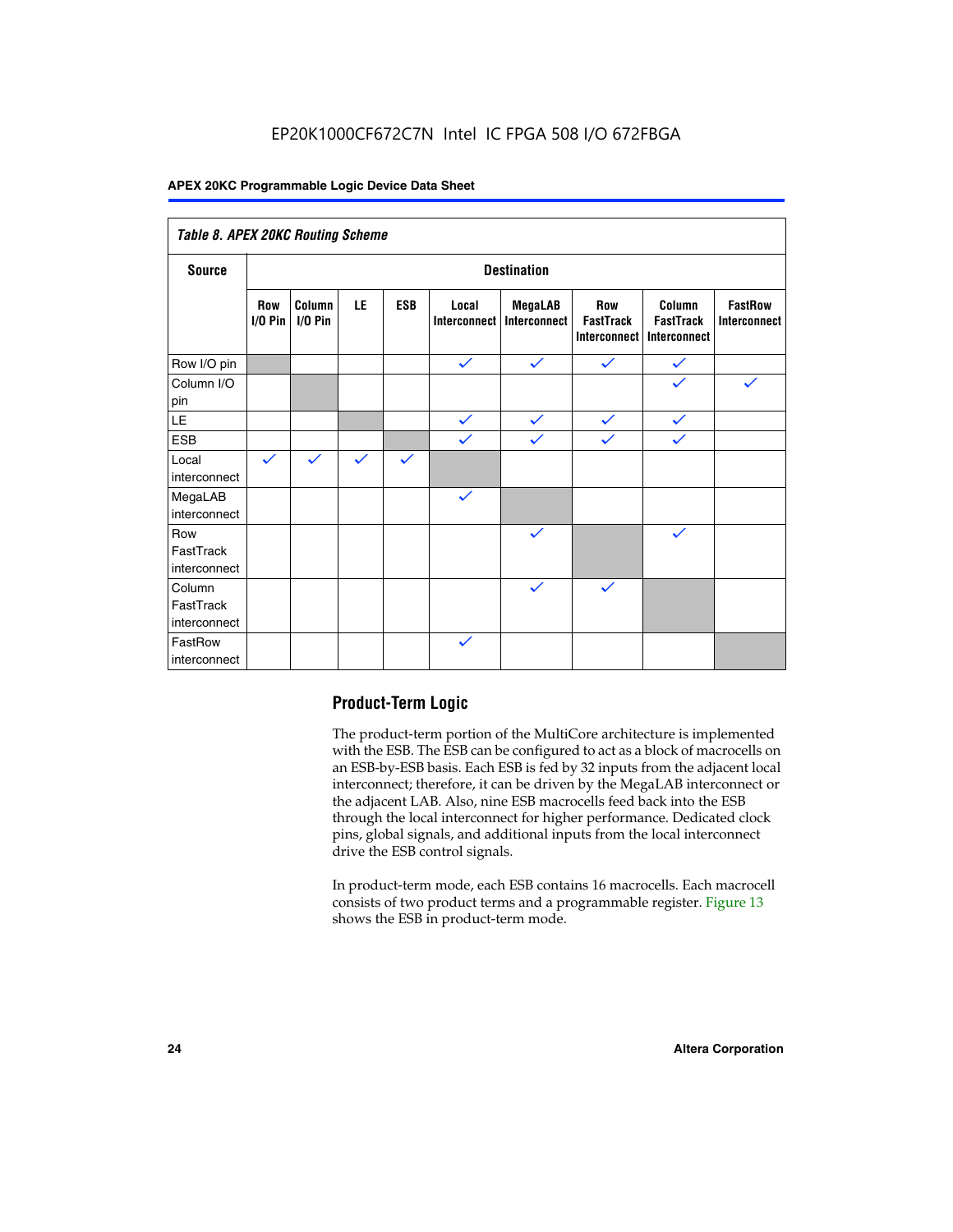*Table 8. APEX 20KC Routing Scheme*

| Source | Destination | | | | | | | | |
|---|---|---|---|---|---|---|---|---|---|
| | Row I/O Pin | Column I/O Pin | LE | ESB | Local Interconnect | MegaLAB Interconnect | Row FastTrack Interconnect | Column FastTrack Interconnect | FastRow Interconnect |
| Row I/O pin | | | | | ✓ | ✓ | ✓ | ✓ | |
| Column I/O pin | | | | | | | | ✓ | ✓ |
| LE | | | | | ✓ | ✓ | ✓ | ✓ | |
| ESB | | | | | ✓ | ✓ | ✓ | ✓ | |
| Local interconnect | ✓ | ✓ | ✓ | ✓ | | | | | |
| MegaLAB interconnect | | | | | ✓ | | | | |
| Row FastTrack interconnect | | | | | | ✓ | | ✓ | |
| Column FastTrack interconnect | | | | | | ✓ | ✓ | | |
| FastRow interconnect | | | | | ✓ | | | | |

## Product-Term Logic

The product-term portion of the MultiCore architecture is implemented with the ESB. The ESB can be configured to act as a block of macrocells on an ESB-by-ESB basis. Each ESB is fed by 32 inputs from the adjacent local interconnect; therefore, it can be driven by the MegaLAB interconnect or the adjacent LAB. Also, nine ESB macrocells feed back into the ESB through the local interconnect for higher performance. Dedicated clock pins, global signals, and additional inputs from the local interconnect drive the ESB control signals.

In product-term mode, each ESB contains 16 macrocells. Each macrocell consists of two product terms and a programmable register. Figure 13 shows the ESB in product-term mode.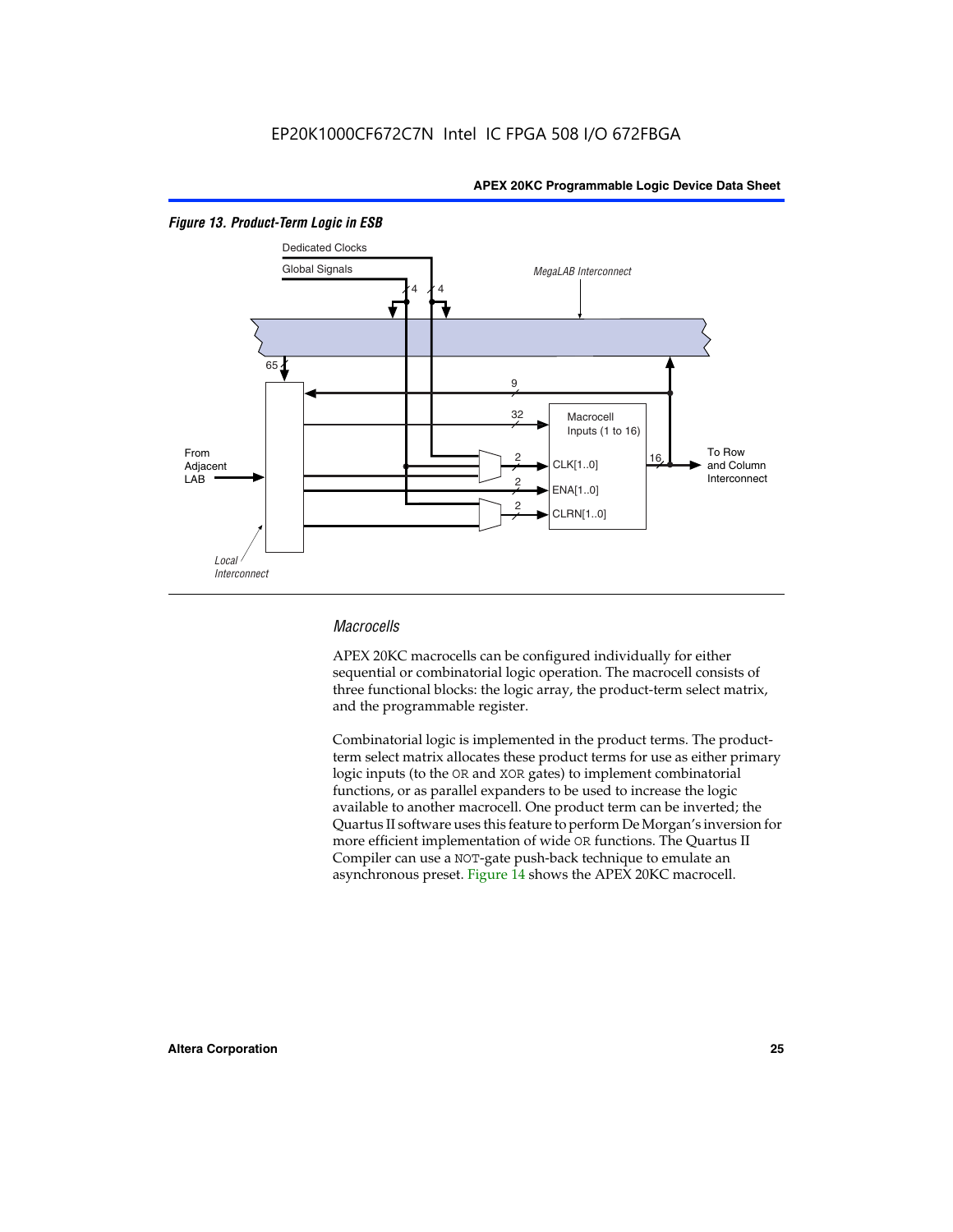*Figure 13. Product-Term Logic in ESB*

### *Macrocells*

APEX 20KC macrocells can be configured individually for either sequential or combinatorial logic operation. The macrocell consists of three functional blocks: the logic array, the product-term select matrix, and the programmable register.

Combinatorial logic is implemented in the product terms. The product-term select matrix allocates these product terms for use as either primary logic inputs (to the OR and XOR gates) to implement combinatorial functions, or as parallel expanders to be used to increase the logic available to another macrocell. One product term can be inverted; the Quartus II software uses this feature to perform De Morgan's inversion for more efficient implementation of wide OR functions. The Quartus II Compiler can use a NOT-gate push-back technique to emulate an asynchronous preset. Figure 14 shows the APEX 20KC macrocell.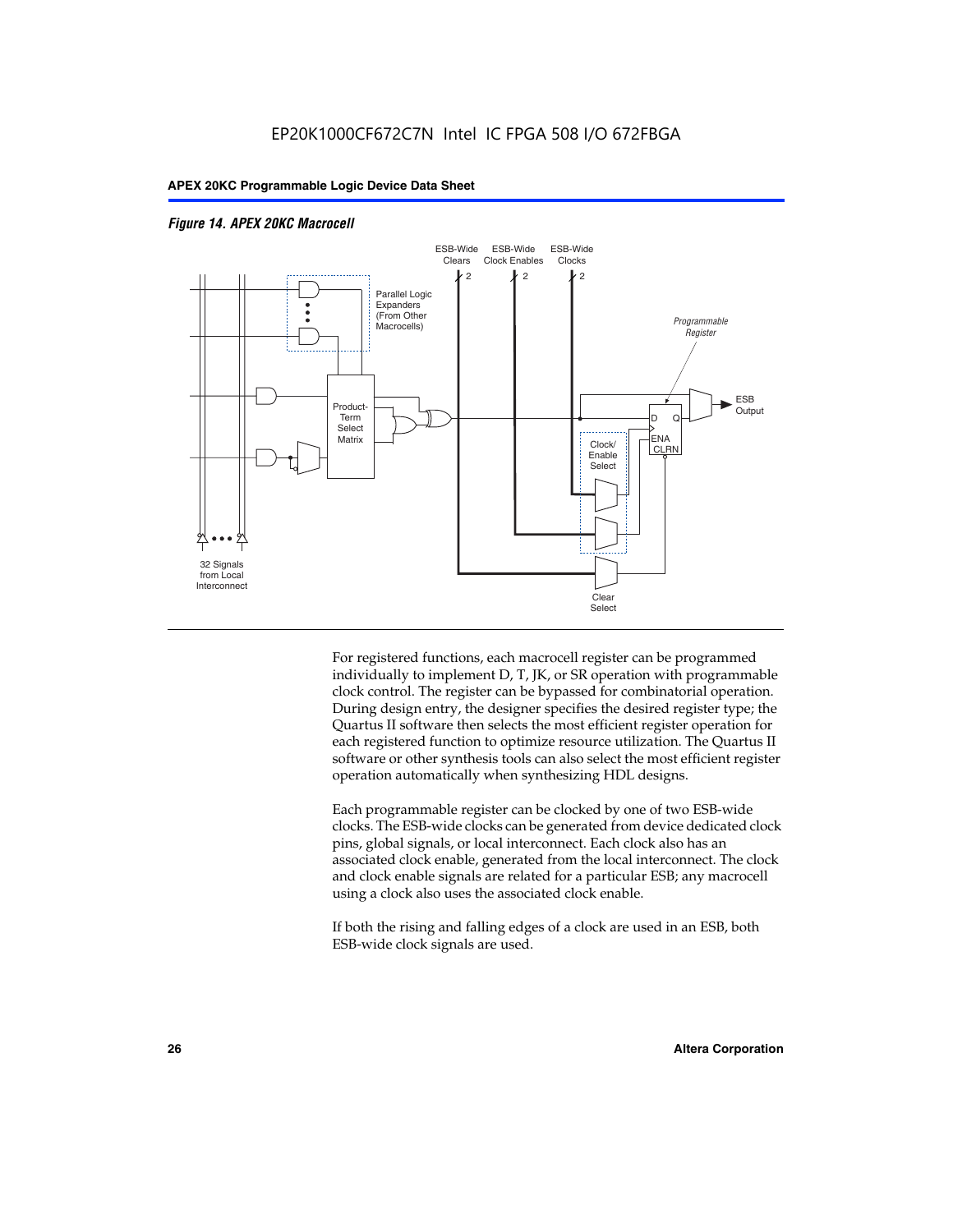*Figure 14. APEX 20KC Macrocell*

For registered functions, each macrocell register can be programmed individually to implement D, T, JK, or SR operation with programmable clock control. The register can be bypassed for combinatorial operation. During design entry, the designer specifies the desired register type; the Quartus II software then selects the most efficient register operation for each registered function to optimize resource utilization. The Quartus II software or other synthesis tools can also select the most efficient register operation automatically when synthesizing HDL designs.

Each programmable register can be clocked by one of two ESB-wide clocks. The ESB-wide clocks can be generated from device dedicated clock pins, global signals, or local interconnect. Each clock also has an associated clock enable, generated from the local interconnect. The clock and clock enable signals are related for a particular ESB; any macrocell using a clock also uses the associated clock enable.

If both the rising and falling edges of a clock are used in an ESB, both ESB-wide clock signals are used.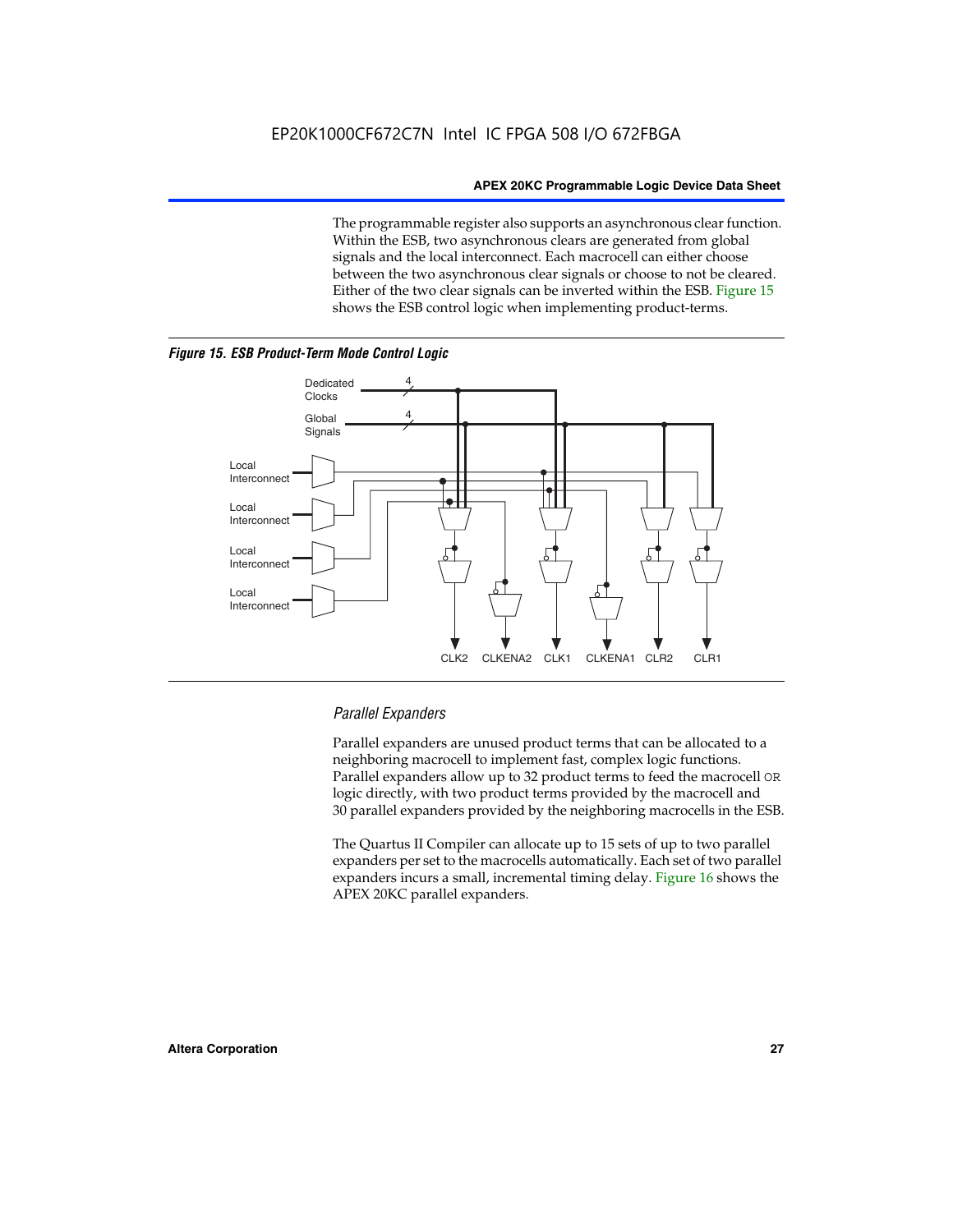The programmable register also supports an asynchronous clear function. Within the ESB, two asynchronous clears are generated from global signals and the local interconnect. Each macrocell can either choose between the two asynchronous clear signals or choose to not be cleared. Either of the two clear signals can be inverted within the ESB. Figure 15 shows the ESB control logic when implementing product-terms.

***Figure 15. ESB Product-Term Mode Control Logic***

### *Parallel Expanders*

Parallel expanders are unused product terms that can be allocated to a neighboring macrocell to implement fast, complex logic functions. Parallel expanders allow up to 32 product terms to feed the macrocell OR logic directly, with two product terms provided by the macrocell and 30 parallel expanders provided by the neighboring macrocells in the ESB.

The Quartus II Compiler can allocate up to 15 sets of up to two parallel expanders per set to the macrocells automatically. Each set of two parallel expanders incurs a small, incremental timing delay. Figure 16 shows the APEX 20KC parallel expanders.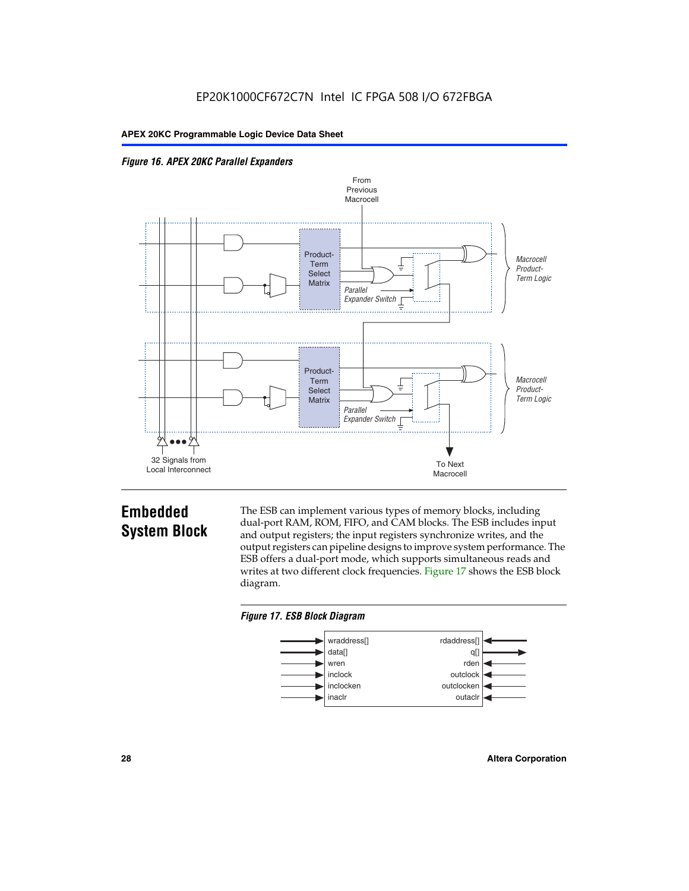*Figure 16. APEX 20KC Parallel Expanders*

## Embedded System Block

The ESB can implement various types of memory blocks, including dual-port RAM, ROM, FIFO, and CAM blocks. The ESB includes input and output registers; the input registers synchronize writes, and the output registers can pipeline designs to improve system performance. The ESB offers a dual-port mode, which supports simultaneous reads and writes at two different clock frequencies. Figure 17 shows the ESB block diagram.

*Figure 17. ESB Block Diagram*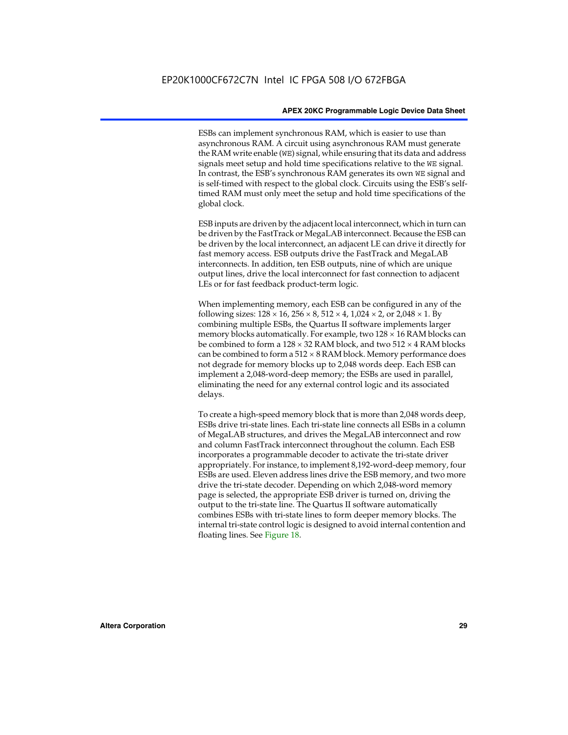ESBs can implement synchronous RAM, which is easier to use than asynchronous RAM. A circuit using asynchronous RAM must generate the RAM write enable (`WE`) signal, while ensuring that its data and address signals meet setup and hold time specifications relative to the `WE` signal. In contrast, the ESB's synchronous RAM generates its own `WE` signal and is self-timed with respect to the global clock. Circuits using the ESB's self-timed RAM must only meet the setup and hold time specifications of the global clock.

ESB inputs are driven by the adjacent local interconnect, which in turn can be driven by the FastTrack or MegaLAB interconnect. Because the ESB can be driven by the local interconnect, an adjacent LE can drive it directly for fast memory access. ESB outputs drive the FastTrack and MegaLAB interconnects. In addition, ten ESB outputs, nine of which are unique output lines, drive the local interconnect for fast connection to adjacent LEs or for fast feedback product-term logic.

When implementing memory, each ESB can be configured in any of the following sizes: 128 × 16, 256 × 8, 512 × 4, 1,024 × 2, or 2,048 × 1. By combining multiple ESBs, the Quartus II software implements larger memory blocks automatically. For example, two 128 × 16 RAM blocks can be combined to form a 128 × 32 RAM block, and two 512 × 4 RAM blocks can be combined to form a 512 × 8 RAM block. Memory performance does not degrade for memory blocks up to 2,048 words deep. Each ESB can implement a 2,048-word-deep memory; the ESBs are used in parallel, eliminating the need for any external control logic and its associated delays.

To create a high-speed memory block that is more than 2,048 words deep, ESBs drive tri-state lines. Each tri-state line connects all ESBs in a column of MegaLAB structures, and drives the MegaLAB interconnect and row and column FastTrack interconnect throughout the column. Each ESB incorporates a programmable decoder to activate the tri-state driver appropriately. For instance, to implement 8,192-word-deep memory, four ESBs are used. Eleven address lines drive the ESB memory, and two more drive the tri-state decoder. Depending on which 2,048-word memory page is selected, the appropriate ESB driver is turned on, driving the output to the tri-state line. The Quartus II software automatically combines ESBs with tri-state lines to form deeper memory blocks. The internal tri-state control logic is designed to avoid internal contention and floating lines. See Figure 18.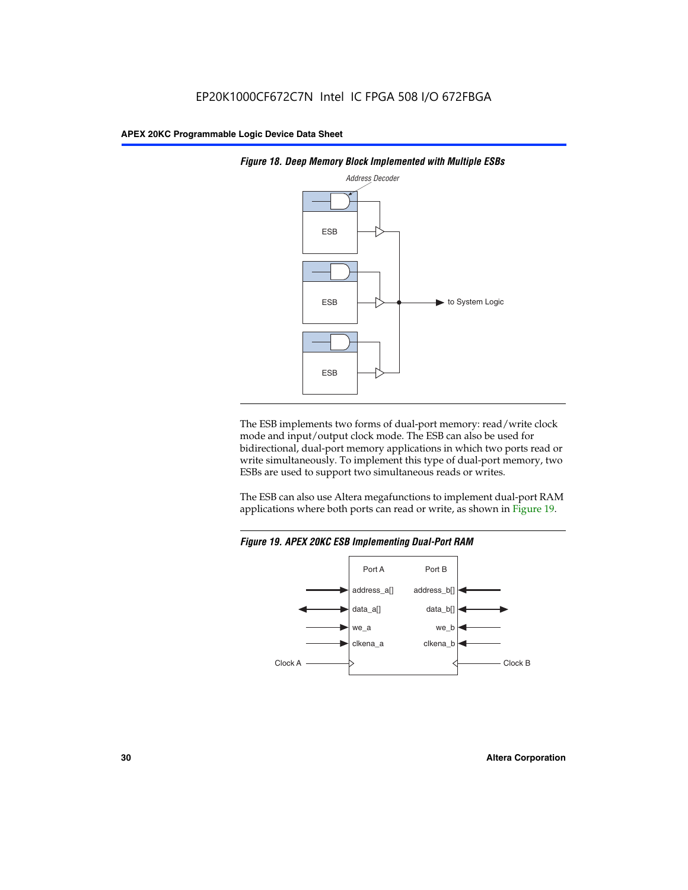**Figure 18. Deep Memory Block Implemented with Multiple ESBs**

The ESB implements two forms of dual-port memory: read/write clock mode and input/output clock mode. The ESB can also be used for bidirectional, dual-port memory applications in which two ports read or write simultaneously. To implement this type of dual-port memory, two ESBs are used to support two simultaneous reads or writes.

The ESB can also use Altera megafunctions to implement dual-port RAM applications where both ports can read or write, as shown in Figure 19.

**Figure 19. APEX 20KC ESB Implementing Dual-Port RAM**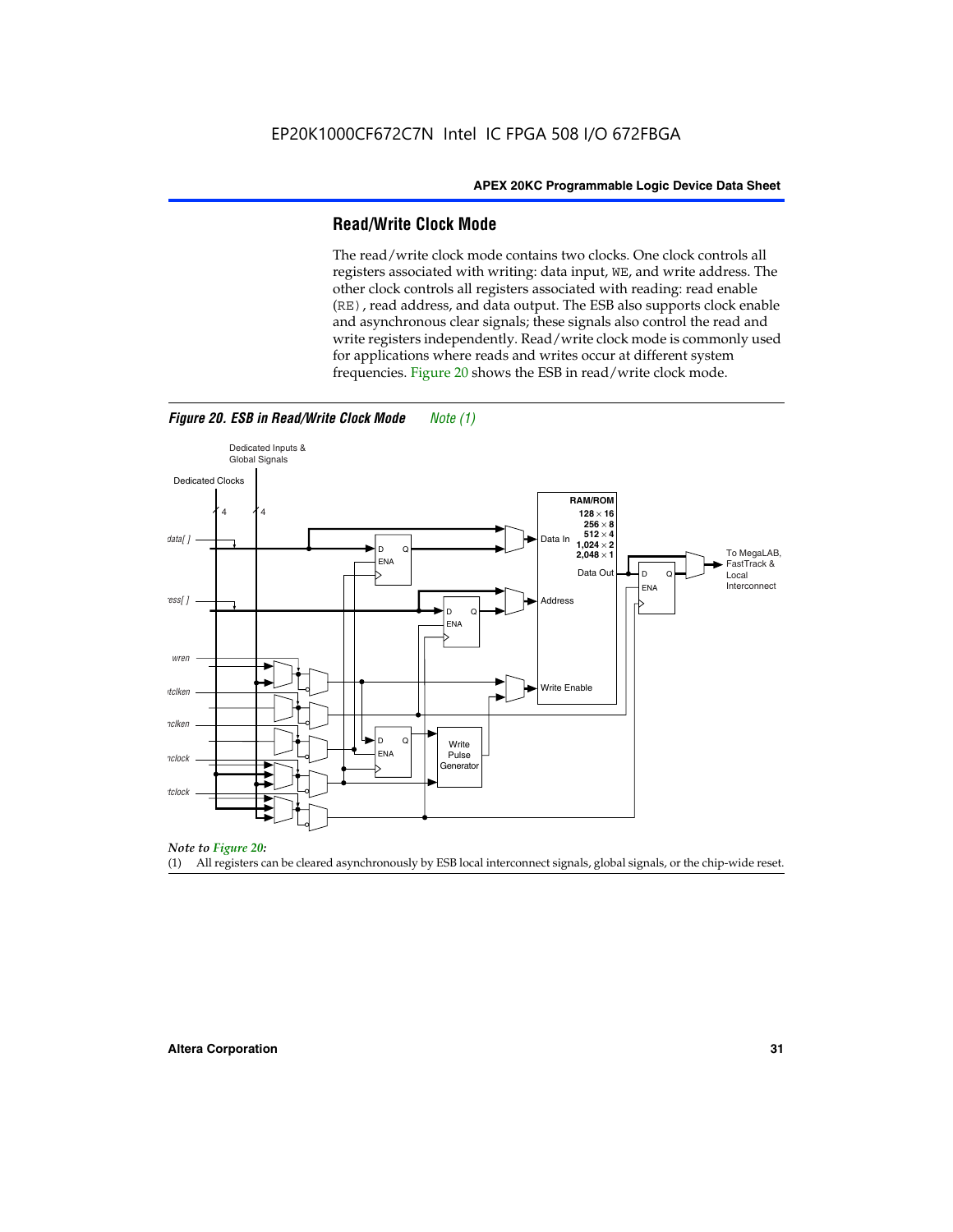## Read/Write Clock Mode

The read/write clock mode contains two clocks. One clock controls all registers associated with writing: data input, WE, and write address. The other clock controls all registers associated with reading: read enable (RE), read address, and data output. The ESB also supports clock enable and asynchronous clear signals; these signals also control the read and write registers independently. Read/write clock mode is commonly used for applications where reads and writes occur at different system frequencies. Figure 20 shows the ESB in read/write clock mode.

*Figure 20. ESB in Read/Write Clock Mode Note (1)*

*Note to Figure 20:*

(1) All registers can be cleared asynchronously by ESB local interconnect signals, global signals, or the chip-wide reset.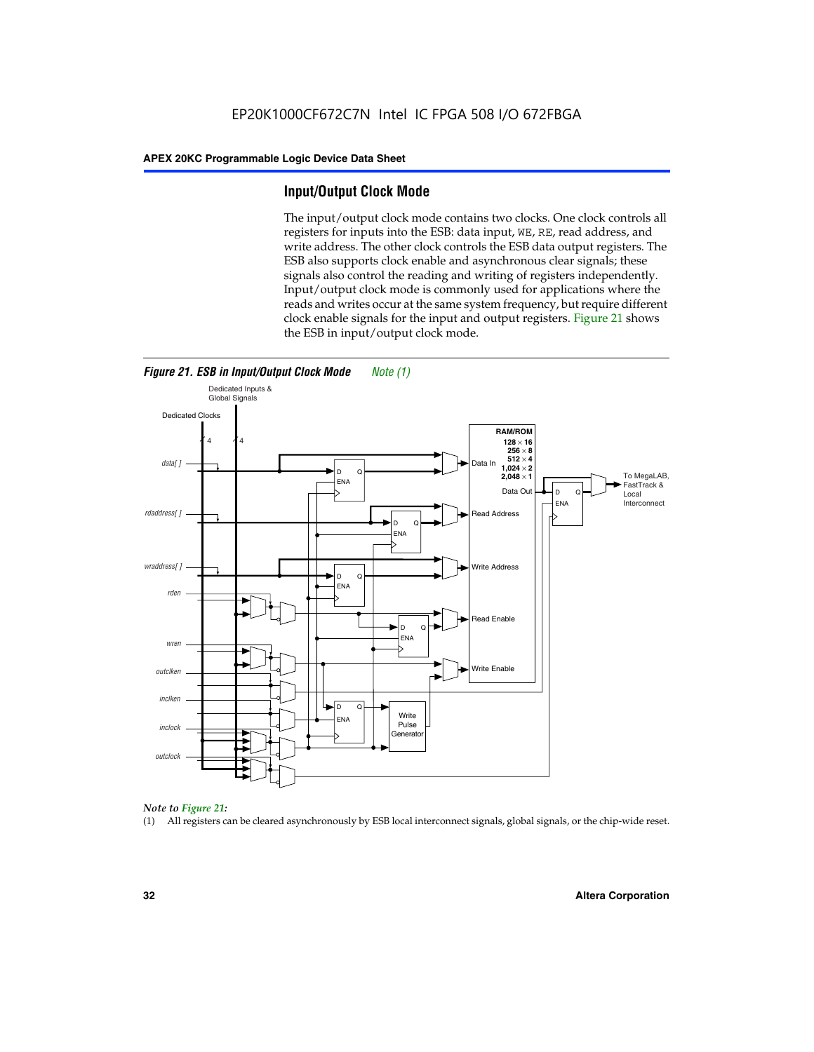## Input/Output Clock Mode

The input/output clock mode contains two clocks. One clock controls all registers for inputs into the ESB: data input, `WE`, `RE`, read address, and write address. The other clock controls the ESB data output registers. The ESB also supports clock enable and asynchronous clear signals; these signals also control the reading and writing of registers independently. Input/output clock mode is commonly used for applications where the reads and writes occur at the same system frequency, but require different clock enable signals for the input and output registers. Figure 21 shows the ESB in input/output clock mode.

*Figure 21. ESB in Input/Output Clock Mode Note (1)*

*Note to Figure 21:*

(1) All registers can be cleared asynchronously by ESB local interconnect signals, global signals, or the chip-wide reset.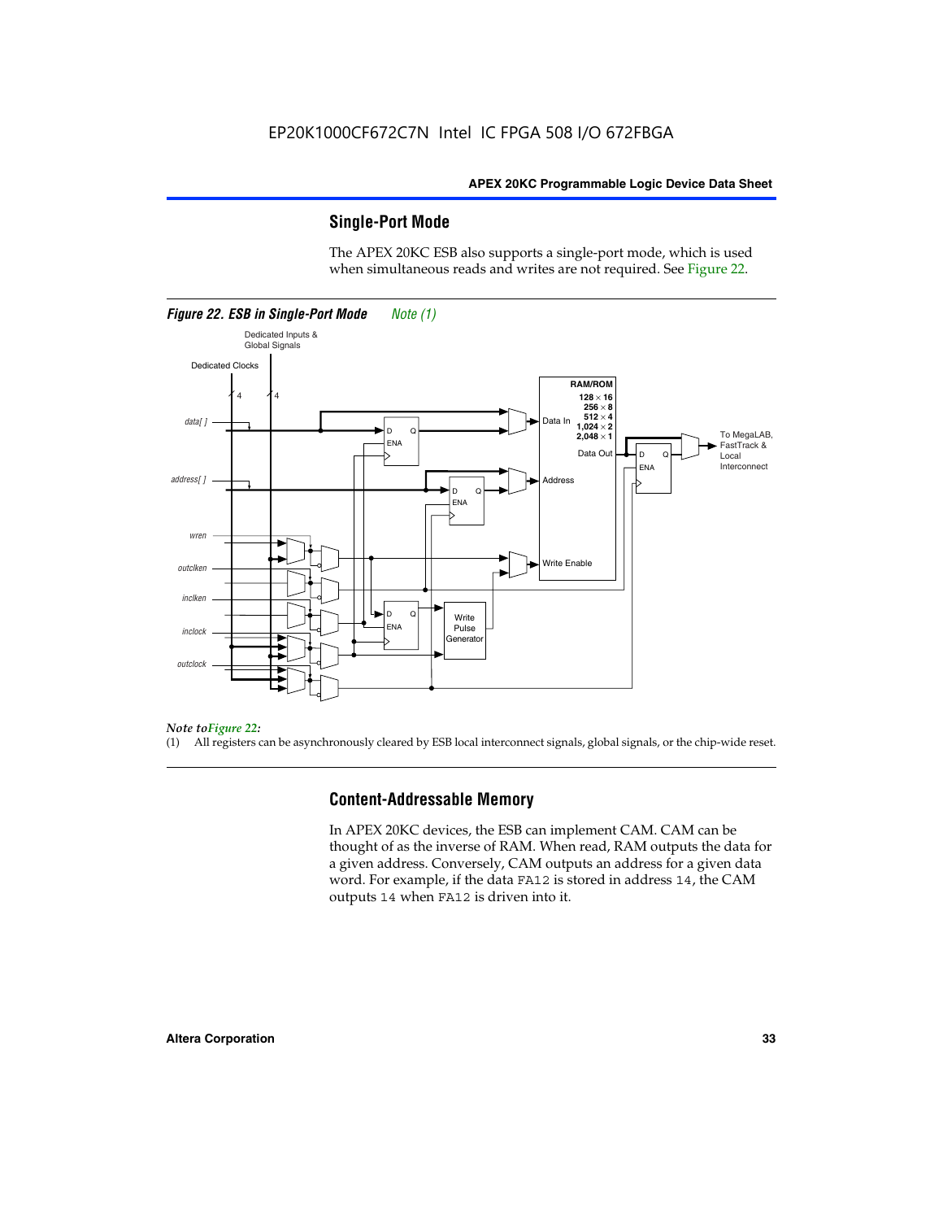## Single-Port Mode

The APEX 20KC ESB also supports a single-port mode, which is used when simultaneous reads and writes are not required. See Figure 22.

*Figure 22. ESB in Single-Port Mode* *Note (1)*

*Note to Figure 22:*

(1) All registers can be asynchronously cleared by ESB local interconnect signals, global signals, or the chip-wide reset.

## Content-Addressable Memory

In APEX 20KC devices, the ESB can implement CAM. CAM can be thought of as the inverse of RAM. When read, RAM outputs the data for a given address. Conversely, CAM outputs an address for a given data word. For example, if the data `FA12` is stored in address `14`, the CAM outputs `14` when `FA12` is driven into it.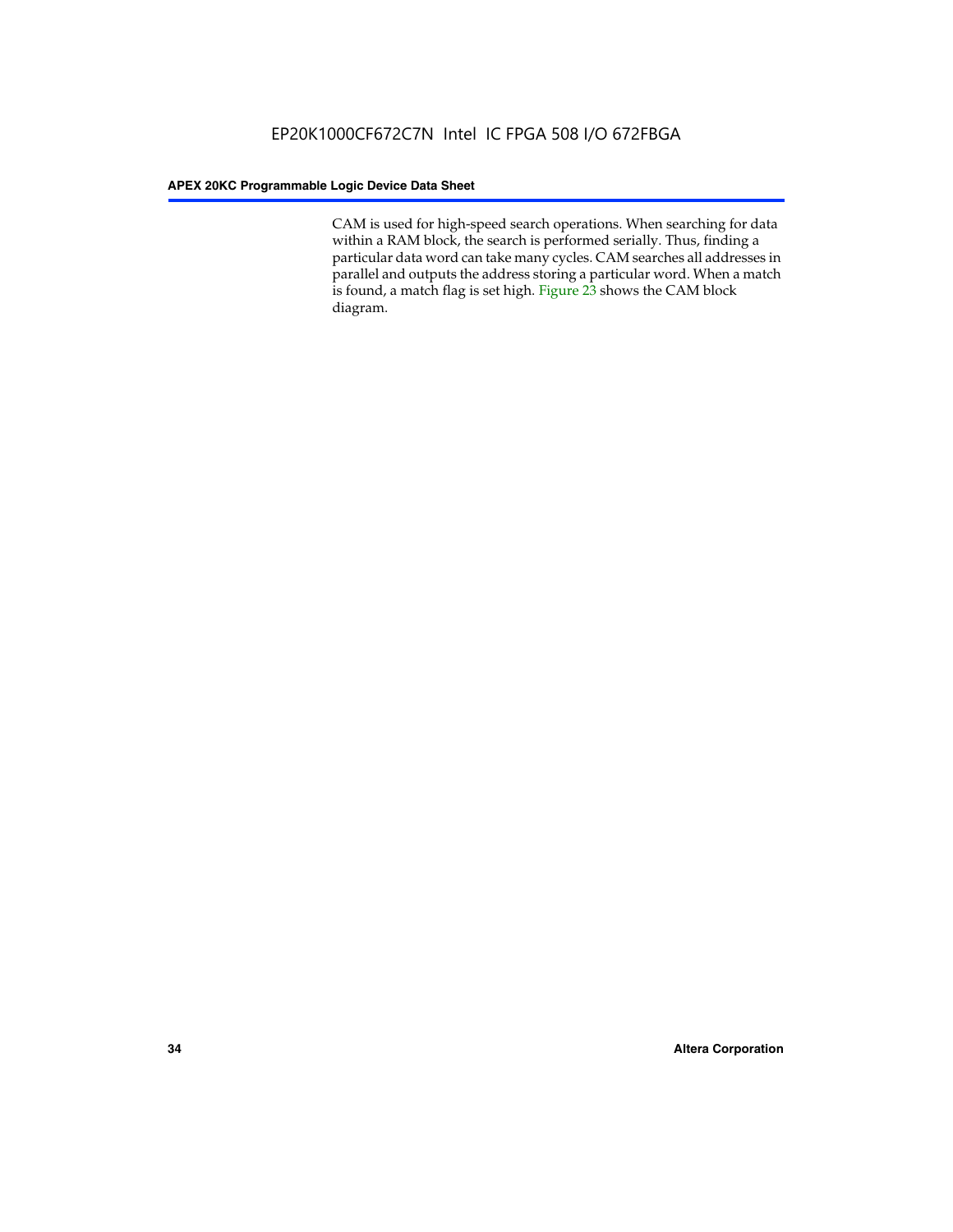CAM is used for high-speed search operations. When searching for data within a RAM block, the search is performed serially. Thus, finding a particular data word can take many cycles. CAM searches all addresses in parallel and outputs the address storing a particular word. When a match is found, a match flag is set high. Figure 23 shows the CAM block diagram.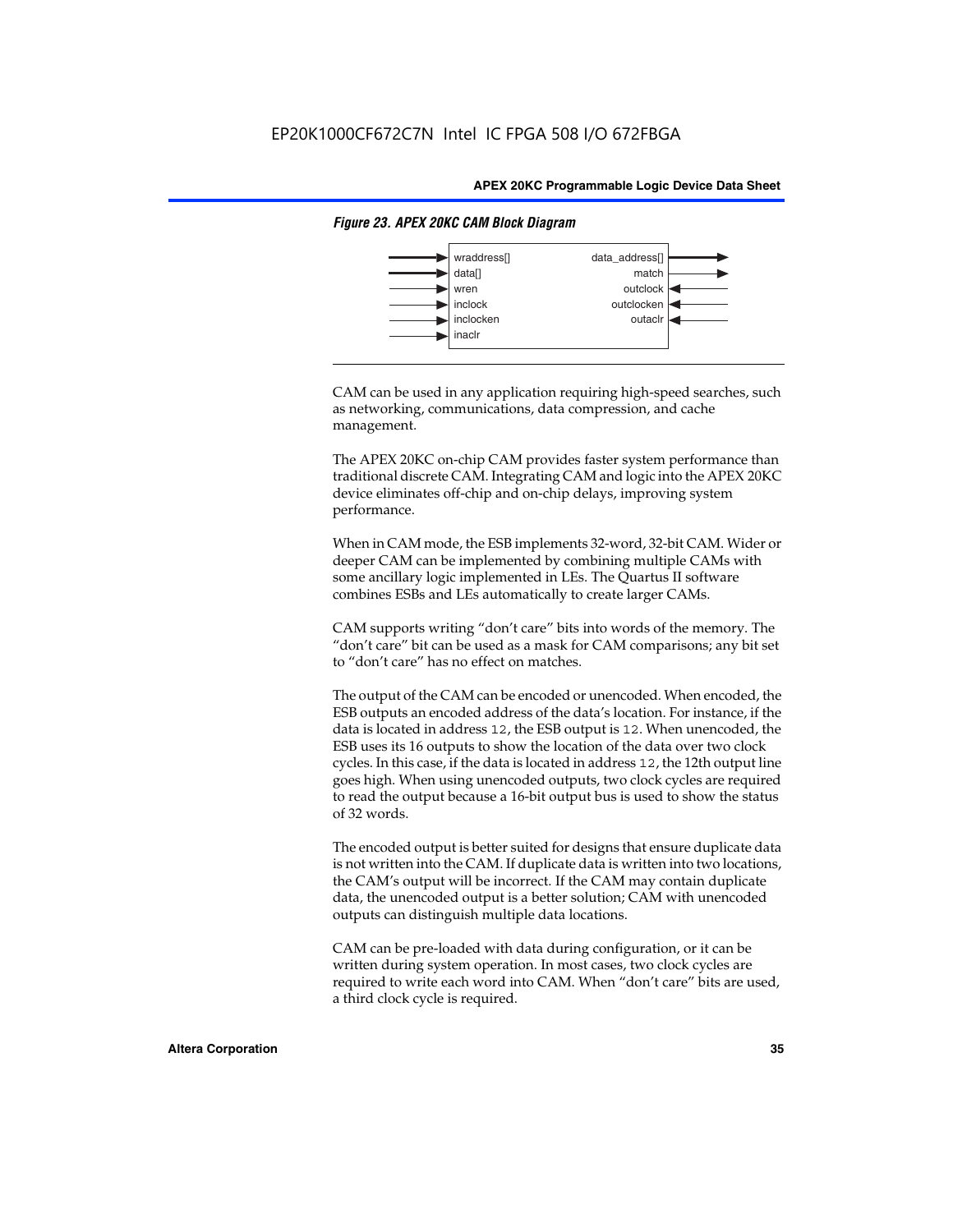*Figure 23. APEX 20KC CAM Block Diagram*

CAM can be used in any application requiring high-speed searches, such as networking, communications, data compression, and cache management.

The APEX 20KC on-chip CAM provides faster system performance than traditional discrete CAM. Integrating CAM and logic into the APEX 20KC device eliminates off-chip and on-chip delays, improving system performance.

When in CAM mode, the ESB implements 32-word, 32-bit CAM. Wider or deeper CAM can be implemented by combining multiple CAMs with some ancillary logic implemented in LEs. The Quartus II software combines ESBs and LEs automatically to create larger CAMs.

CAM supports writing "don't care" bits into words of the memory. The "don't care" bit can be used as a mask for CAM comparisons; any bit set to "don't care" has no effect on matches.

The output of the CAM can be encoded or unencoded. When encoded, the ESB outputs an encoded address of the data's location. For instance, if the data is located in address `12`, the ESB output is `12`. When unencoded, the ESB uses its 16 outputs to show the location of the data over two clock cycles. In this case, if the data is located in address `12`, the 12th output line goes high. When using unencoded outputs, two clock cycles are required to read the output because a 16-bit output bus is used to show the status of 32 words.

The encoded output is better suited for designs that ensure duplicate data is not written into the CAM. If duplicate data is written into two locations, the CAM's output will be incorrect. If the CAM may contain duplicate data, the unencoded output is a better solution; CAM with unencoded outputs can distinguish multiple data locations.

CAM can be pre-loaded with data during configuration, or it can be written during system operation. In most cases, two clock cycles are required to write each word into CAM. When "don't care" bits are used, a third clock cycle is required.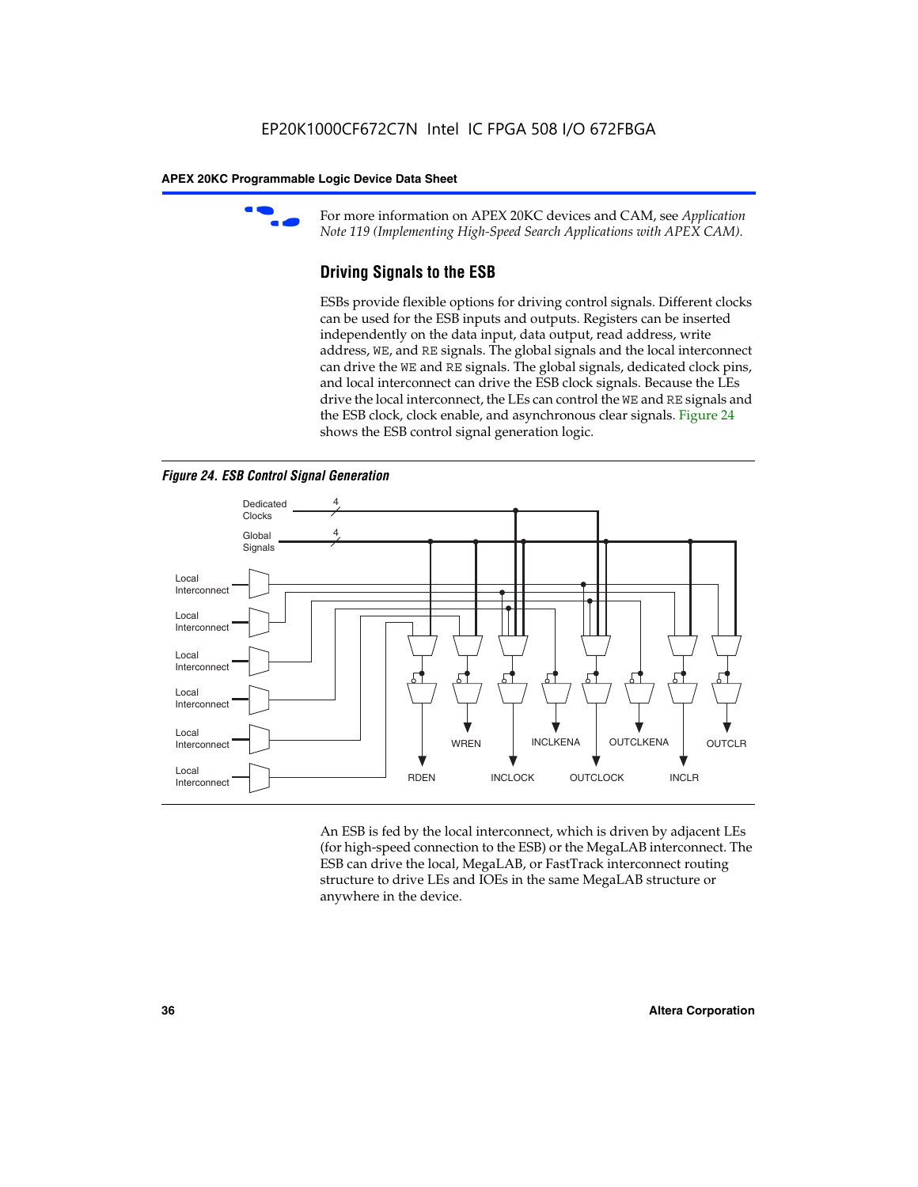For more information on APEX 20KC devices and CAM, see *Application Note 119 (Implementing High-Speed Search Applications with APEX CAM).*

## Driving Signals to the ESB

ESBs provide flexible options for driving control signals. Different clocks can be used for the ESB inputs and outputs. Registers can be inserted independently on the data input, data output, read address, write address, WE, and RE signals. The global signals and the local interconnect can drive the WE and RE signals. The global signals, dedicated clock pins, and local interconnect can drive the ESB clock signals. Because the LEs drive the local interconnect, the LEs can control the WE and RE signals and the ESB clock, clock enable, and asynchronous clear signals. Figure 24 shows the ESB control signal generation logic.

*Figure 24. ESB Control Signal Generation*

An ESB is fed by the local interconnect, which is driven by adjacent LEs (for high-speed connection to the ESB) or the MegaLAB interconnect. The ESB can drive the local, MegaLAB, or FastTrack interconnect routing structure to drive LEs and IOEs in the same MegaLAB structure or anywhere in the device.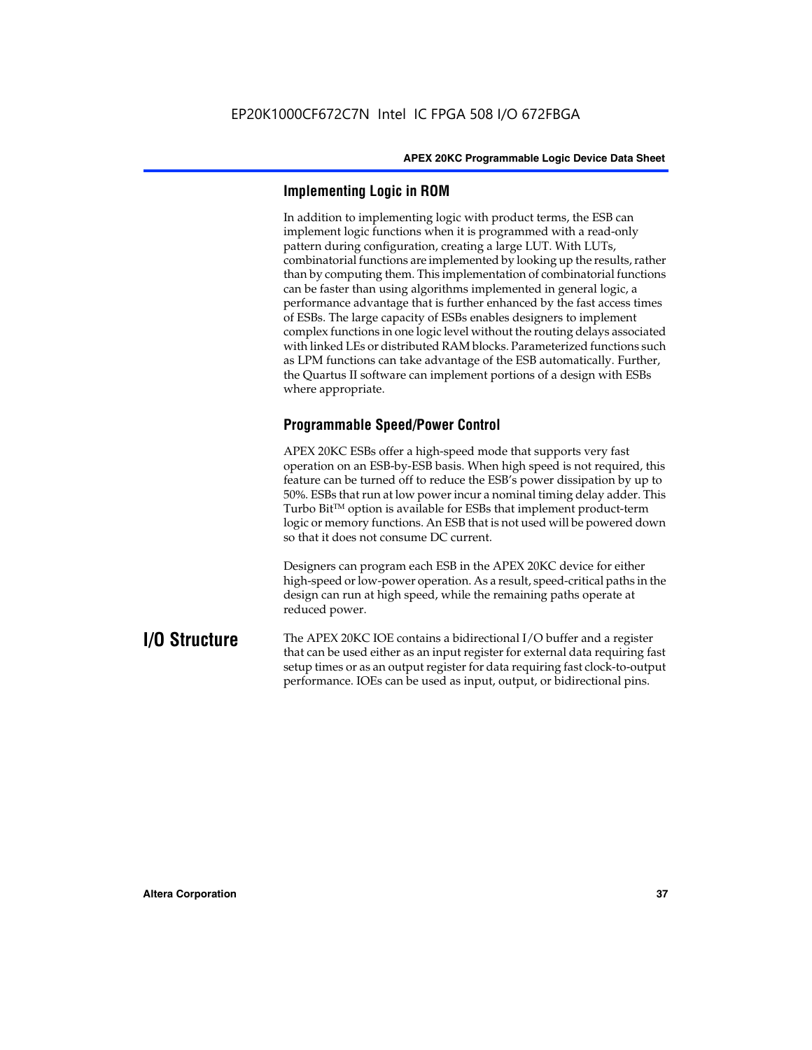### Implementing Logic in ROM

In addition to implementing logic with product terms, the ESB can implement logic functions when it is programmed with a read-only pattern during configuration, creating a large LUT. With LUTs, combinatorial functions are implemented by looking up the results, rather than by computing them. This implementation of combinatorial functions can be faster than using algorithms implemented in general logic, a performance advantage that is further enhanced by the fast access times of ESBs. The large capacity of ESBs enables designers to implement complex functions in one logic level without the routing delays associated with linked LEs or distributed RAM blocks. Parameterized functions such as LPM functions can take advantage of the ESB automatically. Further, the Quartus II software can implement portions of a design with ESBs where appropriate.

### Programmable Speed/Power Control

APEX 20KC ESBs offer a high-speed mode that supports very fast operation on an ESB-by-ESB basis. When high speed is not required, this feature can be turned off to reduce the ESB's power dissipation by up to 50%. ESBs that run at low power incur a nominal timing delay adder. This Turbo Bit™ option is available for ESBs that implement product-term logic or memory functions. An ESB that is not used will be powered down so that it does not consume DC current.

Designers can program each ESB in the APEX 20KC device for either high-speed or low-power operation. As a result, speed-critical paths in the design can run at high speed, while the remaining paths operate at reduced power.

## I/O Structure

The APEX 20KC IOE contains a bidirectional I/O buffer and a register that can be used either as an input register for external data requiring fast setup times or as an output register for data requiring fast clock-to-output performance. IOEs can be used as input, output, or bidirectional pins.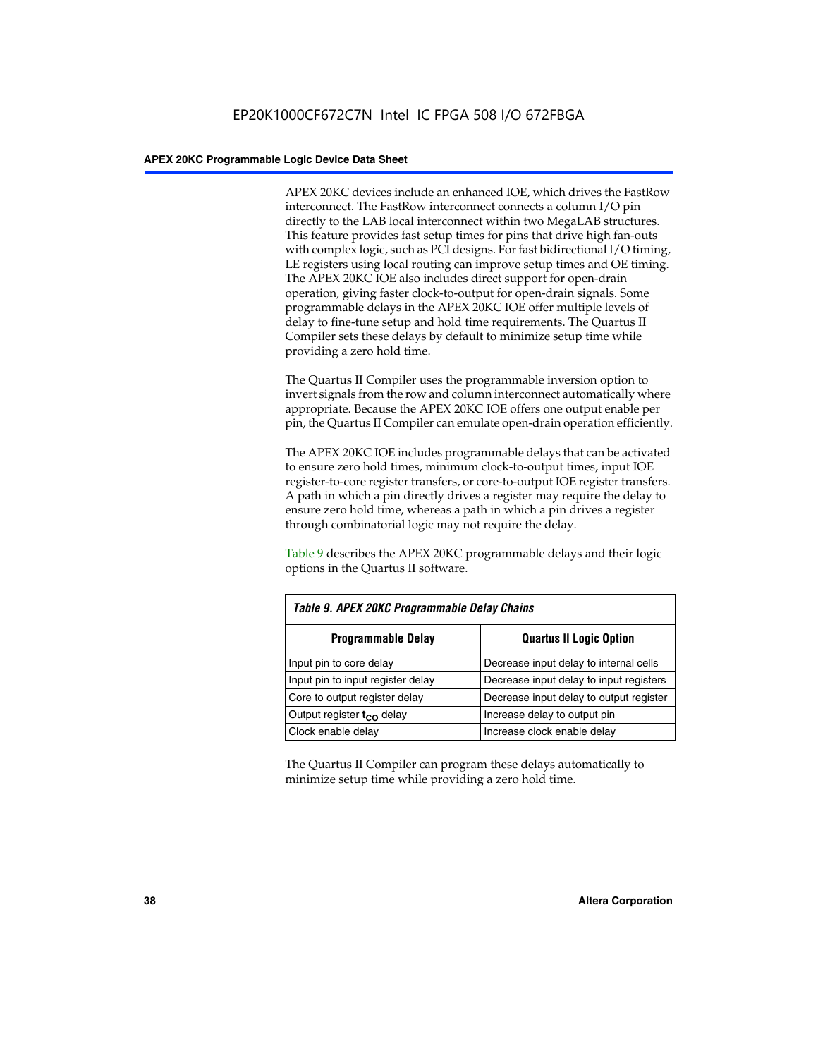APEX 20KC devices include an enhanced IOE, which drives the FastRow interconnect. The FastRow interconnect connects a column I/O pin directly to the LAB local interconnect within two MegaLAB structures. This feature provides fast setup times for pins that drive high fan-outs with complex logic, such as PCI designs. For fast bidirectional I/O timing, LE registers using local routing can improve setup times and OE timing. The APEX 20KC IOE also includes direct support for open-drain operation, giving faster clock-to-output for open-drain signals. Some programmable delays in the APEX 20KC IOE offer multiple levels of delay to fine-tune setup and hold time requirements. The Quartus II Compiler sets these delays by default to minimize setup time while providing a zero hold time.

The Quartus II Compiler uses the programmable inversion option to invert signals from the row and column interconnect automatically where appropriate. Because the APEX 20KC IOE offers one output enable per pin, the Quartus II Compiler can emulate open-drain operation efficiently.

The APEX 20KC IOE includes programmable delays that can be activated to ensure zero hold times, minimum clock-to-output times, input IOE register-to-core register transfers, or core-to-output IOE register transfers. A path in which a pin directly drives a register may require the delay to ensure zero hold time, whereas a path in which a pin drives a register through combinatorial logic may not require the delay.

Table 9 describes the APEX 20KC programmable delays and their logic options in the Quartus II software.

*Table 9. APEX 20KC Programmable Delay Chains*

| Programmable Delay | Quartus II Logic Option |
|---|---|
| Input pin to core delay | Decrease input delay to internal cells |
| Input pin to input register delay | Decrease input delay to input registers |
| Core to output register delay | Decrease input delay to output register |
| Output register $t_{CO}$ delay | Increase delay to output pin |
| Clock enable delay | Increase clock enable delay |

The Quartus II Compiler can program these delays automatically to minimize setup time while providing a zero hold time.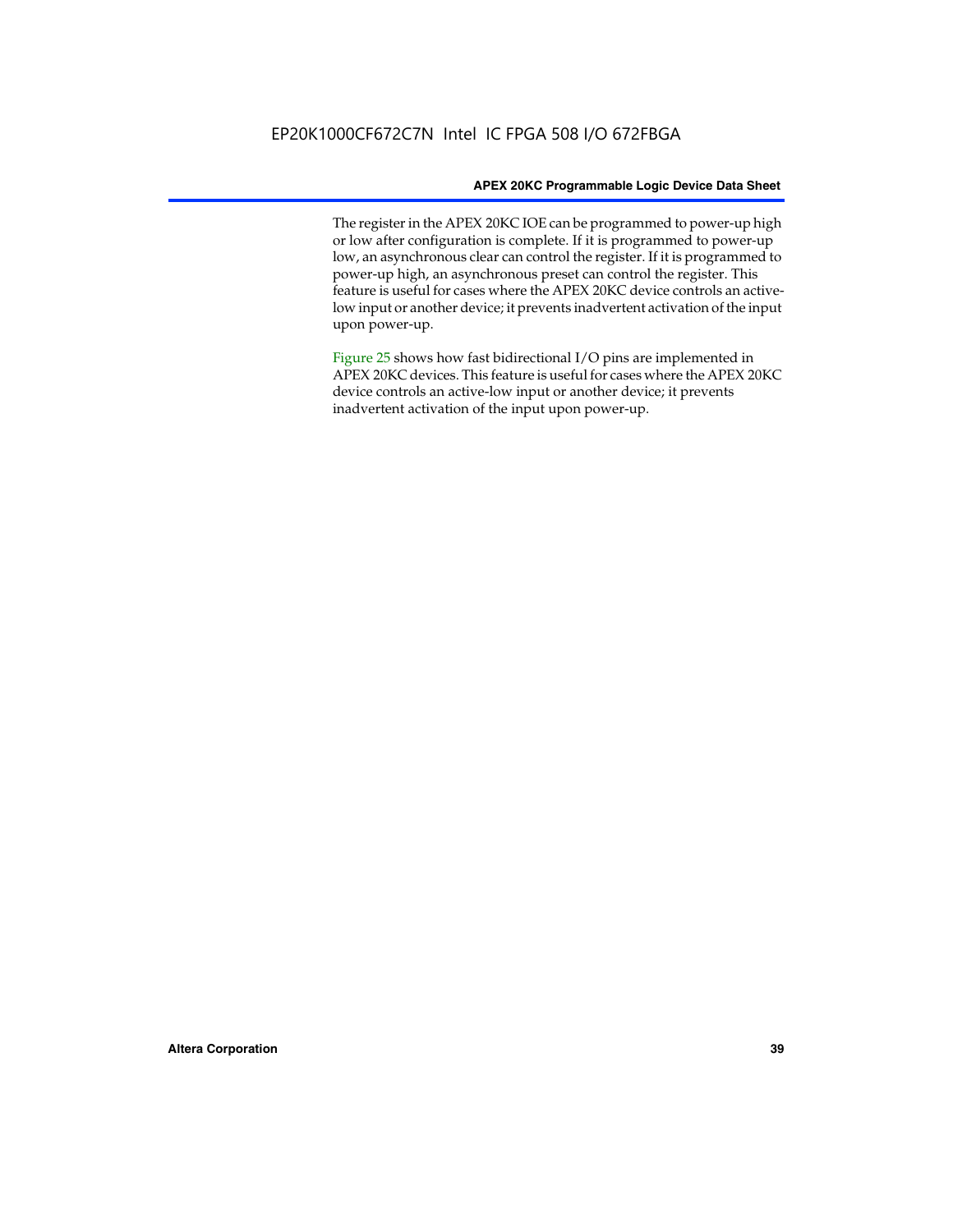The register in the APEX 20KC IOE can be programmed to power-up high or low after configuration is complete. If it is programmed to power-up low, an asynchronous clear can control the register. If it is programmed to power-up high, an asynchronous preset can control the register. This feature is useful for cases where the APEX 20KC device controls an active-low input or another device; it prevents inadvertent activation of the input upon power-up.

Figure 25 shows how fast bidirectional I/O pins are implemented in APEX 20KC devices. This feature is useful for cases where the APEX 20KC device controls an active-low input or another device; it prevents inadvertent activation of the input upon power-up.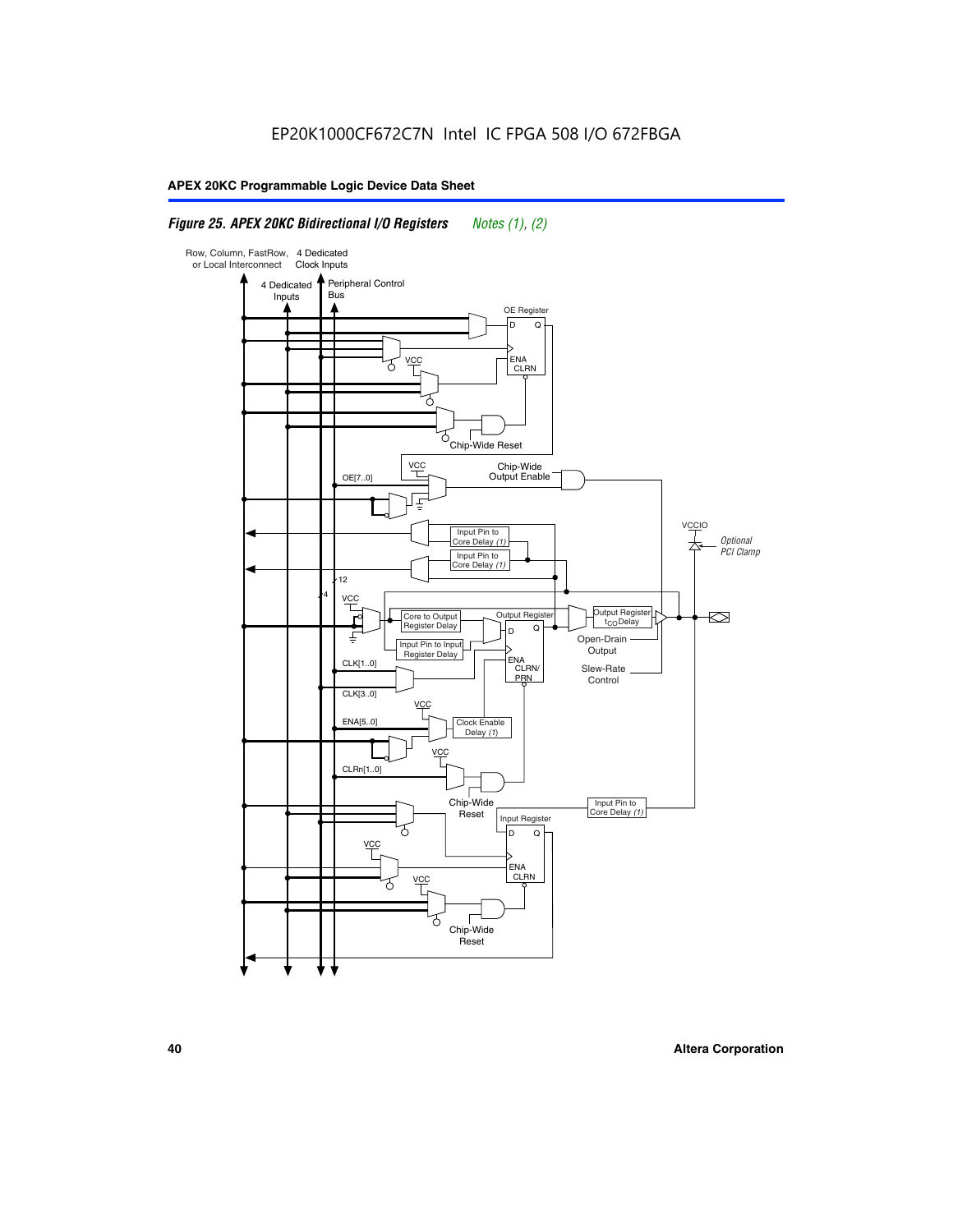EP20K1000CF672C7N Intel IC FPGA 508 I/O 672FBGA

***Figure 25. APEX 20KC Bidirectional I/O Registers*** *Notes (1), (2)*

Row, Column, FastRow, or Local Interconnect

4 Dedicated Clock Inputs

4 Dedicated Inputs

Peripheral Control Bus

OE Register

D Q

ENA CLRN

VCC

Chip-Wide Reset

VCC

OE[7..0]

Chip-Wide Output Enable

Input Pin to Core Delay (1)

Input Pin to Core Delay (1)

VCCIO

*Optional PCI Clamp*

12

4

VCC

Core to Output Register Delay

Output Register

Output Register $t_{CO}$ Delay

D Q

Input Pin to Input Register Delay

Open-Drain Output

ENA CLRN/ PRN

CLK[1..0]

Slew-Rate Control

CLK[3..0]

VCC

ENA[5..0]

Clock Enable Delay (1)

VCC

CLRn[1..0]

Chip-Wide Reset

Input Pin to Core Delay (1)

Input Register

D Q

VCC

ENA CLRN

VCC

Chip-Wide Reset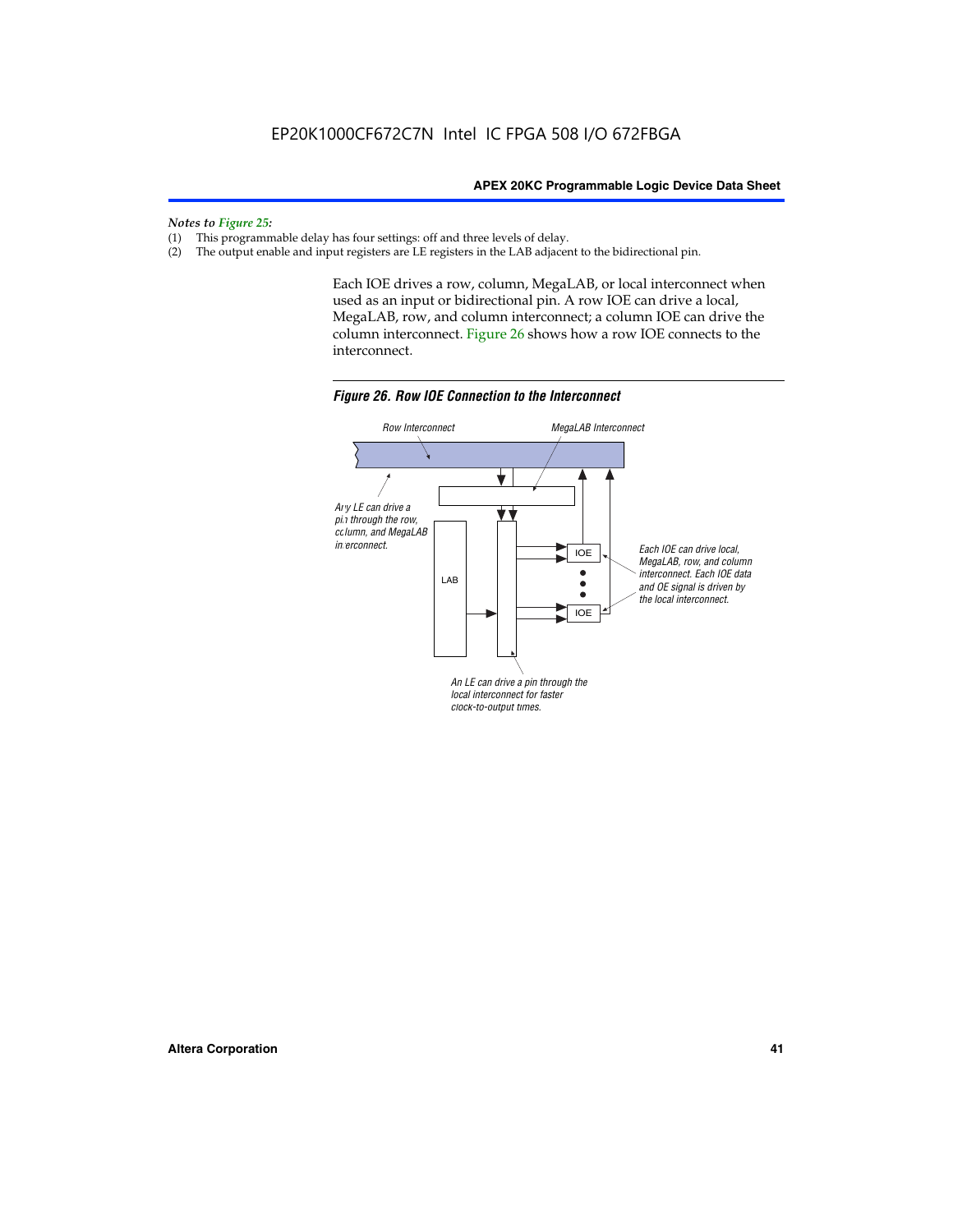*Notes to Figure 25:*

(1) This programmable delay has four settings: off and three levels of delay.

(2) The output enable and input registers are LE registers in the LAB adjacent to the bidirectional pin.

Each IOE drives a row, column, MegaLAB, or local interconnect when used as an input or bidirectional pin. A row IOE can drive a local, MegaLAB, row, and column interconnect; a column IOE can drive the column interconnect. Figure 26 shows how a row IOE connects to the interconnect.

*Figure 26. Row IOE Connection to the Interconnect*

Row Interconnect

MegaLAB Interconnect

Any LE can drive a pin through the row, column, and MegaLAB interconnect.

LAB

IOE

IOE

Each IOE can drive local, MegaLAB, row, and column interconnect. Each IOE data and OE signal is driven by the local interconnect.

An LE can drive a pin through the local interconnect for faster clock-to-output times.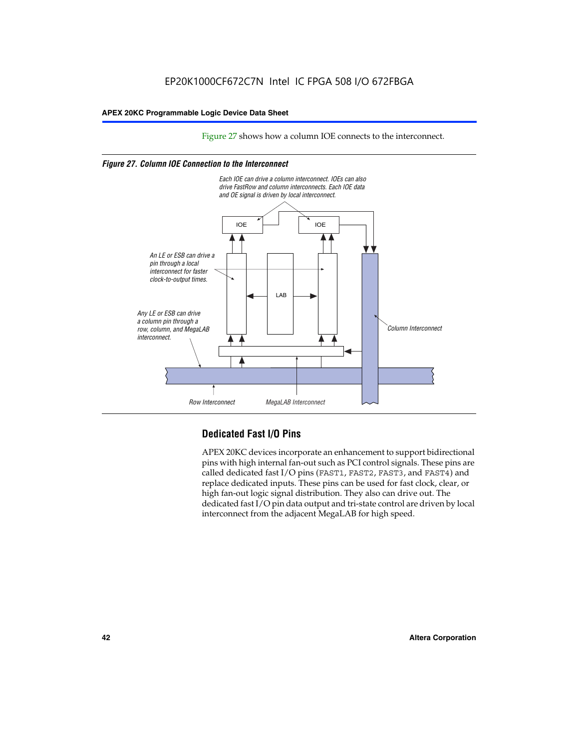Figure 27 shows how a column IOE connects to the interconnect.

*Figure 27. Column IOE Connection to the Interconnect*

Each IOE can drive a column interconnect. IOEs can also drive FastRow and column interconnects. Each IOE data and OE signal is driven by local interconnect.

An LE or ESB can drive a pin through a local interconnect for faster clock-to-output times.

Any LE or ESB can drive a column pin through a row, column, and MegaLAB interconnect.

IOE | IOE | LAB | Column Interconnect | Row Interconnect | MegaLAB Interconnect

## Dedicated Fast I/O Pins

APEX 20KC devices incorporate an enhancement to support bidirectional pins with high internal fan-out such as PCI control signals. These pins are called dedicated fast I/O pins (FAST1, FAST2, FAST3, and FAST4) and replace dedicated inputs. These pins can be used for fast clock, clear, or high fan-out logic signal distribution. They also can drive out. The dedicated fast I/O pin data output and tri-state control are driven by local interconnect from the adjacent MegaLAB for high speed.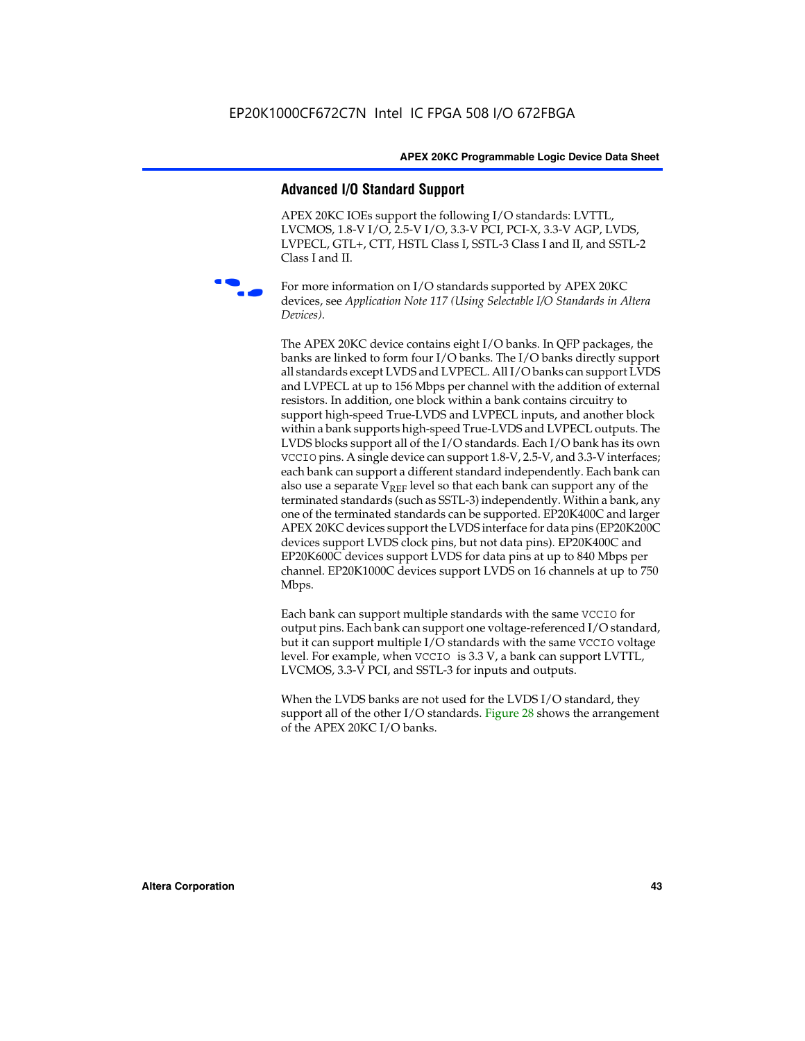## Advanced I/O Standard Support

APEX 20KC IOEs support the following I/O standards: LVTTL, LVCMOS, 1.8-V I/O, 2.5-V I/O, 3.3-V PCI, PCI-X, 3.3-V AGP, LVDS, LVPECL, GTL+, CTT, HSTL Class I, SSTL-3 Class I and II, and SSTL-2 Class I and II.

For more information on I/O standards supported by APEX 20KC devices, see *Application Note 117 (Using Selectable I/O Standards in Altera Devices)*.

The APEX 20KC device contains eight I/O banks. In QFP packages, the banks are linked to form four I/O banks. The I/O banks directly support all standards except LVDS and LVPECL. All I/O banks can support LVDS and LVPECL at up to 156 Mbps per channel with the addition of external resistors. In addition, one block within a bank contains circuitry to support high-speed True-LVDS and LVPECL inputs, and another block within a bank supports high-speed True-LVDS and LVPECL outputs. The LVDS blocks support all of the I/O standards. Each I/O bank has its own VCCIO pins. A single device can support 1.8-V, 2.5-V, and 3.3-V interfaces; each bank can support a different standard independently. Each bank can also use a separate $V_{REF}$ level so that each bank can support any of the terminated standards (such as SSTL-3) independently. Within a bank, any one of the terminated standards can be supported. EP20K400C and larger APEX 20KC devices support the LVDS interface for data pins (EP20K200C devices support LVDS clock pins, but not data pins). EP20K400C and EP20K600C devices support LVDS for data pins at up to 840 Mbps per channel. EP20K1000C devices support LVDS on 16 channels at up to 750 Mbps.

Each bank can support multiple standards with the same VCCIO for output pins. Each bank can support one voltage-referenced I/O standard, but it can support multiple I/O standards with the same VCCIO voltage level. For example, when VCCIO is 3.3 V, a bank can support LVTTL, LVCMOS, 3.3-V PCI, and SSTL-3 for inputs and outputs.

When the LVDS banks are not used for the LVDS I/O standard, they support all of the other I/O standards. Figure 28 shows the arrangement of the APEX 20KC I/O banks.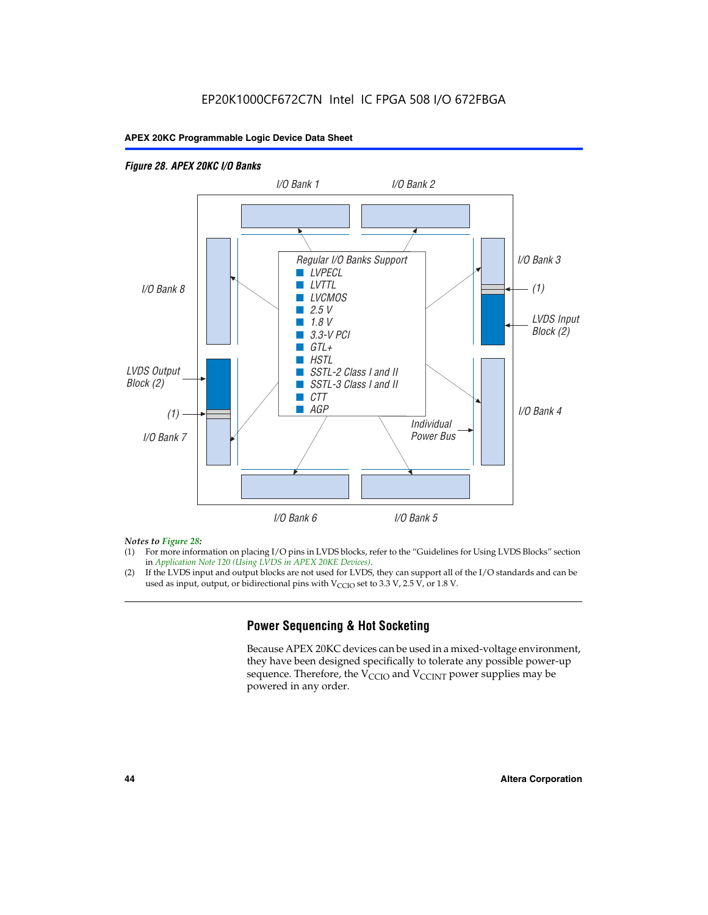*Figure 28. APEX 20KC I/O Banks*

I/O Bank 1 | I/O Bank 2

I/O Bank 8

I/O Bank 3

(1)

LVDS Input Block (2)

Regular I/O Banks Support
- LVPECL
- LVTTL
- LVCMOS
- 2.5 V
- 1.8 V
- 3.3-V PCI
- GTL+
- HSTL
- SSTL-2 Class I and II
- SSTL-3 Class I and II
- CTT
- AGP

LVDS Output Block (2)

(1)

I/O Bank 7

Individual Power Bus

I/O Bank 4

I/O Bank 6 | I/O Bank 5

*Notes to Figure 28:*

(1) For more information on placing I/O pins in LVDS blocks, refer to the "Guidelines for Using LVDS Blocks" section in *Application Note 120 (Using LVDS in APEX 20KE Devices)*.

(2) If the LVDS input and output blocks are not used for LVDS, they can support all of the I/O standards and can be used as input, output, or bidirectional pins with $V_{CCIO}$ set to 3.3 V, 2.5 V, or 1.8 V.

## Power Sequencing & Hot Socketing

Because APEX 20KC devices can be used in a mixed-voltage environment, they have been designed specifically to tolerate any possible power-up sequence. Therefore, the $V_{CCIO}$ and $V_{CCINT}$ power supplies may be powered in any order.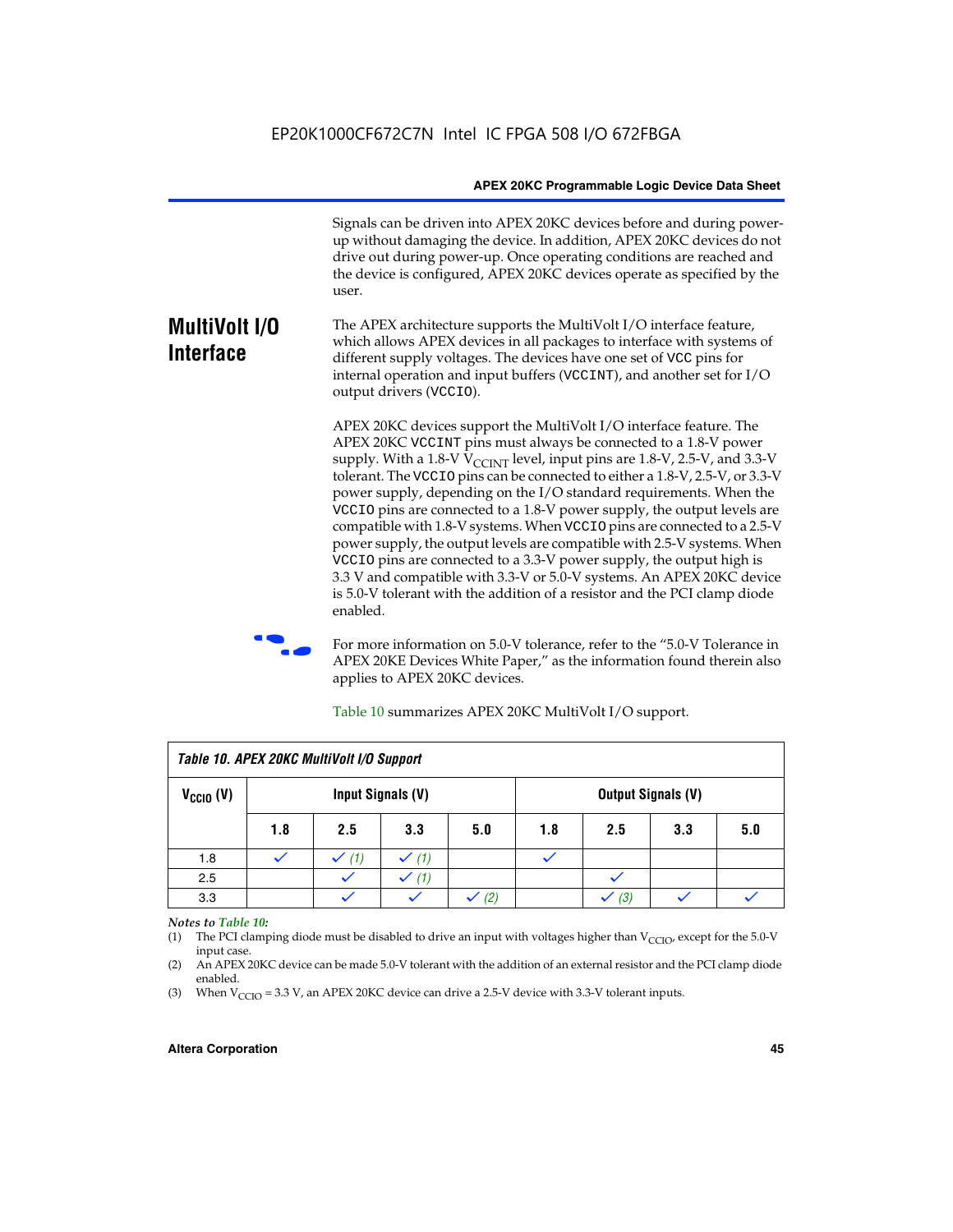Signals can be driven into APEX 20KC devices before and during power-up without damaging the device. In addition, APEX 20KC devices do not drive out during power-up. Once operating conditions are reached and the device is configured, APEX 20KC devices operate as specified by the user.

## MultiVolt I/O Interface

The APEX architecture supports the MultiVolt I/O interface feature, which allows APEX devices in all packages to interface with systems of different supply voltages. The devices have one set of VCC pins for internal operation and input buffers (VCCINT), and another set for I/O output drivers (VCCIO).

APEX 20KC devices support the MultiVolt I/O interface feature. The APEX 20KC VCCINT pins must always be connected to a 1.8-V power supply. With a 1.8-V $V_{CCINT}$ level, input pins are 1.8-V, 2.5-V, and 3.3-V tolerant. The VCCIO pins can be connected to either a 1.8-V, 2.5-V, or 3.3-V power supply, depending on the I/O standard requirements. When the VCCIO pins are connected to a 1.8-V power supply, the output levels are compatible with 1.8-V systems. When VCCIO pins are connected to a 2.5-V power supply, the output levels are compatible with 2.5-V systems. When VCCIO pins are connected to a 3.3-V power supply, the output high is 3.3 V and compatible with 3.3-V or 5.0-V systems. An APEX 20KC device is 5.0-V tolerant with the addition of a resistor and the PCI clamp diode enabled.

For more information on 5.0-V tolerance, refer to the "5.0-V Tolerance in APEX 20KE Devices White Paper," as the information found therein also applies to APEX 20KC devices.

Table 10 summarizes APEX 20KC MultiVolt I/O support.

*Table 10. APEX 20KC MultiVolt I/O Support*

| $V_{CCIO}$ (V) | Input Signals (V) | | | | Output Signals (V) | | | |
|---|---|---|---|---|---|---|---|---|
| | 1.8 | 2.5 | 3.3 | 5.0 | 1.8 | 2.5 | 3.3 | 5.0 |
| 1.8 | ✓ | ✓ (1) | ✓ (1) | | ✓ | | | |
| 2.5 | | ✓ | ✓ (1) | | | ✓ | | |
| 3.3 | | ✓ | ✓ | ✓ (2) | | ✓ (3) | ✓ | ✓ |

*Notes to Table 10:*

(1) The PCI clamping diode must be disabled to drive an input with voltages higher than $V_{CCIO}$, except for the 5.0-V input case.

(2) An APEX 20KC device can be made 5.0-V tolerant with the addition of an external resistor and the PCI clamp diode enabled.

(3) When $V_{CCIO}$ = 3.3 V, an APEX 20KC device can drive a 2.5-V device with 3.3-V tolerant inputs.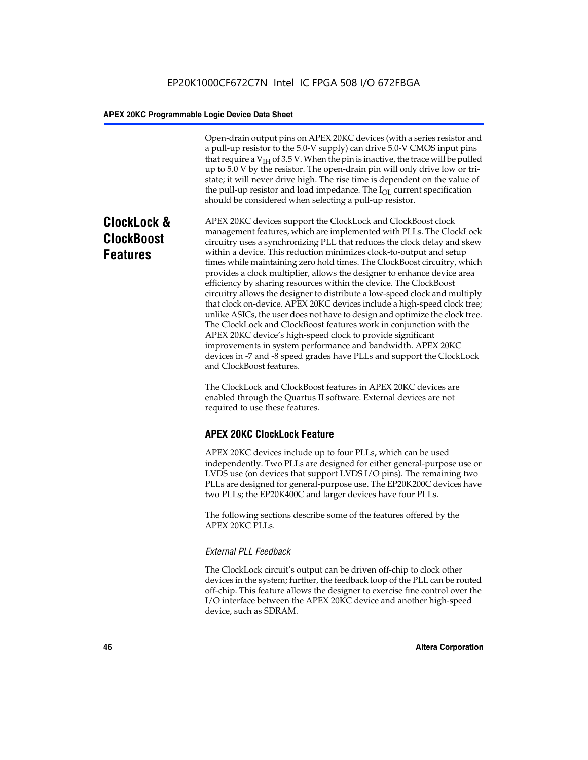Open-drain output pins on APEX 20KC devices (with a series resistor and a pull-up resistor to the 5.0-V supply) can drive 5.0-V CMOS input pins that require a $V_{IH}$ of 3.5 V. When the pin is inactive, the trace will be pulled up to 5.0 V by the resistor. The open-drain pin will only drive low or tri-state; it will never drive high. The rise time is dependent on the value of the pull-up resistor and load impedance. The $I_{OL}$ current specification should be considered when selecting a pull-up resistor.

## ClockLock & ClockBoost Features

APEX 20KC devices support the ClockLock and ClockBoost clock management features, which are implemented with PLLs. The ClockLock circuitry uses a synchronizing PLL that reduces the clock delay and skew within a device. This reduction minimizes clock-to-output and setup times while maintaining zero hold times. The ClockBoost circuitry, which provides a clock multiplier, allows the designer to enhance device area efficiency by sharing resources within the device. The ClockBoost circuitry allows the designer to distribute a low-speed clock and multiply that clock on-device. APEX 20KC devices include a high-speed clock tree; unlike ASICs, the user does not have to design and optimize the clock tree. The ClockLock and ClockBoost features work in conjunction with the APEX 20KC device's high-speed clock to provide significant improvements in system performance and bandwidth. APEX 20KC devices in -7 and -8 speed grades have PLLs and support the ClockLock and ClockBoost features.

The ClockLock and ClockBoost features in APEX 20KC devices are enabled through the Quartus II software. External devices are not required to use these features.

### APEX 20KC ClockLock Feature

APEX 20KC devices include up to four PLLs, which can be used independently. Two PLLs are designed for either general-purpose use or LVDS use (on devices that support LVDS I/O pins). The remaining two PLLs are designed for general-purpose use. The EP20K200C devices have two PLLs; the EP20K400C and larger devices have four PLLs.

The following sections describe some of the features offered by the APEX 20KC PLLs.

#### *External PLL Feedback*

The ClockLock circuit's output can be driven off-chip to clock other devices in the system; further, the feedback loop of the PLL can be routed off-chip. This feature allows the designer to exercise fine control over the I/O interface between the APEX 20KC device and another high-speed device, such as SDRAM.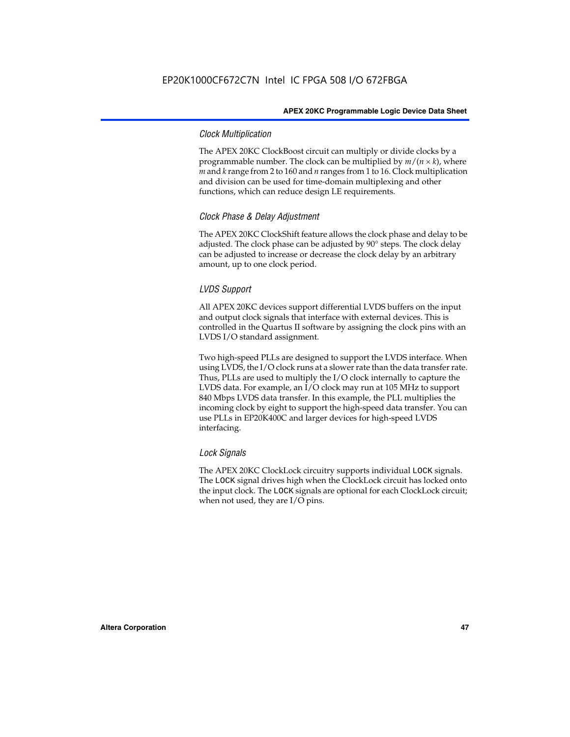### *Clock Multiplication*

The APEX 20KC ClockBoost circuit can multiply or divide clocks by a programmable number. The clock can be multiplied by $m/(n \times k)$, where $m$ and $k$ range from 2 to 160 and $n$ ranges from 1 to 16. Clock multiplication and division can be used for time-domain multiplexing and other functions, which can reduce design LE requirements.

### *Clock Phase & Delay Adjustment*

The APEX 20KC ClockShift feature allows the clock phase and delay to be adjusted. The clock phase can be adjusted by 90° steps. The clock delay can be adjusted to increase or decrease the clock delay by an arbitrary amount, up to one clock period.

### *LVDS Support*

All APEX 20KC devices support differential LVDS buffers on the input and output clock signals that interface with external devices. This is controlled in the Quartus II software by assigning the clock pins with an LVDS I/O standard assignment.

Two high-speed PLLs are designed to support the LVDS interface. When using LVDS, the I/O clock runs at a slower rate than the data transfer rate. Thus, PLLs are used to multiply the I/O clock internally to capture the LVDS data. For example, an I/O clock may run at 105 MHz to support 840 Mbps LVDS data transfer. In this example, the PLL multiplies the incoming clock by eight to support the high-speed data transfer. You can use PLLs in EP20K400C and larger devices for high-speed LVDS interfacing.

### *Lock Signals*

The APEX 20KC ClockLock circuitry supports individual `LOCK` signals. The `LOCK` signal drives high when the ClockLock circuit has locked onto the input clock. The `LOCK` signals are optional for each ClockLock circuit; when not used, they are I/O pins.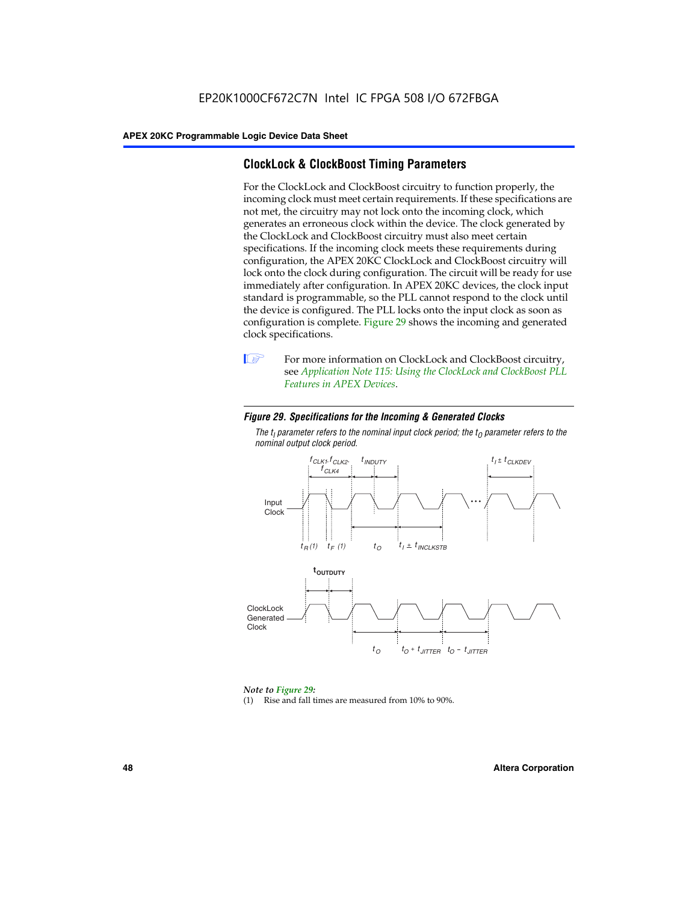## ClockLock & ClockBoost Timing Parameters

For the ClockLock and ClockBoost circuitry to function properly, the incoming clock must meet certain requirements. If these specifications are not met, the circuitry may not lock onto the incoming clock, which generates an erroneous clock within the device. The clock generated by the ClockLock and ClockBoost circuitry must also meet certain specifications. If the incoming clock meets these requirements during configuration, the APEX 20KC ClockLock and ClockBoost circuitry will lock onto the clock during configuration. The circuit will be ready for use immediately after configuration. In APEX 20KC devices, the clock input standard is programmable, so the PLL cannot respond to the clock until the device is configured. The PLL locks onto the input clock as soon as configuration is complete. Figure 29 shows the incoming and generated clock specifications.

For more information on ClockLock and ClockBoost circuitry, see *Application Note 115: Using the ClockLock and ClockBoost PLL Features in APEX Devices*.

***Figure 29. Specifications for the Incoming & Generated Clocks***

*The $t_I$ parameter refers to the nominal input clock period; the $t_O$ parameter refers to the nominal output clock period.*

Input Clock: $f_{CLK1}, f_{CLK2}, f_{CLK4}$; $t_{INDUTY}$; $t_I \pm t_{CLKDEV}$; $t_R$ (1); $t_F$ (1); $t_O$; $t_I \pm t_{INCLKSTB}$

ClockLock Generated Clock: $t_{OUTDUTY}$; $t_O$; $t_O + t_{JITTER}$; $t_O - t_{JITTER}$

*Note to Figure 29:*

(1) Rise and fall times are measured from 10% to 90%.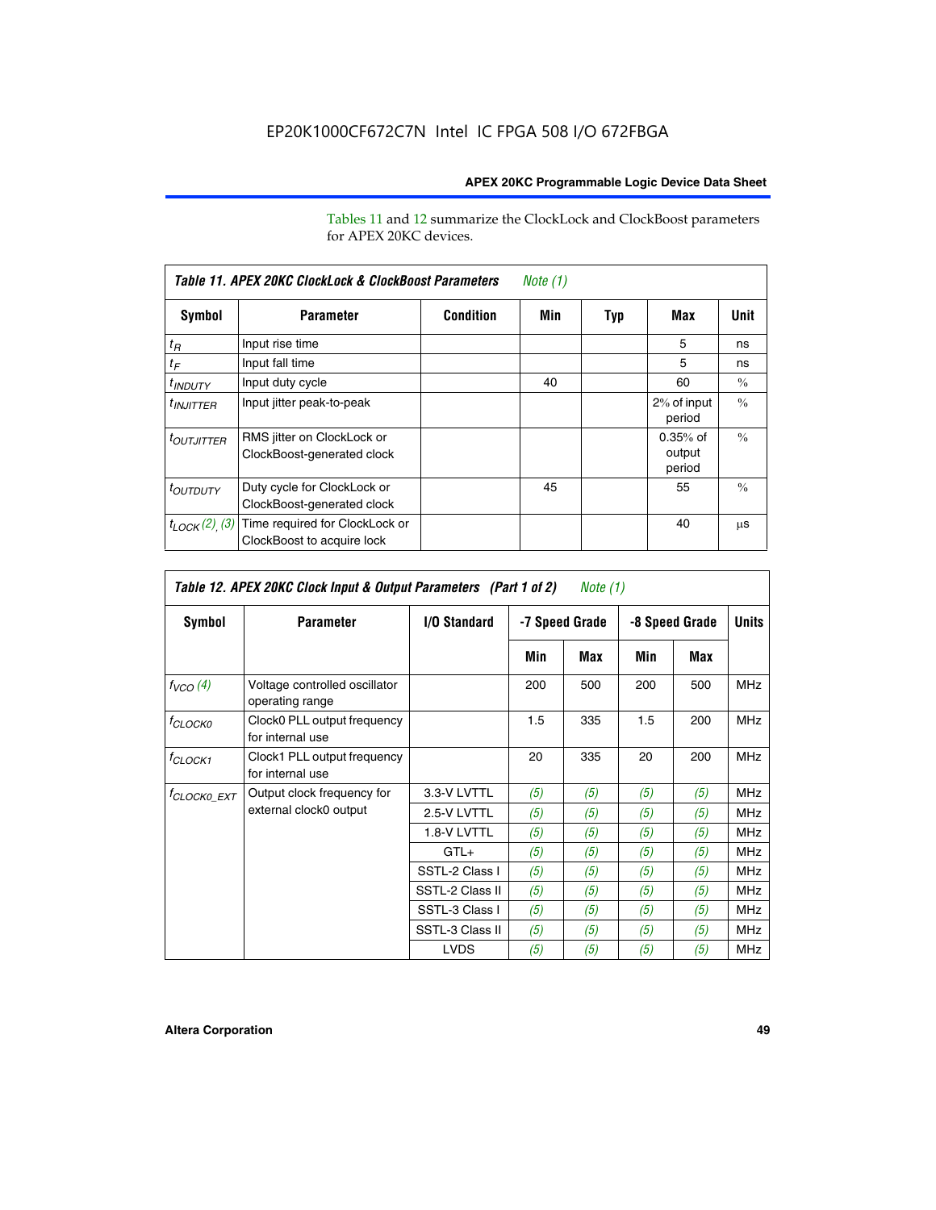Tables 11 and 12 summarize the ClockLock and ClockBoost parameters for APEX 20KC devices.

**Table 11. APEX 20KC ClockLock & ClockBoost Parameters** *Note (1)*

| Symbol | Parameter | Condition | Min | Typ | Max | Unit |
|---|---|---|---|---|---|---|
| $t_R$ | Input rise time | | | | 5 | ns |
| $t_F$ | Input fall time | | | | 5 | ns |
| $t_{INDUTY}$ | Input duty cycle | | 40 | | 60 | % |
| $t_{INJITTER}$ | Input jitter peak-to-peak | | | | 2% of input period | % |
| $t_{OUTJITTER}$ | RMS jitter on ClockLock or ClockBoost-generated clock | | | | 0.35% of output period | % |
| $t_{OUTDUTY}$ | Duty cycle for ClockLock or ClockBoost-generated clock | | 45 | | 55 | % |
| $t_{LOCK}$ *(2)*, *(3)* | Time required for ClockLock or ClockBoost to acquire lock | | | | 40 | µs |

**Table 12. APEX 20KC Clock Input & Output Parameters (Part 1 of 2)** *Note (1)*

| Symbol | Parameter | I/O Standard | -7 Speed Grade | | -8 Speed Grade | | Units |
|---|---|---|---|---|---|---|---|
| | | | Min | Max | Min | Max | |
| $f_{VCO}$ *(4)* | Voltage controlled oscillator operating range | | 200 | 500 | 200 | 500 | MHz |
| $f_{CLOCK0}$ | Clock0 PLL output frequency for internal use | | 1.5 | 335 | 1.5 | 200 | MHz |
| $f_{CLOCK1}$ | Clock1 PLL output frequency for internal use | | 20 | 335 | 20 | 200 | MHz |
| $f_{CLOCK0\_EXT}$ | Output clock frequency for external clock0 output | 3.3-V LVTTL | *(5)* | *(5)* | *(5)* | *(5)* | MHz |
| | | 2.5-V LVTTL | *(5)* | *(5)* | *(5)* | *(5)* | MHz |
| | | 1.8-V LVTTL | *(5)* | *(5)* | *(5)* | *(5)* | MHz |
| | | GTL+ | *(5)* | *(5)* | *(5)* | *(5)* | MHz |
| | | SSTL-2 Class I | *(5)* | *(5)* | *(5)* | *(5)* | MHz |
| | | SSTL-2 Class II | *(5)* | *(5)* | *(5)* | *(5)* | MHz |
| | | SSTL-3 Class I | *(5)* | *(5)* | *(5)* | *(5)* | MHz |
| | | SSTL-3 Class II | *(5)* | *(5)* | *(5)* | *(5)* | MHz |
| | | LVDS | *(5)* | *(5)* | *(5)* | *(5)* | MHz |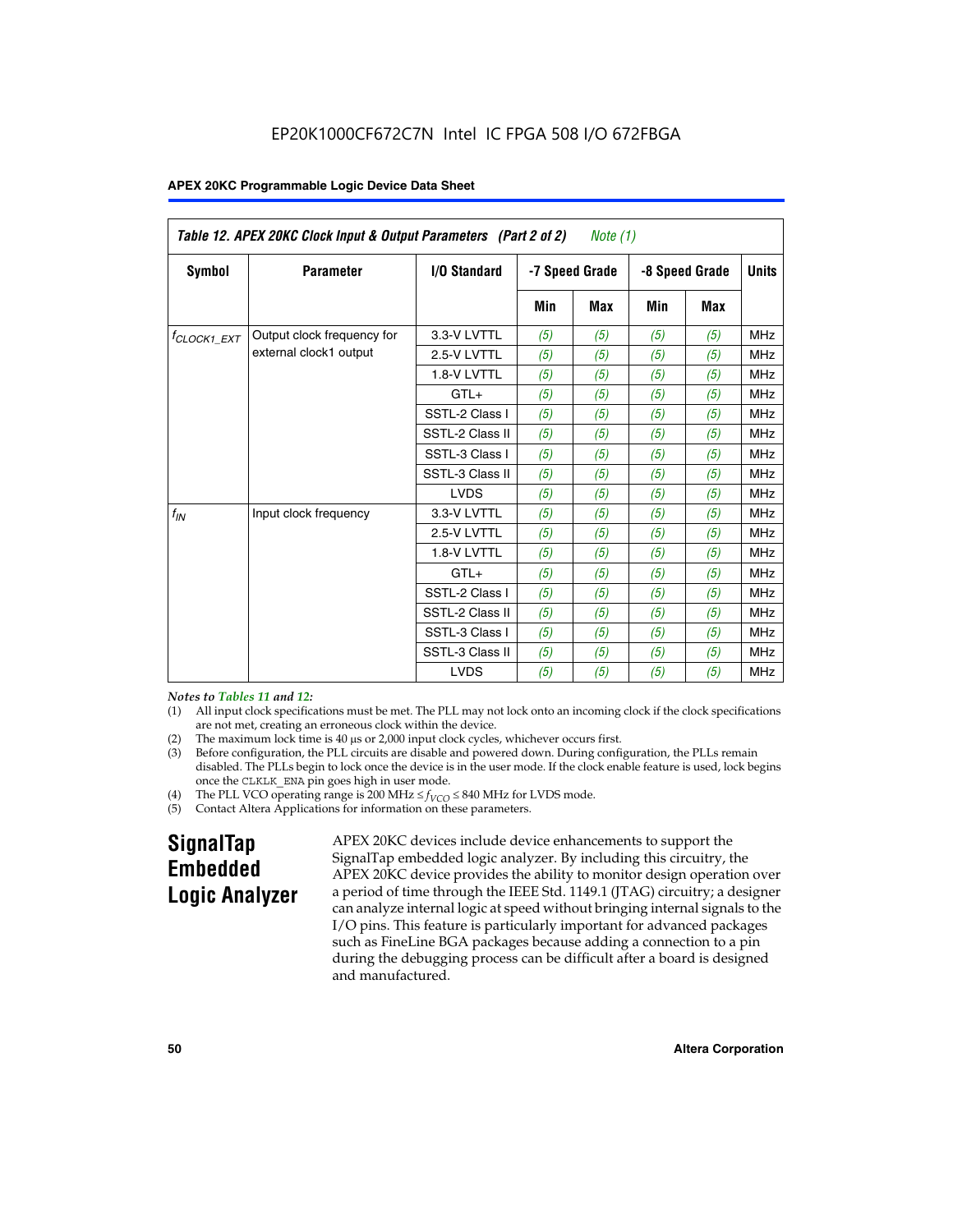EP20K1000CF672C7N Intel IC FPGA 508 I/O 672FBGA

| *Table 12. APEX 20KC Clock Input & Output Parameters (Part 2 of 2) Note (1)* | | | | | | | |
|---|---|---|---|---|---|---|---|
| **Symbol** | **Parameter** | **I/O Standard** | **-7 Speed Grade** | | **-8 Speed Grade** | | **Units** |
| | | | **Min** | **Max** | **Min** | **Max** | |
| $f_{CLOCK1\_EXT}$ | Output clock frequency for external clock1 output | 3.3-V LVTTL | (5) | (5) | (5) | (5) | MHz |
| | | 2.5-V LVTTL | (5) | (5) | (5) | (5) | MHz |
| | | 1.8-V LVTTL | (5) | (5) | (5) | (5) | MHz |
| | | GTL+ | (5) | (5) | (5) | (5) | MHz |
| | | SSTL-2 Class I | (5) | (5) | (5) | (5) | MHz |
| | | SSTL-2 Class II | (5) | (5) | (5) | (5) | MHz |
| | | SSTL-3 Class I | (5) | (5) | (5) | (5) | MHz |
| | | SSTL-3 Class II | (5) | (5) | (5) | (5) | MHz |
| | | LVDS | (5) | (5) | (5) | (5) | MHz |
| $f_{IN}$ | Input clock frequency | 3.3-V LVTTL | (5) | (5) | (5) | (5) | MHz |
| | | 2.5-V LVTTL | (5) | (5) | (5) | (5) | MHz |
| | | 1.8-V LVTTL | (5) | (5) | (5) | (5) | MHz |
| | | GTL+ | (5) | (5) | (5) | (5) | MHz |
| | | SSTL-2 Class I | (5) | (5) | (5) | (5) | MHz |
| | | SSTL-2 Class II | (5) | (5) | (5) | (5) | MHz |
| | | SSTL-3 Class I | (5) | (5) | (5) | (5) | MHz |
| | | SSTL-3 Class II | (5) | (5) | (5) | (5) | MHz |
| | | LVDS | (5) | (5) | (5) | (5) | MHz |

*Notes to Tables 11 and 12:*

(1) All input clock specifications must be met. The PLL may not lock onto an incoming clock if the clock specifications are not met, creating an erroneous clock within the device.

(2) The maximum lock time is 40 µs or 2,000 input clock cycles, whichever occurs first.

(3) Before configuration, the PLL circuits are disable and powered down. During configuration, the PLLs remain disabled. The PLLs begin to lock once the device is in the user mode. If the clock enable feature is used, lock begins once the CLKLK_ENA pin goes high in user mode.

(4) The PLL VCO operating range is 200 MHz $\leq f_{VCO} \leq$ 840 MHz for LVDS mode.

(5) Contact Altera Applications for information on these parameters.

## SignalTap Embedded Logic Analyzer

APEX 20KC devices include device enhancements to support the SignalTap embedded logic analyzer. By including this circuitry, the APEX 20KC device provides the ability to monitor design operation over a period of time through the IEEE Std. 1149.1 (JTAG) circuitry; a designer can analyze internal logic at speed without bringing internal signals to the I/O pins. This feature is particularly important for advanced packages such as FineLine BGA packages because adding a connection to a pin during the debugging process can be difficult after a board is designed and manufactured.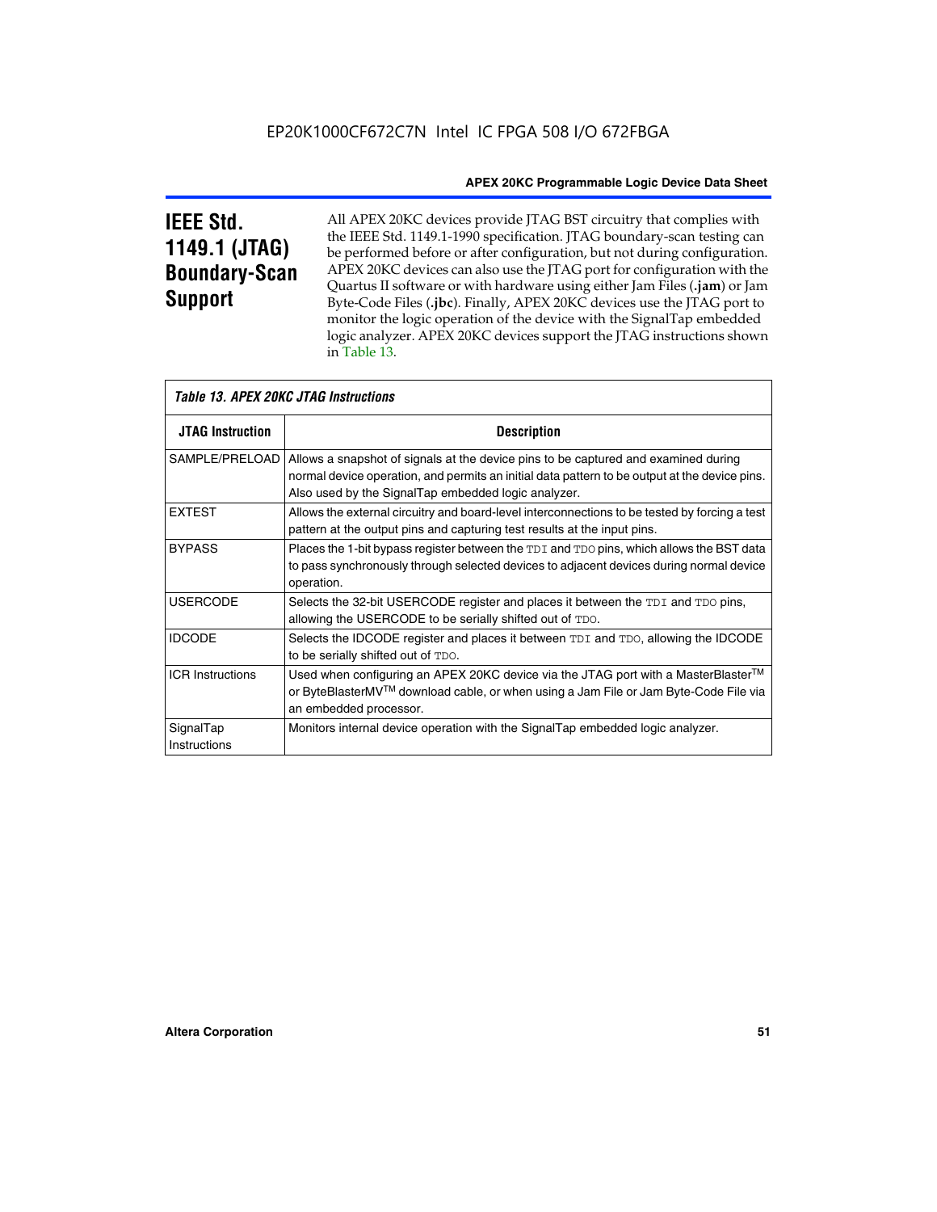## IEEE Std. 1149.1 (JTAG) Boundary-Scan Support

All APEX 20KC devices provide JTAG BST circuitry that complies with the IEEE Std. 1149.1-1990 specification. JTAG boundary-scan testing can be performed before or after configuration, but not during configuration. APEX 20KC devices can also use the JTAG port for configuration with the Quartus II software or with hardware using either Jam Files (**.jam**) or Jam Byte-Code Files (**.jbc**). Finally, APEX 20KC devices use the JTAG port to monitor the logic operation of the device with the SignalTap embedded logic analyzer. APEX 20KC devices support the JTAG instructions shown in Table 13.

*Table 13. APEX 20KC JTAG Instructions*

| JTAG Instruction | Description |
|---|---|
| SAMPLE/PRELOAD | Allows a snapshot of signals at the device pins to be captured and examined during normal device operation, and permits an initial data pattern to be output at the device pins. Also used by the SignalTap embedded logic analyzer. |
| EXTEST | Allows the external circuitry and board-level interconnections to be tested by forcing a test pattern at the output pins and capturing test results at the input pins. |
| BYPASS | Places the 1-bit bypass register between the TDI and TDO pins, which allows the BST data to pass synchronously through selected devices to adjacent devices during normal device operation. |
| USERCODE | Selects the 32-bit USERCODE register and places it between the TDI and TDO pins, allowing the USERCODE to be serially shifted out of TDO. |
| IDCODE | Selects the IDCODE register and places it between TDI and TDO, allowing the IDCODE to be serially shifted out of TDO. |
| ICR Instructions | Used when configuring an APEX 20KC device via the JTAG port with a MasterBlaster™ or ByteBlasterMV™ download cable, or when using a Jam File or Jam Byte-Code File via an embedded processor. |
| SignalTap Instructions | Monitors internal device operation with the SignalTap embedded logic analyzer. |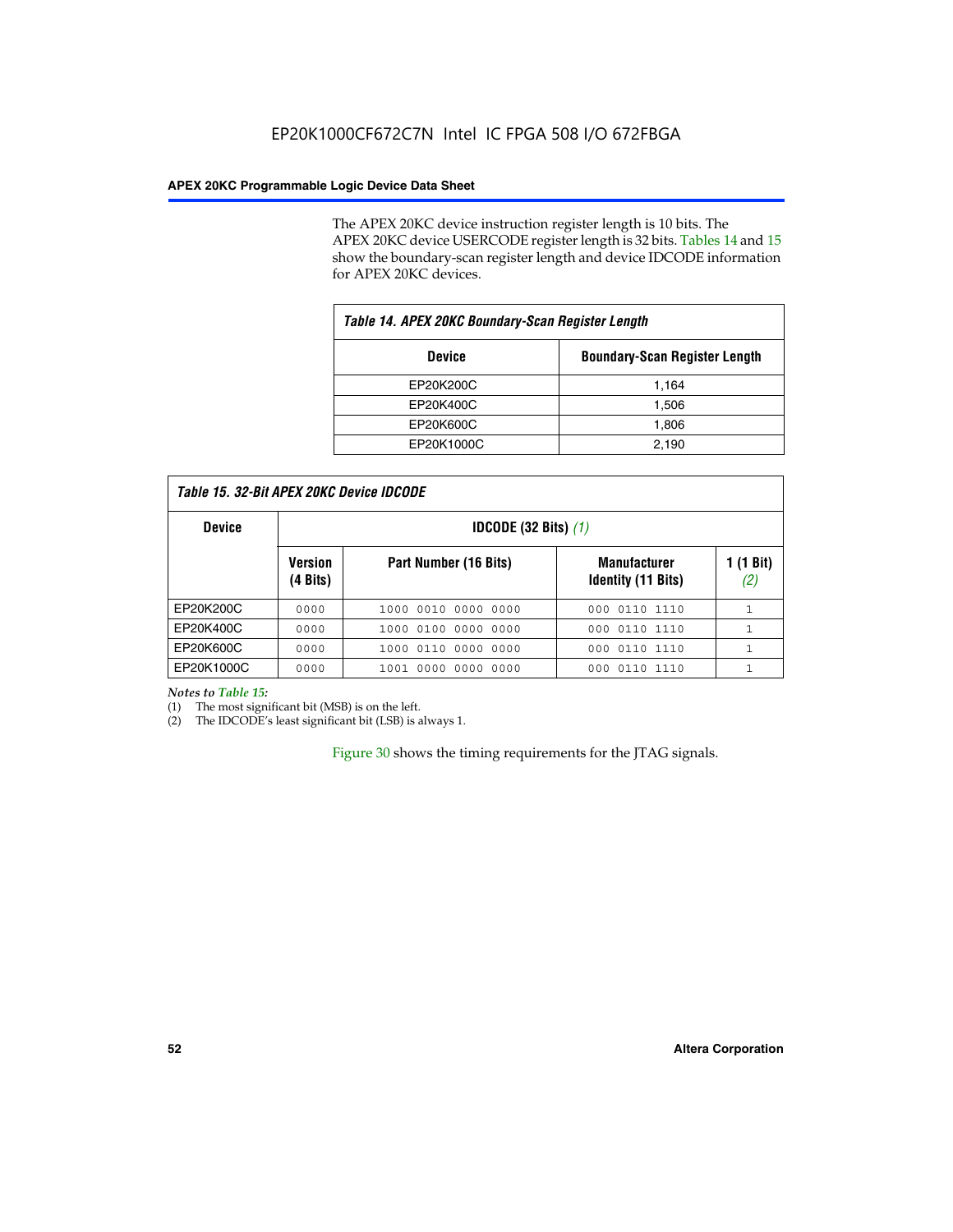The APEX 20KC device instruction register length is 10 bits. The APEX 20KC device USERCODE register length is 32 bits. Tables 14 and 15 show the boundary-scan register length and device IDCODE information for APEX 20KC devices.

**Table 14. APEX 20KC Boundary-Scan Register Length**

| Device | Boundary-Scan Register Length |
|---|---|
| EP20K200C | 1,164 |
| EP20K400C | 1,506 |
| EP20K600C | 1,806 |
| EP20K1000C | 2,190 |

**Table 15. 32-Bit APEX 20KC Device IDCODE**

| Device | IDCODE (32 Bits) *(1)* | | | |
|---|---|---|---|---|
| | Version (4 Bits) | Part Number (16 Bits) | Manufacturer Identity (11 Bits) | 1 (1 Bit) *(2)* |
| EP20K200C | 0000 | 1000 0010 0000 0000 | 000 0110 1110 | 1 |
| EP20K400C | 0000 | 1000 0100 0000 0000 | 000 0110 1110 | 1 |
| EP20K600C | 0000 | 1000 0110 0000 0000 | 000 0110 1110 | 1 |
| EP20K1000C | 0000 | 1001 0000 0000 0000 | 000 0110 1110 | 1 |

*Notes to Table 15:*

(1) The most significant bit (MSB) is on the left.

(2) The IDCODE's least significant bit (LSB) is always 1.

Figure 30 shows the timing requirements for the JTAG signals.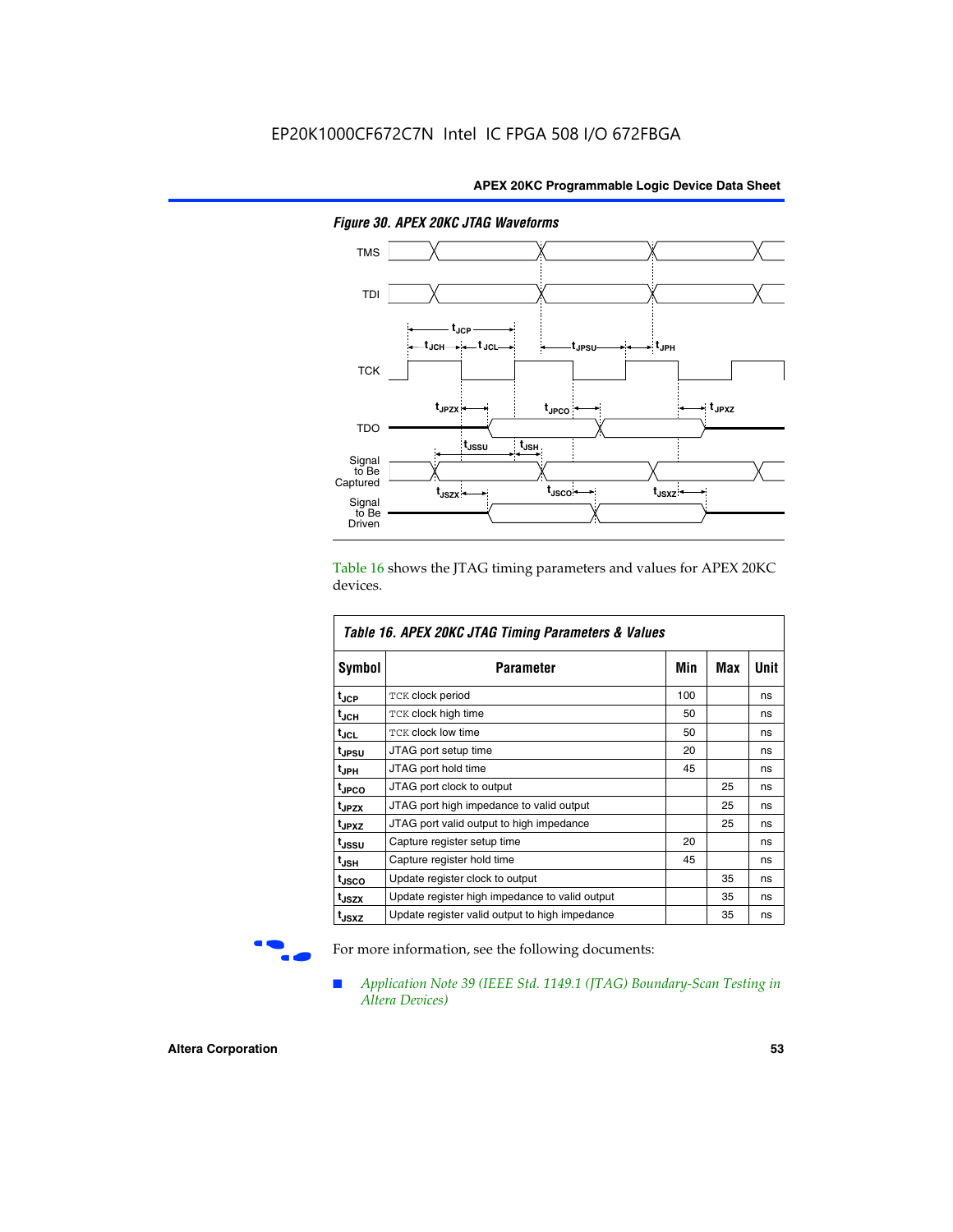*Figure 30. APEX 20KC JTAG Waveforms*

Table 16 shows the JTAG timing parameters and values for APEX 20KC devices.

*Table 16. APEX 20KC JTAG Timing Parameters & Values*

| Symbol | Parameter | Min | Max | Unit |
|---|---|---|---|---|
| $t_{JCP}$ | TCK clock period | 100 | | ns |
| $t_{JCH}$ | TCK clock high time | 50 | | ns |
| $t_{JCL}$ | TCK clock low time | 50 | | ns |
| $t_{JPSU}$ | JTAG port setup time | 20 | | ns |
| $t_{JPH}$ | JTAG port hold time | 45 | | ns |
| $t_{JPCO}$ | JTAG port clock to output | | 25 | ns |
| $t_{JPZX}$ | JTAG port high impedance to valid output | | 25 | ns |
| $t_{JPXZ}$ | JTAG port valid output to high impedance | | 25 | ns |
| $t_{JSSU}$ | Capture register setup time | 20 | | ns |
| $t_{JSH}$ | Capture register hold time | 45 | | ns |
| $t_{JSCO}$ | Update register clock to output | | 35 | ns |
| $t_{JSZX}$ | Update register high impedance to valid output | | 35 | ns |
| $t_{JSXZ}$ | Update register valid output to high impedance | | 35 | ns |

For more information, see the following documents:

- *Application Note 39 (IEEE Std. 1149.1 (JTAG) Boundary-Scan Testing in Altera Devices)*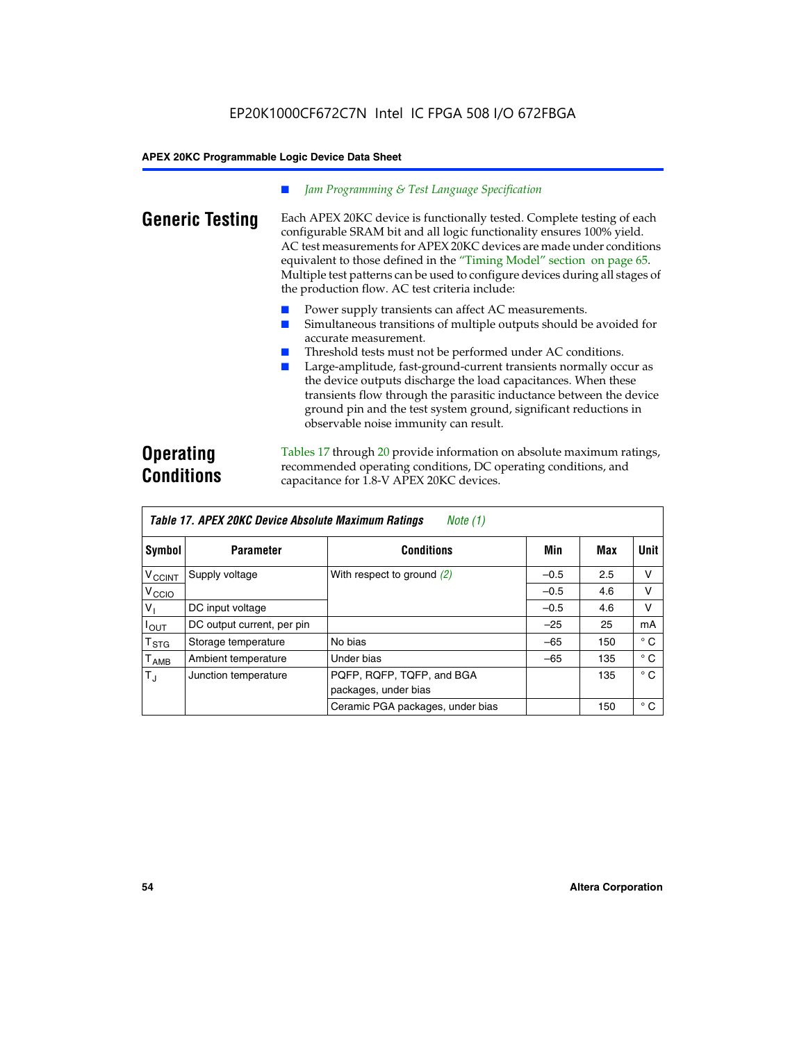■ *Jam Programming & Test Language Specification*

## Generic Testing

Each APEX 20KC device is functionally tested. Complete testing of each configurable SRAM bit and all logic functionality ensures 100% yield. AC test measurements for APEX 20KC devices are made under conditions equivalent to those defined in the "Timing Model" section on page 65. Multiple test patterns can be used to configure devices during all stages of the production flow. AC test criteria include:

- Power supply transients can affect AC measurements.
- Simultaneous transitions of multiple outputs should be avoided for accurate measurement.
- Threshold tests must not be performed under AC conditions.
- Large-amplitude, fast-ground-current transients normally occur as the device outputs discharge the load capacitances. When these transients flow through the parasitic inductance between the device ground pin and the test system ground, significant reductions in observable noise immunity can result.

## Operating Conditions

Tables 17 through 20 provide information on absolute maximum ratings, recommended operating conditions, DC operating conditions, and capacitance for 1.8-V APEX 20KC devices.

**Table 17. APEX 20KC Device Absolute Maximum Ratings** *Note (1)*

| Symbol | Parameter | Conditions | Min | Max | Unit |
|---|---|---|---|---|---|
| $V_{CCINT}$ | Supply voltage | With respect to ground (2) | –0.5 | 2.5 | V |
| $V_{CCIO}$ | | | –0.5 | 4.6 | V |
| $V_I$ | DC input voltage | | –0.5 | 4.6 | V |
| $I_{OUT}$ | DC output current, per pin | | –25 | 25 | mA |
| $T_{STG}$ | Storage temperature | No bias | –65 | 150 | ° C |
| $T_{AMB}$ | Ambient temperature | Under bias | –65 | 135 | ° C |
| $T_J$ | Junction temperature | PQFP, RQFP, TQFP, and BGA packages, under bias | | 135 | ° C |
| | | Ceramic PGA packages, under bias | | 150 | ° C |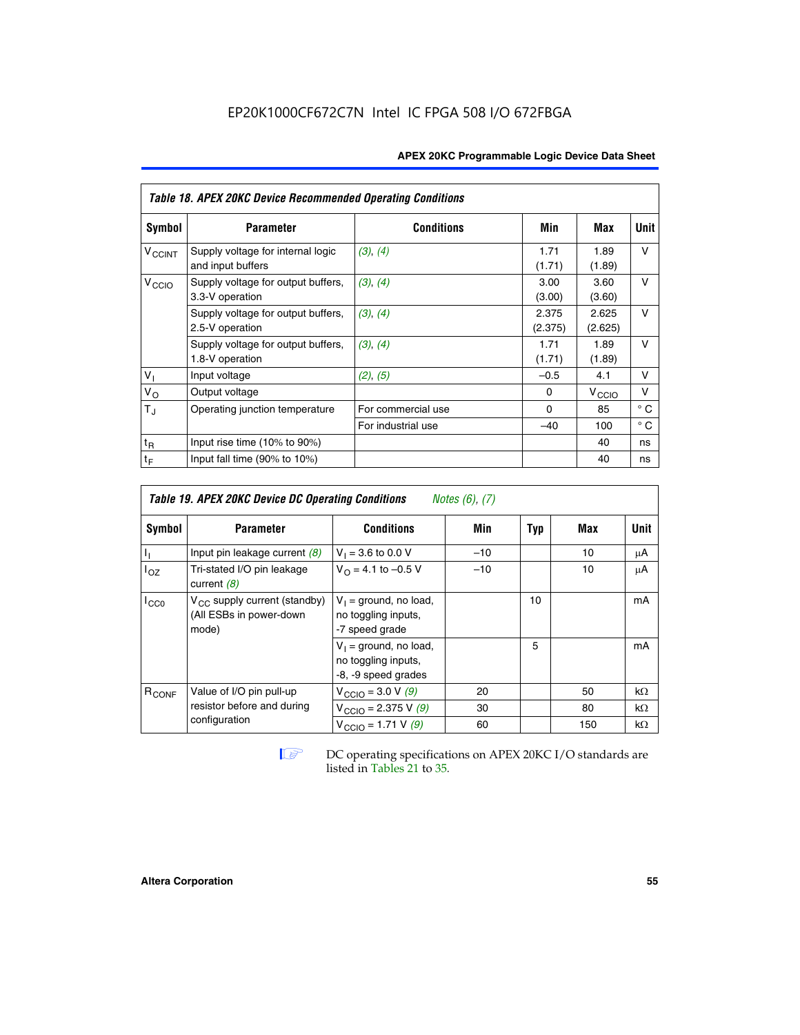EP20K1000CF672C7N Intel IC FPGA 508 I/O 672FBGA

| Table 18. APEX 20KC Device Recommended Operating Conditions | | | | | |
|---|---|---|---|---|---|
| Symbol | Parameter | Conditions | Min | Max | Unit |
| $V_{CCINT}$ | Supply voltage for internal logic and input buffers | *(3)*, *(4)* | 1.71 (1.71) | 1.89 (1.89) | V |
| $V_{CCIO}$ | Supply voltage for output buffers, 3.3-V operation | *(3)*, *(4)* | 3.00 (3.00) | 3.60 (3.60) | V |
| | Supply voltage for output buffers, 2.5-V operation | *(3)*, *(4)* | 2.375 (2.375) | 2.625 (2.625) | V |
| | Supply voltage for output buffers, 1.8-V operation | *(3)*, *(4)* | 1.71 (1.71) | 1.89 (1.89) | V |
| $V_I$ | Input voltage | *(2)*, *(5)* | –0.5 | 4.1 | V |
| $V_O$ | Output voltage | | 0 | $V_{CCIO}$ | V |
| $T_J$ | Operating junction temperature | For commercial use | 0 | 85 | ° C |
| | | For industrial use | –40 | 100 | ° C |
| $t_R$ | Input rise time (10% to 90%) | | | 40 | ns |
| $t_F$ | Input fall time (90% to 10%) | | | 40 | ns |

| Table 19. APEX 20KC Device DC Operating Conditions *Notes (6), (7)* | | | | | | |
|---|---|---|---|---|---|---|
| Symbol | Parameter | Conditions | Min | Typ | Max | Unit |
| $I_I$ | Input pin leakage current *(8)* | $V_I$ = 3.6 to 0.0 V | –10 | | 10 | μA |
| $I_{OZ}$ | Tri-stated I/O pin leakage current *(8)* | $V_O$ = 4.1 to –0.5 V | –10 | | 10 | μA |
| $I_{CC0}$ | $V_{CC}$ supply current (standby) (All ESBs in power-down mode) | $V_I$ = ground, no load, no toggling inputs, -7 speed grade | | 10 | | mA |
| | | $V_I$ = ground, no load, no toggling inputs, -8, -9 speed grades | | 5 | | mA |
| $R_{CONF}$ | Value of I/O pin pull-up resistor before and during configuration | $V_{CCIO}$ = 3.0 V *(9)* | 20 | | 50 | kΩ |
| | | $V_{CCIO}$ = 2.375 V *(9)* | 30 | | 80 | kΩ |
| | | $V_{CCIO}$ = 1.71 V *(9)* | 60 | | 150 | kΩ |

DC operating specifications on APEX 20KC I/O standards are listed in Tables 21 to 35.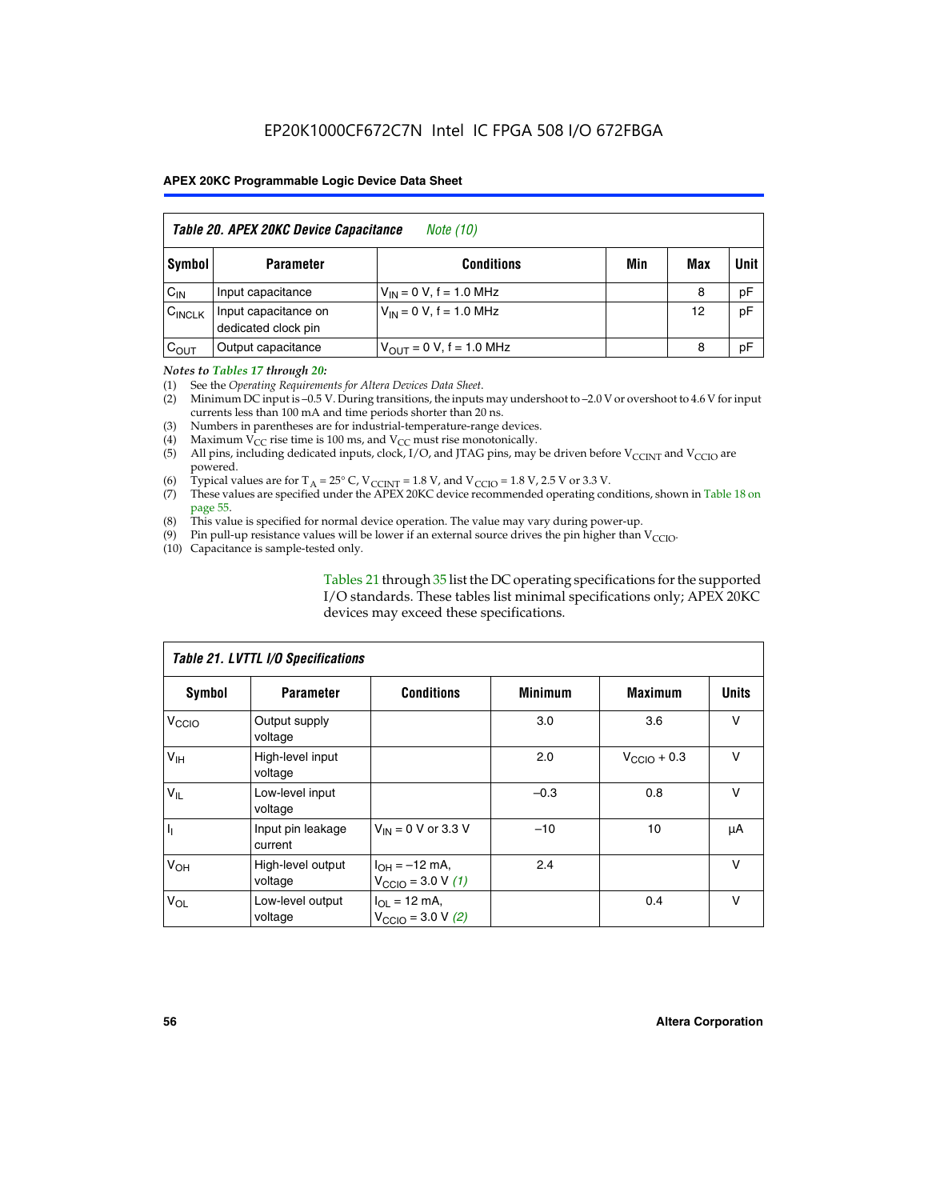| *Table 20. APEX 20KC Device Capacitance* *Note (10)* | | | | | |
|---|---|---|---|---|---|
| **Symbol** | **Parameter** | **Conditions** | **Min** | **Max** | **Unit** |
| $C_{IN}$ | Input capacitance | $V_{IN}$ = 0 V, f = 1.0 MHz | | 8 | pF |
| $C_{INCLK}$ | Input capacitance on dedicated clock pin | $V_{IN}$ = 0 V, f = 1.0 MHz | | 12 | pF |
| $C_{OUT}$ | Output capacitance | $V_{OUT}$ = 0 V, f = 1.0 MHz | | 8 | pF |

*Notes to Tables 17 through 20:*

(1) See the *Operating Requirements for Altera Devices Data Sheet*.
(2) Minimum DC input is –0.5 V. During transitions, the inputs may undershoot to –2.0 V or overshoot to 4.6 V for input currents less than 100 mA and time periods shorter than 20 ns.
(3) Numbers in parentheses are for industrial-temperature-range devices.
(4) Maximum $V_{CC}$ rise time is 100 ms, and $V_{CC}$ must rise monotonically.
(5) All pins, including dedicated inputs, clock, I/O, and JTAG pins, may be driven before $V_{CCINT}$ and $V_{CCIO}$ are powered.
(6) Typical values are for $T_A$ = 25° C, $V_{CCINT}$ = 1.8 V, and $V_{CCIO}$ = 1.8 V, 2.5 V or 3.3 V.
(7) These values are specified under the APEX 20KC device recommended operating conditions, shown in Table 18 on page 55.
(8) This value is specified for normal device operation. The value may vary during power-up.
(9) Pin pull-up resistance values will be lower if an external source drives the pin higher than $V_{CCIO}$.
(10) Capacitance is sample-tested only.

Tables 21 through 35 list the DC operating specifications for the supported I/O standards. These tables list minimal specifications only; APEX 20KC devices may exceed these specifications.

| *Table 21. LVTTL I/O Specifications* | | | | | |
|---|---|---|---|---|---|
| **Symbol** | **Parameter** | **Conditions** | **Minimum** | **Maximum** | **Units** |
| $V_{CCIO}$ | Output supply voltage | | 3.0 | 3.6 | V |
| $V_{IH}$ | High-level input voltage | | 2.0 | $V_{CCIO}$ + 0.3 | V |
| $V_{IL}$ | Low-level input voltage | | –0.3 | 0.8 | V |
| $I_I$ | Input pin leakage current | $V_{IN}$ = 0 V or 3.3 V | –10 | 10 | μA |
| $V_{OH}$ | High-level output voltage | $I_{OH}$ = –12 mA, $V_{CCIO}$ = 3.0 V *(1)* | 2.4 | | V |
| $V_{OL}$ | Low-level output voltage | $I_{OL}$ = 12 mA, $V_{CCIO}$ = 3.0 V *(2)* | | 0.4 | V |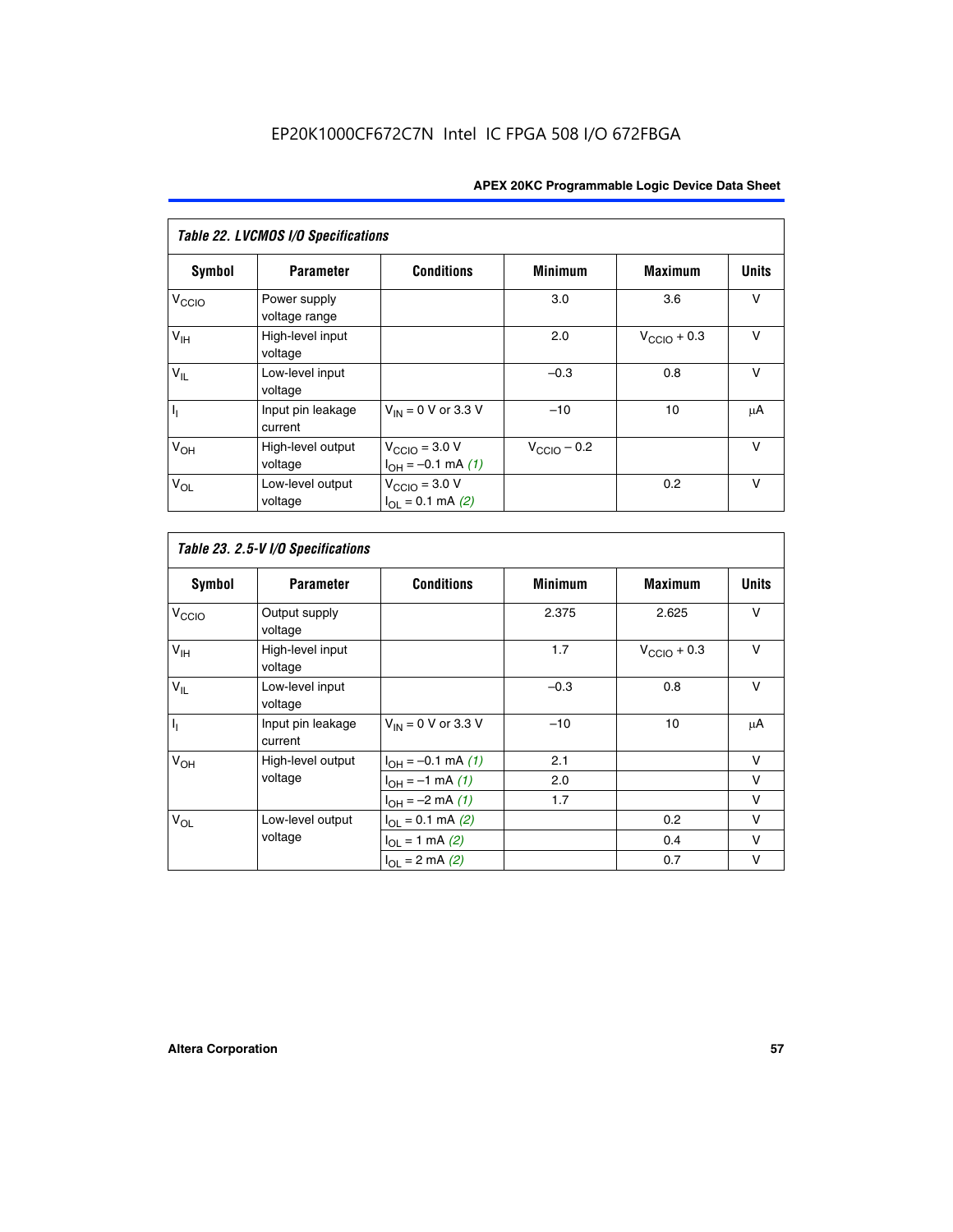EP20K1000CF672C7N Intel IC FPGA 508 I/O 672FBGA

**Table 22. LVCMOS I/O Specifications**

| Symbol | Parameter | Conditions | Minimum | Maximum | Units |
|---|---|---|---|---|---|
| $V_{CCIO}$ | Power supply voltage range | | 3.0 | 3.6 | V |
| $V_{IH}$ | High-level input voltage | | 2.0 | $V_{CCIO}$ + 0.3 | V |
| $V_{IL}$ | Low-level input voltage | | –0.3 | 0.8 | V |
| $I_I$ | Input pin leakage current | $V_{IN}$ = 0 V or 3.3 V | –10 | 10 | μA |
| $V_{OH}$ | High-level output voltage | $V_{CCIO}$ = 3.0 V $I_{OH}$ = –0.1 mA *(1)* | $V_{CCIO}$ – 0.2 | | V |
| $V_{OL}$ | Low-level output voltage | $V_{CCIO}$ = 3.0 V $I_{OL}$ = 0.1 mA *(2)* | | 0.2 | V |

**Table 23. 2.5-V I/O Specifications**

| Symbol | Parameter | Conditions | Minimum | Maximum | Units |
|---|---|---|---|---|---|
| $V_{CCIO}$ | Output supply voltage | | 2.375 | 2.625 | V |
| $V_{IH}$ | High-level input voltage | | 1.7 | $V_{CCIO}$ + 0.3 | V |
| $V_{IL}$ | Low-level input voltage | | –0.3 | 0.8 | V |
| $I_I$ | Input pin leakage current | $V_{IN}$ = 0 V or 3.3 V | –10 | 10 | μA |
| $V_{OH}$ | High-level output voltage | $I_{OH}$ = –0.1 mA *(1)* | 2.1 | | V |
| | | $I_{OH}$ = –1 mA *(1)* | 2.0 | | V |
| | | $I_{OH}$ = –2 mA *(1)* | 1.7 | | V |
| $V_{OL}$ | Low-level output voltage | $I_{OL}$ = 0.1 mA *(2)* | | 0.2 | V |
| | | $I_{OL}$ = 1 mA *(2)* | | 0.4 | V |
| | | $I_{OL}$ = 2 mA *(2)* | | 0.7 | V |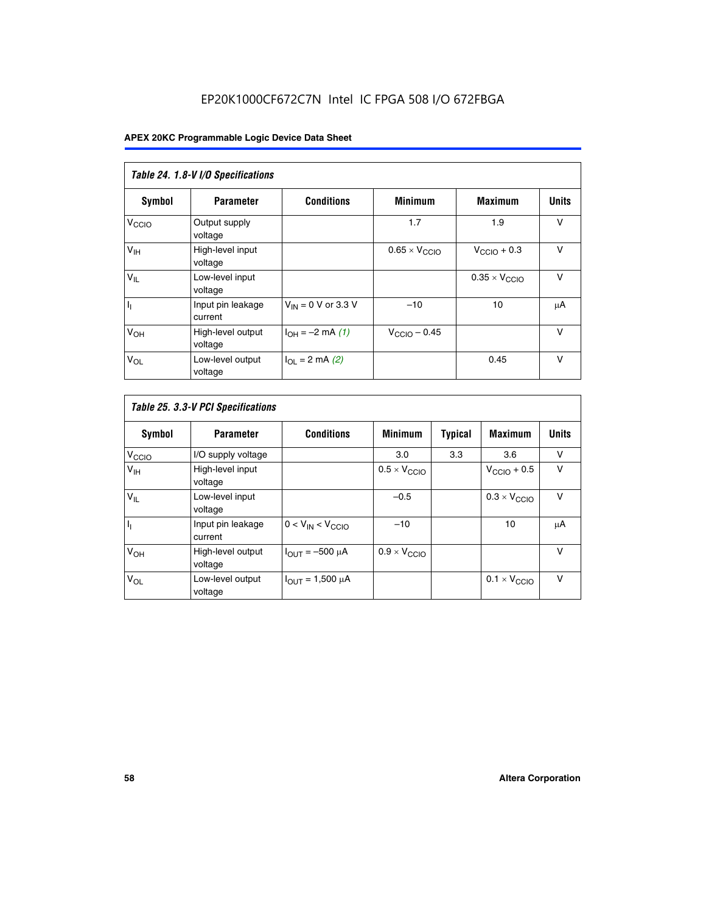EP20K1000CF672C7N Intel IC FPGA 508 I/O 672FBGA

**APEX 20KC Programmable Logic Device Data Sheet**

*Table 24. 1.8-V I/O Specifications*

| Symbol | Parameter | Conditions | Minimum | Maximum | Units |
|---|---|---|---|---|---|
| $V_{CCIO}$ | Output supply voltage | | 1.7 | 1.9 | V |
| $V_{IH}$ | High-level input voltage | | $0.65 \times V_{CCIO}$ | $V_{CCIO} + 0.3$ | V |
| $V_{IL}$ | Low-level input voltage | | | $0.35 \times V_{CCIO}$ | V |
| $I_I$ | Input pin leakage current | $V_{IN}$ = 0 V or 3.3 V | –10 | 10 | μA |
| $V_{OH}$ | High-level output voltage | $I_{OH}$ = –2 mA *(1)* | $V_{CCIO} - 0.45$ | | V |
| $V_{OL}$ | Low-level output voltage | $I_{OL}$ = 2 mA *(2)* | | 0.45 | V |

*Table 25. 3.3-V PCI Specifications*

| Symbol | Parameter | Conditions | Minimum | Typical | Maximum | Units |
|---|---|---|---|---|---|---|
| $V_{CCIO}$ | I/O supply voltage | | 3.0 | 3.3 | 3.6 | V |
| $V_{IH}$ | High-level input voltage | | $0.5 \times V_{CCIO}$ | | $V_{CCIO} + 0.5$ | V |
| $V_{IL}$ | Low-level input voltage | | –0.5 | | $0.3 \times V_{CCIO}$ | V |
| $I_I$ | Input pin leakage current | $0 < V_{IN} < V_{CCIO}$ | –10 | | 10 | μA |
| $V_{OH}$ | High-level output voltage | $I_{OUT}$ = –500 μA | $0.9 \times V_{CCIO}$ | | | V |
| $V_{OL}$ | Low-level output voltage | $I_{OUT}$ = 1,500 μA | | | $0.1 \times V_{CCIO}$ | V |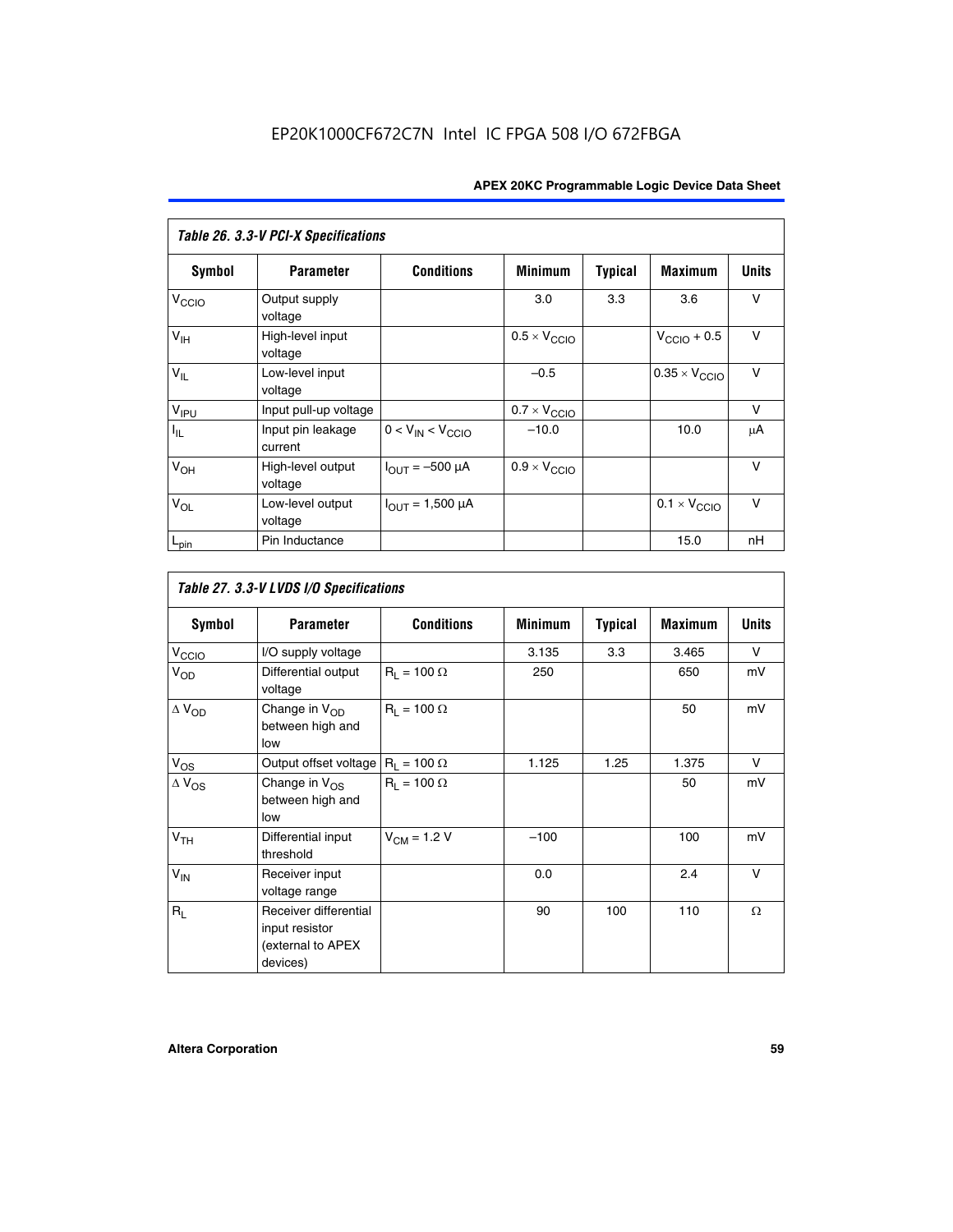*Table 26. 3.3-V PCI-X Specifications*

| Symbol | Parameter | Conditions | Minimum | Typical | Maximum | Units |
|---|---|---|---|---|---|---|
| $V_{CCIO}$ | Output supply voltage | | 3.0 | 3.3 | 3.6 | V |
| $V_{IH}$ | High-level input voltage | | $0.5 \times V_{CCIO}$ | | $V_{CCIO} + 0.5$ | V |
| $V_{IL}$ | Low-level input voltage | | –0.5 | | $0.35 \times V_{CCIO}$ | V |
| $V_{IPU}$ | Input pull-up voltage | | $0.7 \times V_{CCIO}$ | | | V |
| $I_{IL}$ | Input pin leakage current | $0 < V_{IN} < V_{CCIO}$ | –10.0 | | 10.0 | μA |
| $V_{OH}$ | High-level output voltage | $I_{OUT} = -500$ μA | $0.9 \times V_{CCIO}$ | | | V |
| $V_{OL}$ | Low-level output voltage | $I_{OUT} = 1{,}500$ μA | | | $0.1 \times V_{CCIO}$ | V |
| $L_{pin}$ | Pin Inductance | | | | 15.0 | nH |

*Table 27. 3.3-V LVDS I/O Specifications*

| Symbol | Parameter | Conditions | Minimum | Typical | Maximum | Units |
|---|---|---|---|---|---|---|
| $V_{CCIO}$ | I/O supply voltage | | 3.135 | 3.3 | 3.465 | V |
| $V_{OD}$ | Differential output voltage | $R_L = 100\ \Omega$ | 250 | | 650 | mV |
| $\Delta V_{OD}$ | Change in $V_{OD}$ between high and low | $R_L = 100\ \Omega$ | | | 50 | mV |
| $V_{OS}$ | Output offset voltage | $R_L = 100\ \Omega$ | 1.125 | 1.25 | 1.375 | V |
| $\Delta V_{OS}$ | Change in $V_{OS}$ between high and low | $R_L = 100\ \Omega$ | | | 50 | mV |
| $V_{TH}$ | Differential input threshold | $V_{CM} = 1.2$ V | –100 | | 100 | mV |
| $V_{IN}$ | Receiver input voltage range | | 0.0 | | 2.4 | V |
| $R_L$ | Receiver differential input resistor (external to APEX devices) | | 90 | 100 | 110 | Ω |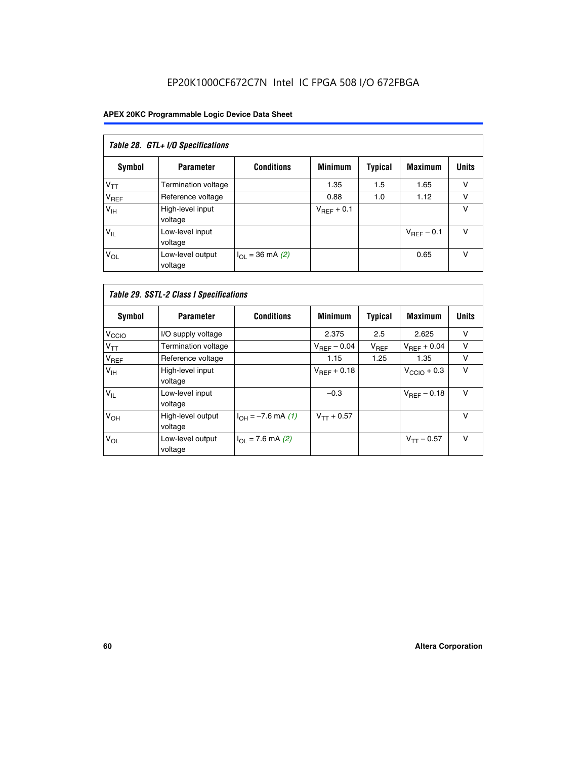EP20K1000CF672C7N Intel IC FPGA 508 I/O 672FBGA

**Table 28. GTL+ I/O Specifications**

| Symbol | Parameter | Conditions | Minimum | Typical | Maximum | Units |
|---|---|---|---|---|---|---|
| $V_{TT}$ | Termination voltage | | 1.35 | 1.5 | 1.65 | V |
| $V_{REF}$ | Reference voltage | | 0.88 | 1.0 | 1.12 | V |
| $V_{IH}$ | High-level input voltage | | $V_{REF}$ + 0.1 | | | V |
| $V_{IL}$ | Low-level input voltage | | | | $V_{REF}$ – 0.1 | V |
| $V_{OL}$ | Low-level output voltage | $I_{OL}$ = 36 mA *(2)* | | | 0.65 | V |

**Table 29. SSTL-2 Class I Specifications**

| Symbol | Parameter | Conditions | Minimum | Typical | Maximum | Units |
|---|---|---|---|---|---|---|
| $V_{CCIO}$ | I/O supply voltage | | 2.375 | 2.5 | 2.625 | V |
| $V_{TT}$ | Termination voltage | | $V_{REF}$ – 0.04 | $V_{REF}$ | $V_{REF}$ + 0.04 | V |
| $V_{REF}$ | Reference voltage | | 1.15 | 1.25 | 1.35 | V |
| $V_{IH}$ | High-level input voltage | | $V_{REF}$ + 0.18 | | $V_{CCIO}$ + 0.3 | V |
| $V_{IL}$ | Low-level input voltage | | –0.3 | | $V_{REF}$ – 0.18 | V |
| $V_{OH}$ | High-level output voltage | $I_{OH}$ = –7.6 mA *(1)* | $V_{TT}$ + 0.57 | | | V |
| $V_{OL}$ | Low-level output voltage | $I_{OL}$ = 7.6 mA *(2)* | | | $V_{TT}$ – 0.57 | V |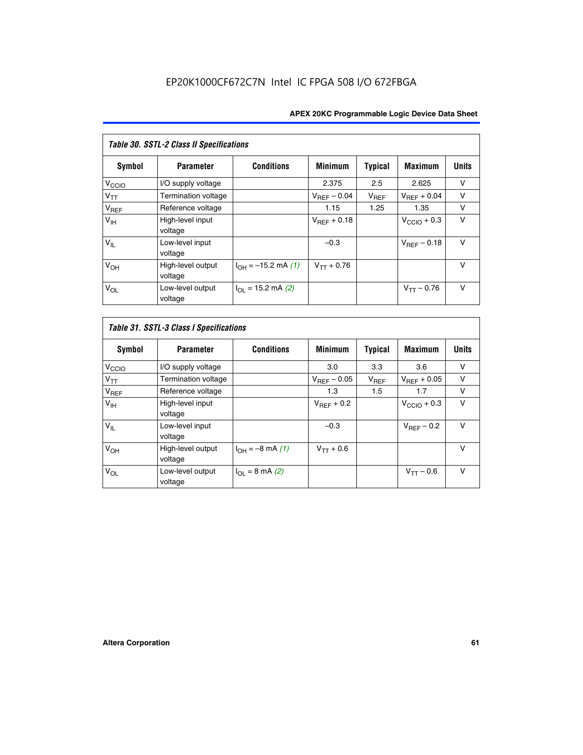*Table 30. SSTL-2 Class II Specifications*

| Symbol | Parameter | Conditions | Minimum | Typical | Maximum | Units |
|---|---|---|---|---|---|---|
| $V_{CCIO}$ | I/O supply voltage | | 2.375 | 2.5 | 2.625 | V |
| $V_{TT}$ | Termination voltage | | $V_{REF} - 0.04$ | $V_{REF}$ | $V_{REF} + 0.04$ | V |
| $V_{REF}$ | Reference voltage | | 1.15 | 1.25 | 1.35 | V |
| $V_{IH}$ | High-level input voltage | | $V_{REF} + 0.18$ | | $V_{CCIO} + 0.3$ | V |
| $V_{IL}$ | Low-level input voltage | | –0.3 | | $V_{REF} - 0.18$ | V |
| $V_{OH}$ | High-level output voltage | $I_{OH} = -15.2$ mA *(1)* | $V_{TT} + 0.76$ | | | V |
| $V_{OL}$ | Low-level output voltage | $I_{OL} = 15.2$ mA *(2)* | | | $V_{TT} - 0.76$ | V |

*Table 31. SSTL-3 Class I Specifications*

| Symbol | Parameter | Conditions | Minimum | Typical | Maximum | Units |
|---|---|---|---|---|---|---|
| $V_{CCIO}$ | I/O supply voltage | | 3.0 | 3.3 | 3.6 | V |
| $V_{TT}$ | Termination voltage | | $V_{REF} - 0.05$ | $V_{REF}$ | $V_{REF} + 0.05$ | V |
| $V_{REF}$ | Reference voltage | | 1.3 | 1.5 | 1.7 | V |
| $V_{IH}$ | High-level input voltage | | $V_{REF} + 0.2$ | | $V_{CCIO} + 0.3$ | V |
| $V_{IL}$ | Low-level input voltage | | –0.3 | | $V_{REF} - 0.2$ | V |
| $V_{OH}$ | High-level output voltage | $I_{OH} = -8$ mA *(1)* | $V_{TT} + 0.6$ | | | V |
| $V_{OL}$ | Low-level output voltage | $I_{OL} = 8$ mA *(2)* | | | $V_{TT} - 0.6$ | V |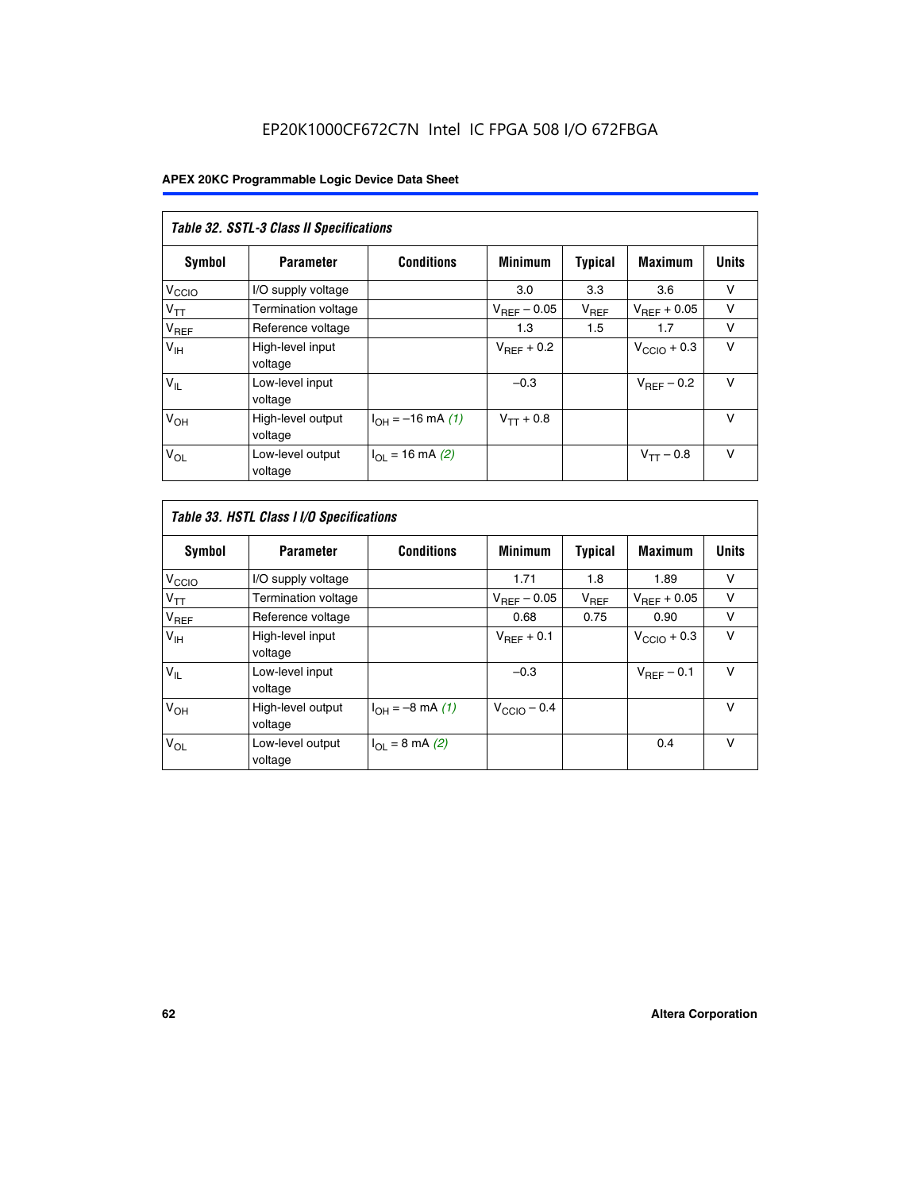EP20K1000CF672C7N Intel IC FPGA 508 I/O 672FBGA

**Table 32. SSTL-3 Class II Specifications**

| Symbol | Parameter | Conditions | Minimum | Typical | Maximum | Units |
|---|---|---|---|---|---|---|
| $V_{CCIO}$ | I/O supply voltage | | 3.0 | 3.3 | 3.6 | V |
| $V_{TT}$ | Termination voltage | | $V_{REF} - 0.05$ | $V_{REF}$ | $V_{REF} + 0.05$ | V |
| $V_{REF}$ | Reference voltage | | 1.3 | 1.5 | 1.7 | V |
| $V_{IH}$ | High-level input voltage | | $V_{REF} + 0.2$ | | $V_{CCIO} + 0.3$ | V |
| $V_{IL}$ | Low-level input voltage | | –0.3 | | $V_{REF} - 0.2$ | V |
| $V_{OH}$ | High-level output voltage | $I_{OH} = -16$ mA *(1)* | $V_{TT} + 0.8$ | | | V |
| $V_{OL}$ | Low-level output voltage | $I_{OL} = 16$ mA *(2)* | | | $V_{TT} - 0.8$ | V |

**Table 33. HSTL Class I I/O Specifications**

| Symbol | Parameter | Conditions | Minimum | Typical | Maximum | Units |
|---|---|---|---|---|---|---|
| $V_{CCIO}$ | I/O supply voltage | | 1.71 | 1.8 | 1.89 | V |
| $V_{TT}$ | Termination voltage | | $V_{REF} - 0.05$ | $V_{REF}$ | $V_{REF} + 0.05$ | V |
| $V_{REF}$ | Reference voltage | | 0.68 | 0.75 | 0.90 | V |
| $V_{IH}$ | High-level input voltage | | $V_{REF} + 0.1$ | | $V_{CCIO} + 0.3$ | V |
| $V_{IL}$ | Low-level input voltage | | –0.3 | | $V_{REF} - 0.1$ | V |
| $V_{OH}$ | High-level output voltage | $I_{OH} = -8$ mA *(1)* | $V_{CCIO} - 0.4$ | | | V |
| $V_{OL}$ | Low-level output voltage | $I_{OL} = 8$ mA *(2)* | | | 0.4 | V |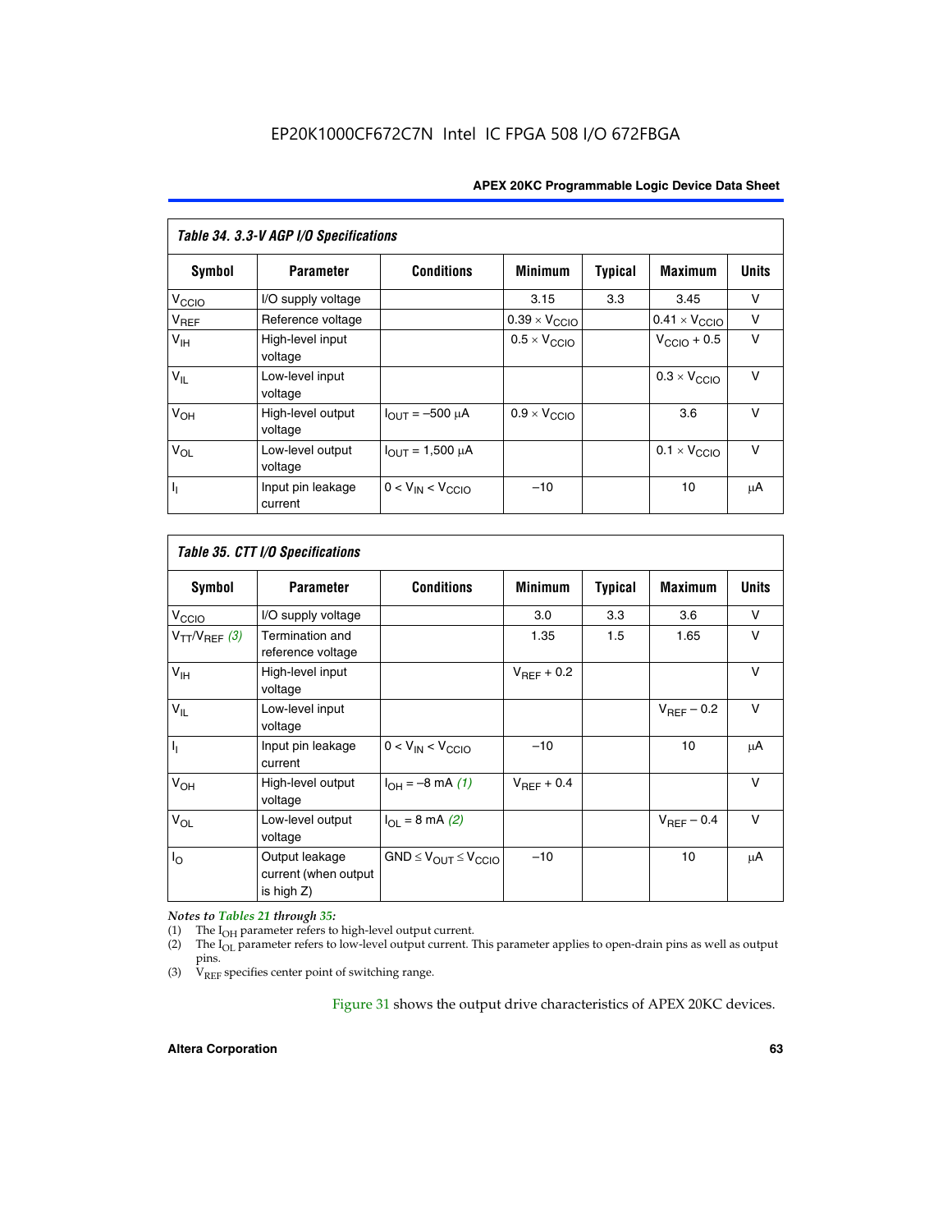## Table 34. 3.3-V AGP I/O Specifications

| Symbol | Parameter | Conditions | Minimum | Typical | Maximum | Units |
|---|---|---|---|---|---|---|
| $V_{CCIO}$ | I/O supply voltage | | 3.15 | 3.3 | 3.45 | V |
| $V_{REF}$ | Reference voltage | | $0.39 \times V_{CCIO}$ | | $0.41 \times V_{CCIO}$ | V |
| $V_{IH}$ | High-level input voltage | | $0.5 \times V_{CCIO}$ | | $V_{CCIO} + 0.5$ | V |
| $V_{IL}$ | Low-level input voltage | | | | $0.3 \times V_{CCIO}$ | V |
| $V_{OH}$ | High-level output voltage | $I_{OUT} = -500\ \mu A$ | $0.9 \times V_{CCIO}$ | | 3.6 | V |
| $V_{OL}$ | Low-level output voltage | $I_{OUT} = 1{,}500\ \mu A$ | | | $0.1 \times V_{CCIO}$ | V |
| $I_I$ | Input pin leakage current | $0 < V_{IN} < V_{CCIO}$ | –10 | | 10 | μA |

## Table 35. CTT I/O Specifications

| Symbol | Parameter | Conditions | Minimum | Typical | Maximum | Units |
|---|---|---|---|---|---|---|
| $V_{CCIO}$ | I/O supply voltage | | 3.0 | 3.3 | 3.6 | V |
| $V_{TT}/V_{REF}$ *(3)* | Termination and reference voltage | | 1.35 | 1.5 | 1.65 | V |
| $V_{IH}$ | High-level input voltage | | $V_{REF} + 0.2$ | | | V |
| $V_{IL}$ | Low-level input voltage | | | | $V_{REF} - 0.2$ | V |
| $I_I$ | Input pin leakage current | $0 < V_{IN} < V_{CCIO}$ | –10 | | 10 | μA |
| $V_{OH}$ | High-level output voltage | $I_{OH} = -8$ mA *(1)* | $V_{REF} + 0.4$ | | | V |
| $V_{OL}$ | Low-level output voltage | $I_{OL} = 8$ mA *(2)* | | | $V_{REF} - 0.4$ | V |
| $I_O$ | Output leakage current (when output is high Z) | $GND \leq V_{OUT} \leq V_{CCIO}$ | –10 | | 10 | μA |

*Notes to Tables 21 through 35:*

(1) The $I_{OH}$ parameter refers to high-level output current.

(2) The $I_{OL}$ parameter refers to low-level output current. This parameter applies to open-drain pins as well as output pins.

(3) $V_{REF}$ specifies center point of switching range.

Figure 31 shows the output drive characteristics of APEX 20KC devices.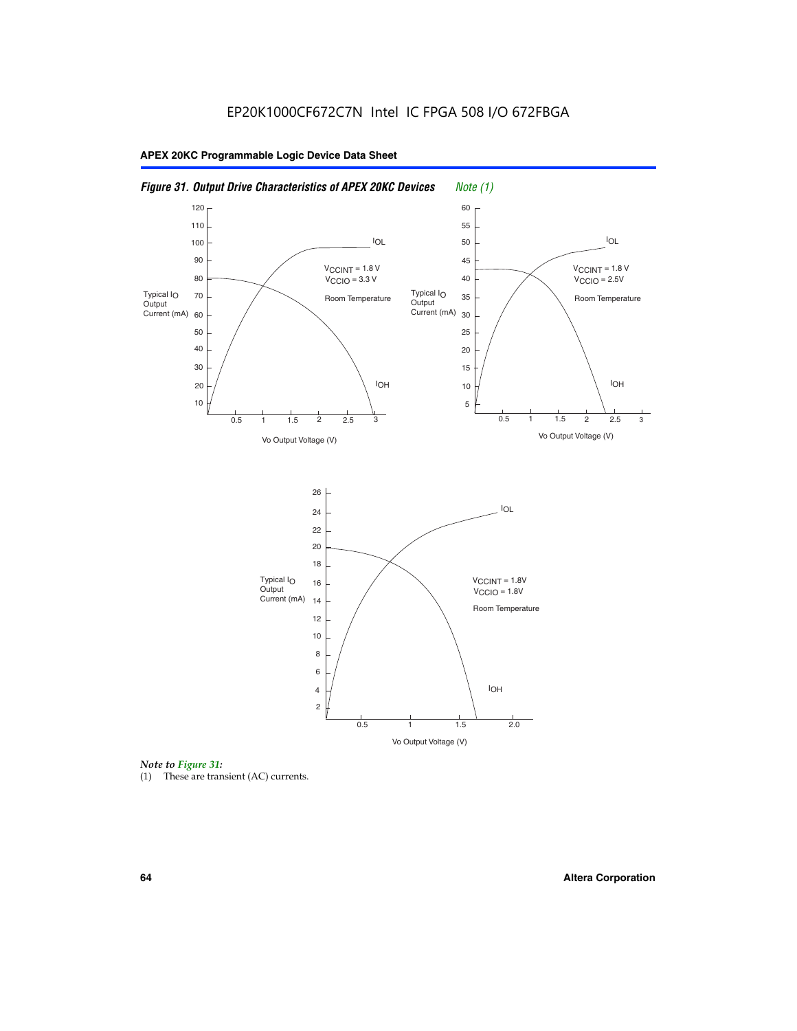*Figure 31. Output Drive Characteristics of APEX 20KC Devices* *Note (1)*

*Note to Figure 31:*

(1) These are transient (AC) currents.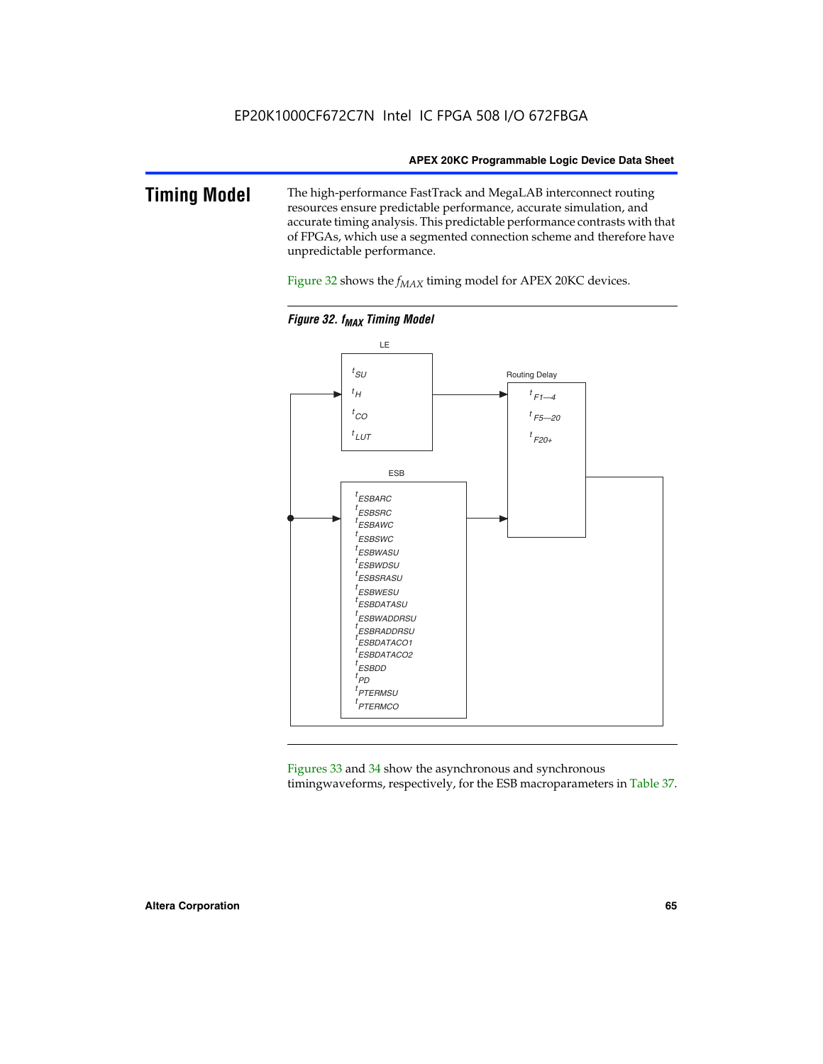## Timing Model

The high-performance FastTrack and MegaLAB interconnect routing resources ensure predictable performance, accurate simulation, and accurate timing analysis. This predictable performance contrasts with that of FPGAs, which use a segmented connection scheme and therefore have unpredictable performance.

Figure 32 shows the $f_{MAX}$ timing model for APEX 20KC devices.

*Figure 32. $f_{MAX}$ Timing Model*

LE

$t_{SU}$
$t_{H}$
$t_{CO}$
$t_{LUT}$

Routing Delay

$t_{F1-4}$
$t_{F5-20}$
$t_{F20+}$

ESB

$t_{ESBARC}$
$t_{ESBSRC}$
$t_{ESBAWC}$
$t_{ESBSWC}$
$t_{ESBWASU}$
$t_{ESBWDSU}$
$t_{ESBSRASU}$
$t_{ESBWESU}$
$t_{ESBDATASU}$
$t_{ESBWADDRSU}$
$t_{ESBRADDRSU}$
$t_{ESBDATACO1}$
$t_{ESBDATACO2}$
$t_{ESBDD}$
$t_{PD}$
$t_{PTERMSU}$
$t_{PTERMCO}$

Figures 33 and 34 show the asynchronous and synchronous timingwaveforms, respectively, for the ESB macroparameters in Table 37.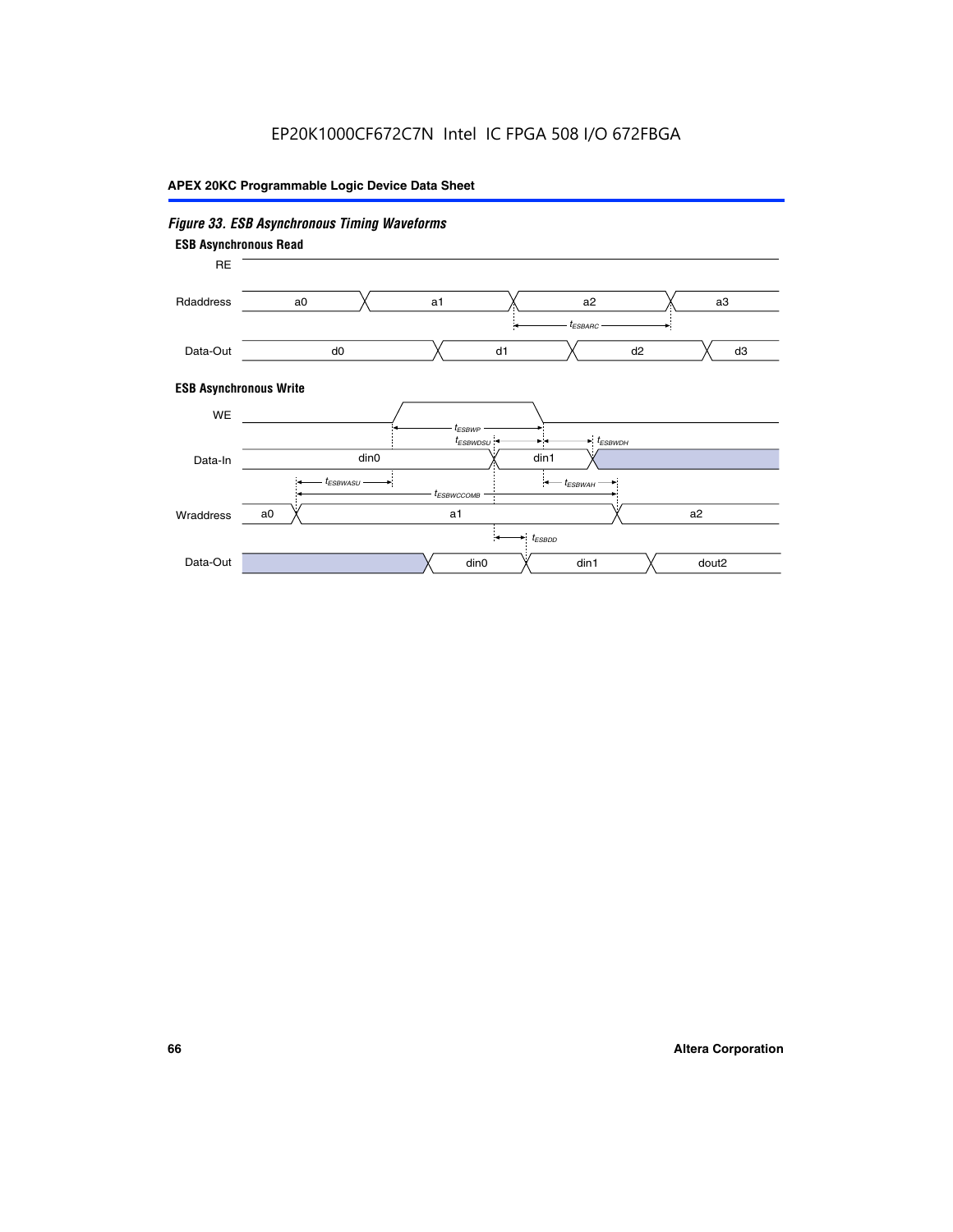*Figure 33. ESB Asynchronous Timing Waveforms*

**ESB Asynchronous Read**

RE

Rdaddress: a0, a1, a2, a3

$t_{ESBARC}$

Data-Out: d0, d1, d2, d3

**ESB Asynchronous Write**

WE

$t_{ESBWP}$

$t_{ESBWDSU}$ $t_{ESBWDH}$

Data-In: din0, din1

$t_{ESBWASU}$ $t_{ESBWAH}$

$t_{ESBWCCOMB}$

Wraddress: a0, a1, a2

$t_{ESBDD}$

Data-Out: din0, din1, dout2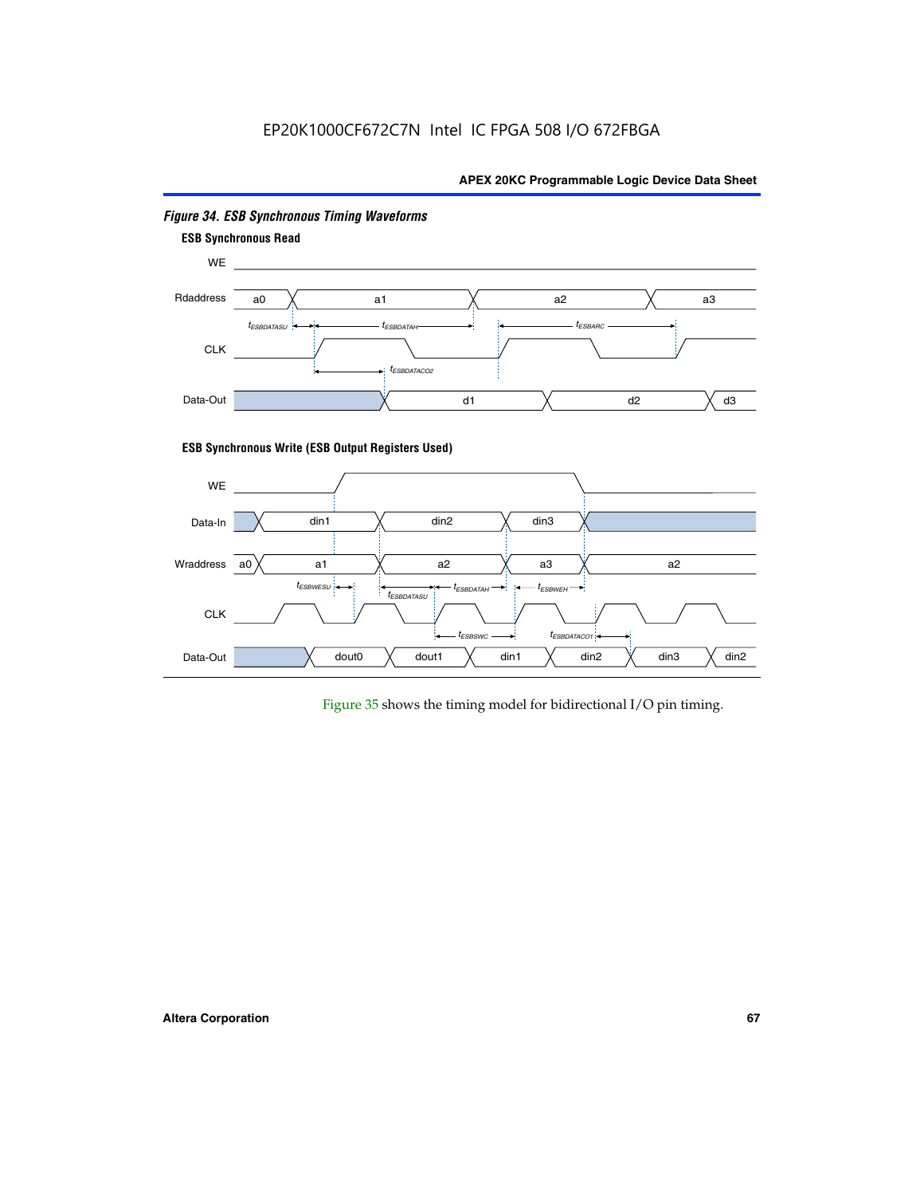*Figure 34. ESB Synchronous Timing Waveforms*

**ESB Synchronous Read**

WE

Rdaddress a0 a1 a2 a3

$t_{ESBDATASU}$ $t_{ESBDATAH}$ $t_{ESBARC}$

CLK

$t_{ESBDATACO2}$

Data-Out d1 d2 d3

**ESB Synchronous Write (ESB Output Registers Used)**

WE

Data-In din1 din2 din3

Wraddress a0 a1 a2 a3 a2

$t_{ESBWESU}$ $t_{ESBDATASU}$ $t_{ESBDATAH}$ $t_{ESBWEH}$

CLK

$t_{ESBSWC}$ $t_{ESBDATACO1}$

Data-Out dout0 dout1 din1 din2 din3 din2

Figure 35 shows the timing model for bidirectional I/O pin timing.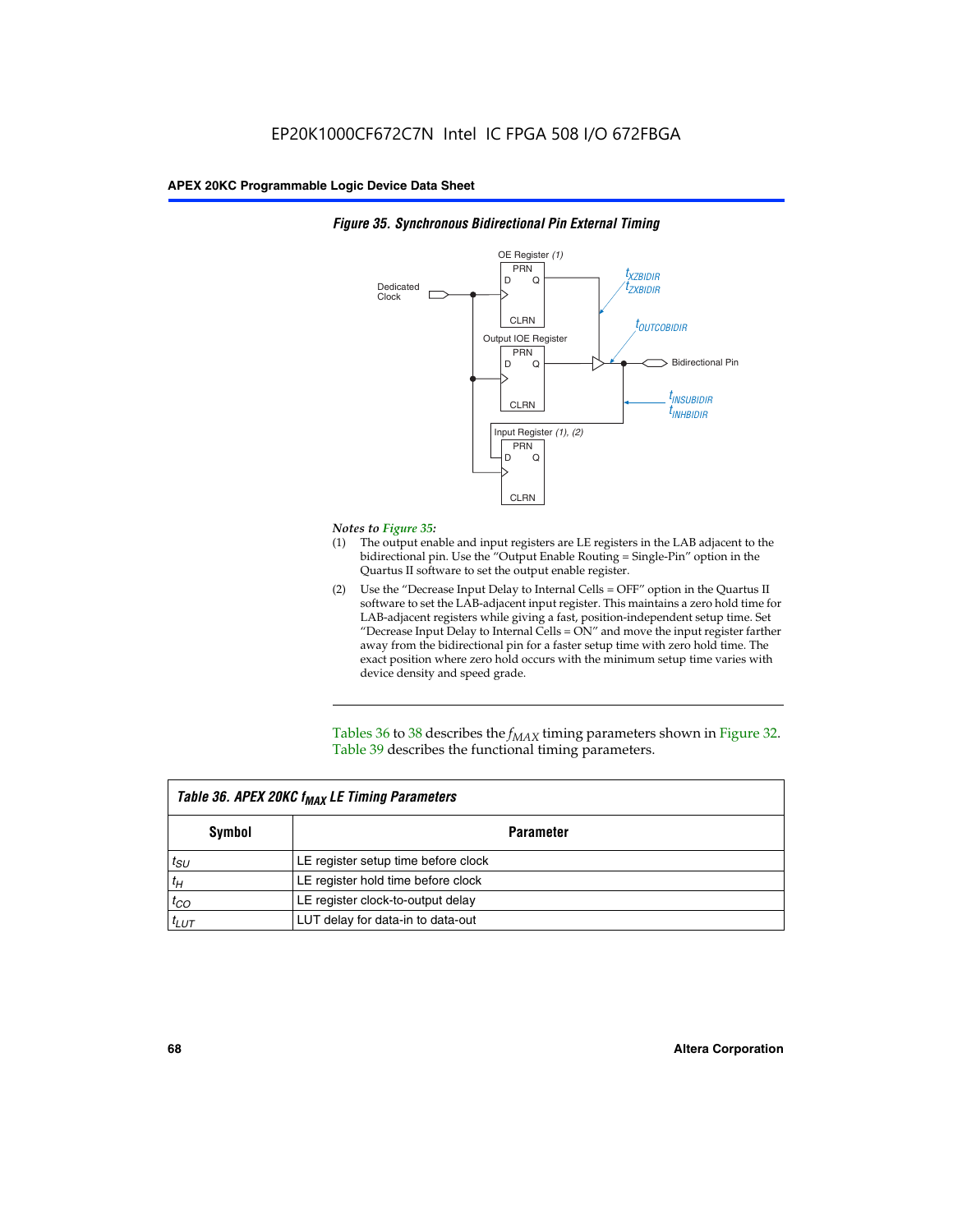**Figure 35. Synchronous Bidirectional Pin External Timing**

*Notes to Figure 35:*

(1) The output enable and input registers are LE registers in the LAB adjacent to the bidirectional pin. Use the "Output Enable Routing = Single-Pin" option in the Quartus II software to set the output enable register.

(2) Use the "Decrease Input Delay to Internal Cells = OFF" option in the Quartus II software to set the LAB-adjacent input register. This maintains a zero hold time for LAB-adjacent registers while giving a fast, position-independent setup time. Set "Decrease Input Delay to Internal Cells = ON" and move the input register farther away from the bidirectional pin for a faster setup time with zero hold time. The exact position where zero hold occurs with the minimum setup time varies with device density and speed grade.

Tables 36 to 38 describes the $f_{MAX}$ timing parameters shown in Figure 32. Table 39 describes the functional timing parameters.

**Table 36. APEX 20KC $f_{MAX}$ LE Timing Parameters**

| Symbol | Parameter |
|---|---|
| $t_{SU}$ | LE register setup time before clock |
| $t_H$ | LE register hold time before clock |
| $t_{CO}$ | LE register clock-to-output delay |
| $t_{LUT}$ | LUT delay for data-in to data-out |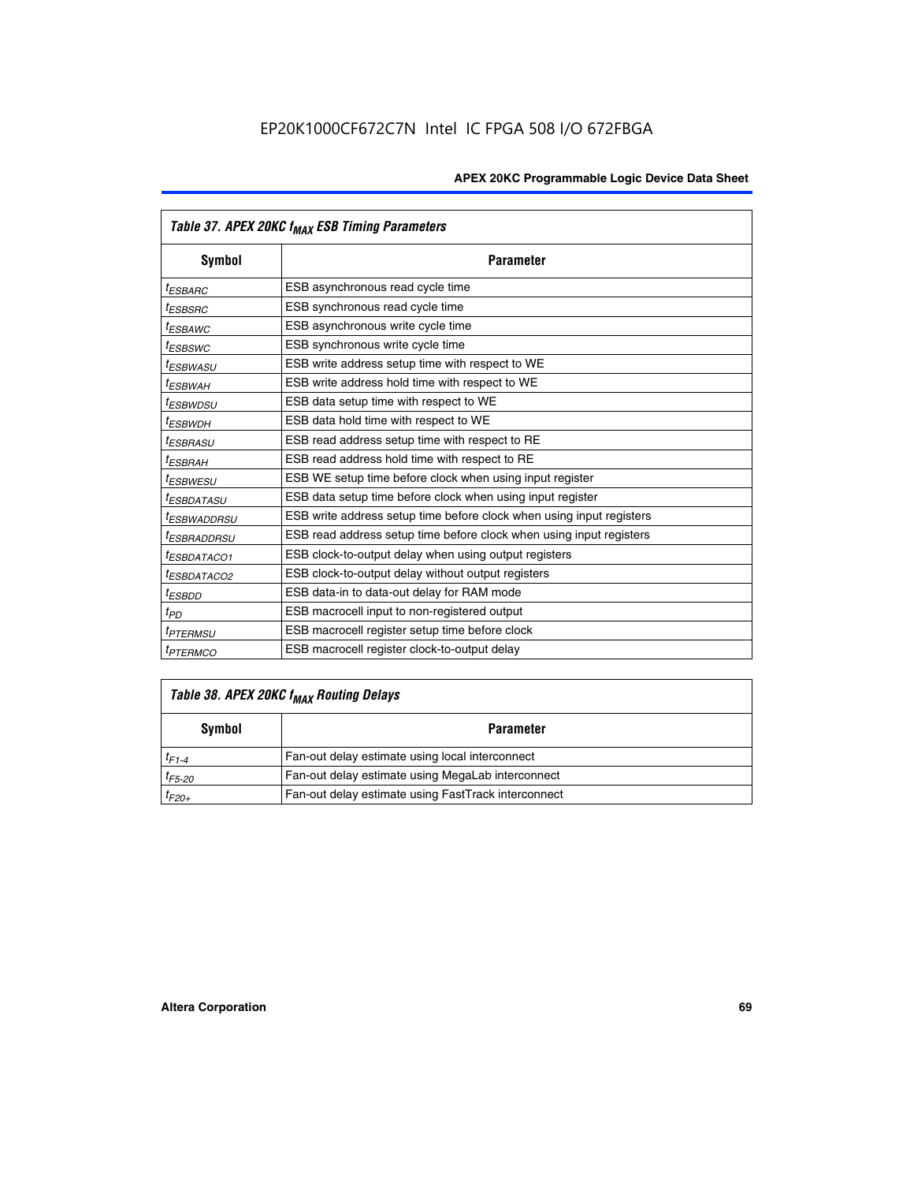| Table 37. APEX 20KC $f_{MAX}$ ESB Timing Parameters | |
|---|---|
| **Symbol** | **Parameter** |
| $t_{ESBARC}$ | ESB asynchronous read cycle time |
| $t_{ESBSRC}$ | ESB synchronous read cycle time |
| $t_{ESBAWC}$ | ESB asynchronous write cycle time |
| $t_{ESBSWC}$ | ESB synchronous write cycle time |
| $t_{ESBWASU}$ | ESB write address setup time with respect to WE |
| $t_{ESBWAH}$ | ESB write address hold time with respect to WE |
| $t_{ESBWDSU}$ | ESB data setup time with respect to WE |
| $t_{ESBWDH}$ | ESB data hold time with respect to WE |
| $t_{ESBRASU}$ | ESB read address setup time with respect to RE |
| $t_{ESBRAH}$ | ESB read address hold time with respect to RE |
| $t_{ESBWESU}$ | ESB WE setup time before clock when using input register |
| $t_{ESBDATASU}$ | ESB data setup time before clock when using input register |
| $t_{ESBWADDRSU}$ | ESB write address setup time before clock when using input registers |
| $t_{ESBRADDRSU}$ | ESB read address setup time before clock when using input registers |
| $t_{ESBDATACO1}$ | ESB clock-to-output delay when using output registers |
| $t_{ESBDATACO2}$ | ESB clock-to-output delay without output registers |
| $t_{ESBDD}$ | ESB data-in to data-out delay for RAM mode |
| $t_{PD}$ | ESB macrocell input to non-registered output |
| $t_{PTERMSU}$ | ESB macrocell register setup time before clock |
| $t_{PTERMCO}$ | ESB macrocell register clock-to-output delay |

| Table 38. APEX 20KC $f_{MAX}$ Routing Delays | |
|---|---|
| **Symbol** | **Parameter** |
| $t_{F1-4}$ | Fan-out delay estimate using local interconnect |
| $t_{F5-20}$ | Fan-out delay estimate using MegaLab interconnect |
| $t_{F20+}$ | Fan-out delay estimate using FastTrack interconnect |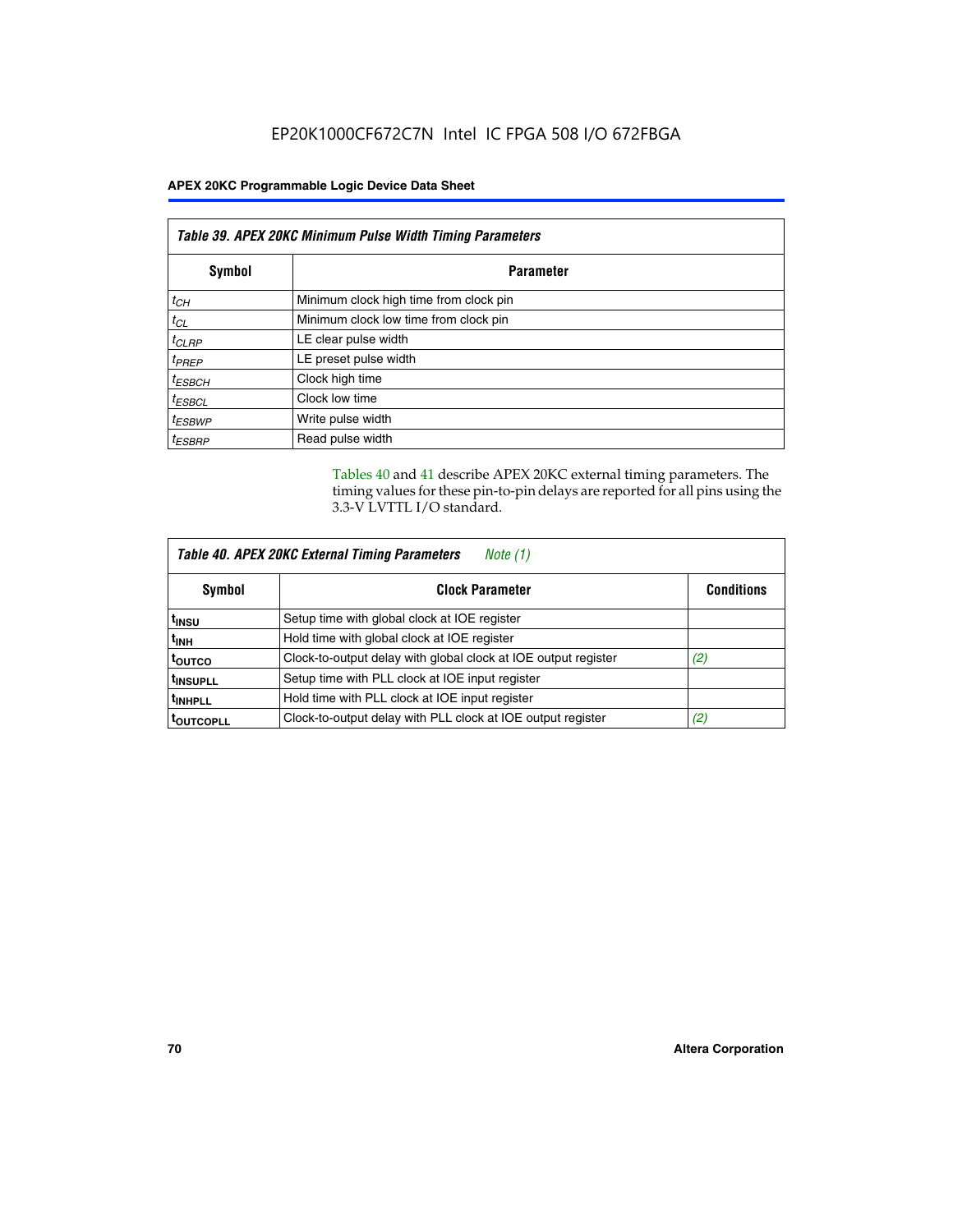EP20K1000CF672C7N Intel IC FPGA 508 I/O 672FBGA

| Table 39. APEX 20KC Minimum Pulse Width Timing Parameters | |
|---|---|
| **Symbol** | **Parameter** |
| $t_{CH}$ | Minimum clock high time from clock pin |
| $t_{CL}$ | Minimum clock low time from clock pin |
| $t_{CLRP}$ | LE clear pulse width |
| $t_{PREP}$ | LE preset pulse width |
| $t_{ESBCH}$ | Clock high time |
| $t_{ESBCL}$ | Clock low time |
| $t_{ESBWP}$ | Write pulse width |
| $t_{ESBRP}$ | Read pulse width |

Tables 40 and 41 describe APEX 20KC external timing parameters. The timing values for these pin-to-pin delays are reported for all pins using the 3.3-V LVTTL I/O standard.

| Table 40. APEX 20KC External Timing Parameters *Note (1)* | | |
|---|---|---|
| **Symbol** | **Clock Parameter** | **Conditions** |
| $t_{INSU}$ | Setup time with global clock at IOE register | |
| $t_{INH}$ | Hold time with global clock at IOE register | |
| $t_{OUTCO}$ | Clock-to-output delay with global clock at IOE output register | *(2)* |
| $t_{INSUPLL}$ | Setup time with PLL clock at IOE input register | |
| $t_{INHPLL}$ | Hold time with PLL clock at IOE input register | |
| $t_{OUTCOPLL}$ | Clock-to-output delay with PLL clock at IOE output register | *(2)* |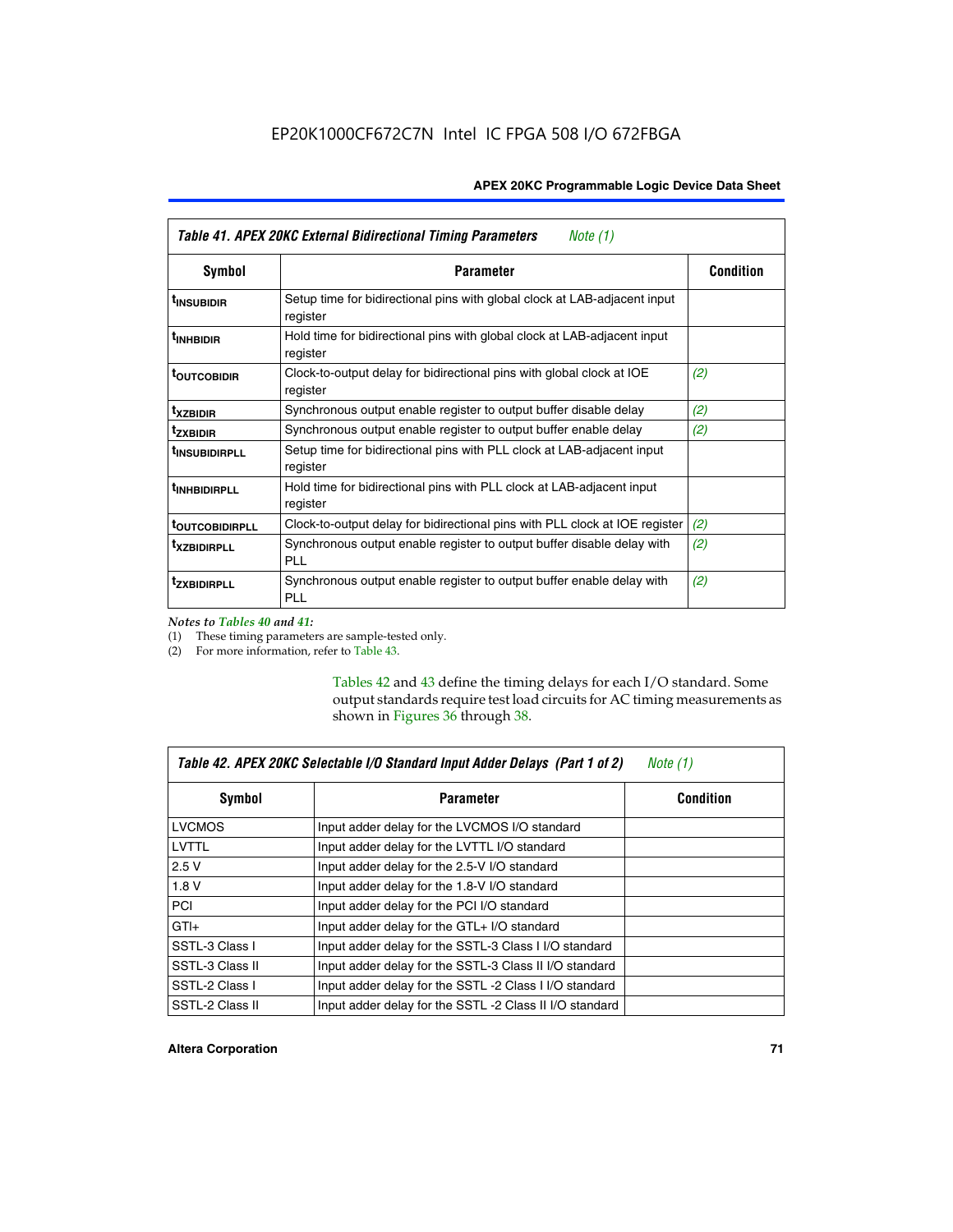EP20K1000CF672C7N Intel IC FPGA 508 I/O 672FBGA

| Table 41. APEX 20KC External Bidirectional Timing Parameters *Note (1)* | | |
|---|---|---|
| **Symbol** | **Parameter** | **Condition** |
| $t_{INSUBIDIR}$ | Setup time for bidirectional pins with global clock at LAB-adjacent input register | |
| $t_{INHBIDIR}$ | Hold time for bidirectional pins with global clock at LAB-adjacent input register | |
| $t_{OUTCOBIDIR}$ | Clock-to-output delay for bidirectional pins with global clock at IOE register | *(2)* |
| $t_{XZBIDIR}$ | Synchronous output enable register to output buffer disable delay | *(2)* |
| $t_{ZXBIDIR}$ | Synchronous output enable register to output buffer enable delay | *(2)* |
| $t_{INSUBIDIRPLL}$ | Setup time for bidirectional pins with PLL clock at LAB-adjacent input register | |
| $t_{INHBIDIRPLL}$ | Hold time for bidirectional pins with PLL clock at LAB-adjacent input register | |
| $t_{OUTCOBIDIRPLL}$ | Clock-to-output delay for bidirectional pins with PLL clock at IOE register | *(2)* |
| $t_{XZBIDIRPLL}$ | Synchronous output enable register to output buffer disable delay with PLL | *(2)* |
| $t_{ZXBIDIRPLL}$ | Synchronous output enable register to output buffer enable delay with PLL | *(2)* |

*Notes to Tables 40 and 41:*

(1) These timing parameters are sample-tested only.

(2) For more information, refer to Table 43.

Tables 42 and 43 define the timing delays for each I/O standard. Some output standards require test load circuits for AC timing measurements as shown in Figures 36 through 38.

| Table 42. APEX 20KC Selectable I/O Standard Input Adder Delays (Part 1 of 2) *Note (1)* | | |
|---|---|---|
| **Symbol** | **Parameter** | **Condition** |
| LVCMOS | Input adder delay for the LVCMOS I/O standard | |
| LVTTL | Input adder delay for the LVTTL I/O standard | |
| 2.5 V | Input adder delay for the 2.5-V I/O standard | |
| 1.8 V | Input adder delay for the 1.8-V I/O standard | |
| PCI | Input adder delay for the PCI I/O standard | |
| GTI+ | Input adder delay for the GTL+ I/O standard | |
| SSTL-3 Class I | Input adder delay for the SSTL-3 Class I I/O standard | |
| SSTL-3 Class II | Input adder delay for the SSTL-3 Class II I/O standard | |
| SSTL-2 Class I | Input adder delay for the SSTL -2 Class I I/O standard | |
| SSTL-2 Class II | Input adder delay for the SSTL -2 Class II I/O standard | |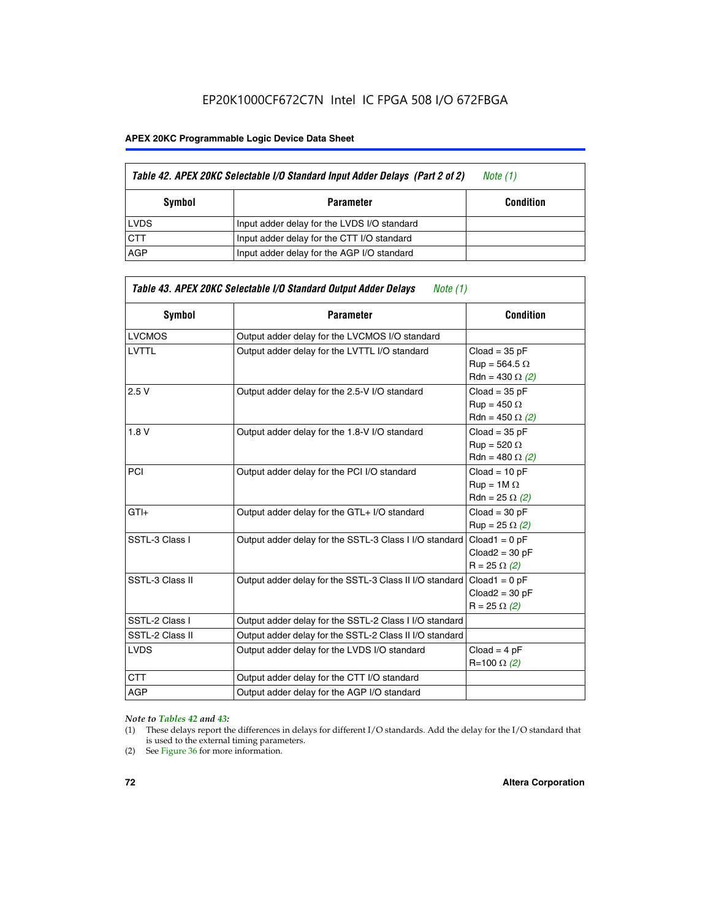| Table 42. APEX 20KC Selectable I/O Standard Input Adder Delays (Part 2 of 2) *Note (1)* | | |
|---|---|---|
| **Symbol** | **Parameter** | **Condition** |
| LVDS | Input adder delay for the LVDS I/O standard | |
| CTT | Input adder delay for the CTT I/O standard | |
| AGP | Input adder delay for the AGP I/O standard | |

| Table 43. APEX 20KC Selectable I/O Standard Output Adder Delays *Note (1)* | | |
|---|---|---|
| **Symbol** | **Parameter** | **Condition** |
| LVCMOS | Output adder delay for the LVCMOS I/O standard | |
| LVTTL | Output adder delay for the LVTTL I/O standard | Cload = 35 pF<br>Rup = 564.5 Ω<br>Rdn = 430 Ω *(2)* |
| 2.5 V | Output adder delay for the 2.5-V I/O standard | Cload = 35 pF<br>Rup = 450 Ω<br>Rdn = 450 Ω *(2)* |
| 1.8 V | Output adder delay for the 1.8-V I/O standard | Cload = 35 pF<br>Rup = 520 Ω<br>Rdn = 480 Ω *(2)* |
| PCI | Output adder delay for the PCI I/O standard | Cload = 10 pF<br>Rup = 1M Ω<br>Rdn = 25 Ω *(2)* |
| GTl+ | Output adder delay for the GTL+ I/O standard | Cload = 30 pF<br>Rup = 25 Ω *(2)* |
| SSTL-3 Class I | Output adder delay for the SSTL-3 Class I I/O standard | Cload1 = 0 pF<br>Cload2 = 30 pF<br>R = 25 Ω *(2)* |
| SSTL-3 Class II | Output adder delay for the SSTL-3 Class II I/O standard | Cload1 = 0 pF<br>Cload2 = 30 pF<br>R = 25 Ω *(2)* |
| SSTL-2 Class I | Output adder delay for the SSTL-2 Class I I/O standard | |
| SSTL-2 Class II | Output adder delay for the SSTL-2 Class II I/O standard | |
| LVDS | Output adder delay for the LVDS I/O standard | Cload = 4 pF<br>R=100 Ω *(2)* |
| CTT | Output adder delay for the CTT I/O standard | |
| AGP | Output adder delay for the AGP I/O standard | |

*Note to Tables 42 and 43:*

(1) These delays report the differences in delays for different I/O standards. Add the delay for the I/O standard that is used to the external timing parameters.

(2) See Figure 36 for more information.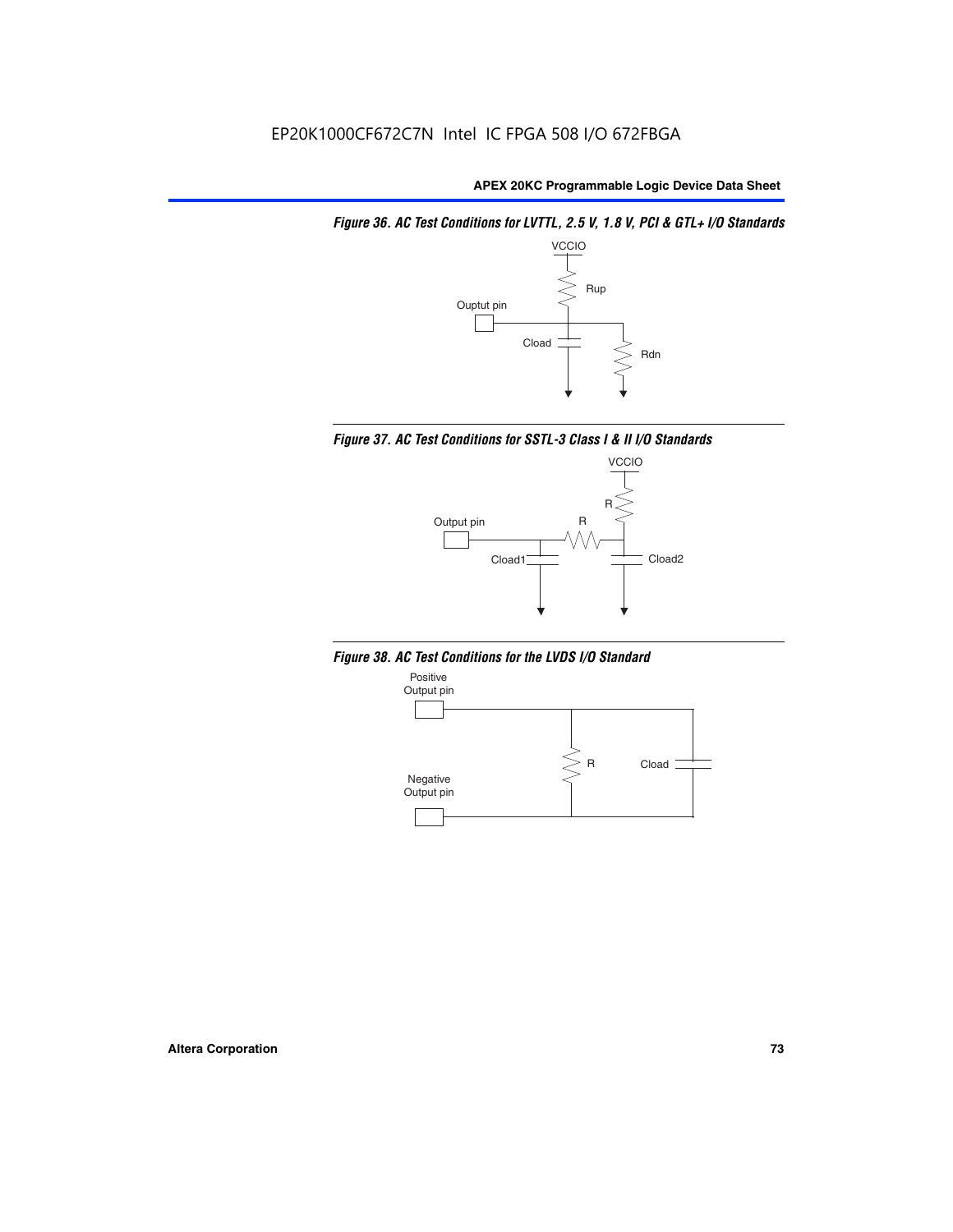*Figure 36. AC Test Conditions for LVTTL, 2.5 V, 1.8 V, PCI & GTL+ I/O Standards*

VCCIO

Rup

Ouptut pin

Cload

Rdn

*Figure 37. AC Test Conditions for SSTL-3 Class I & II I/O Standards*

VCCIO

R

Output pin

R

Cload1

Cload2

*Figure 38. AC Test Conditions for the LVDS I/O Standard*

Positive Output pin

R

Cload

Negative Output pin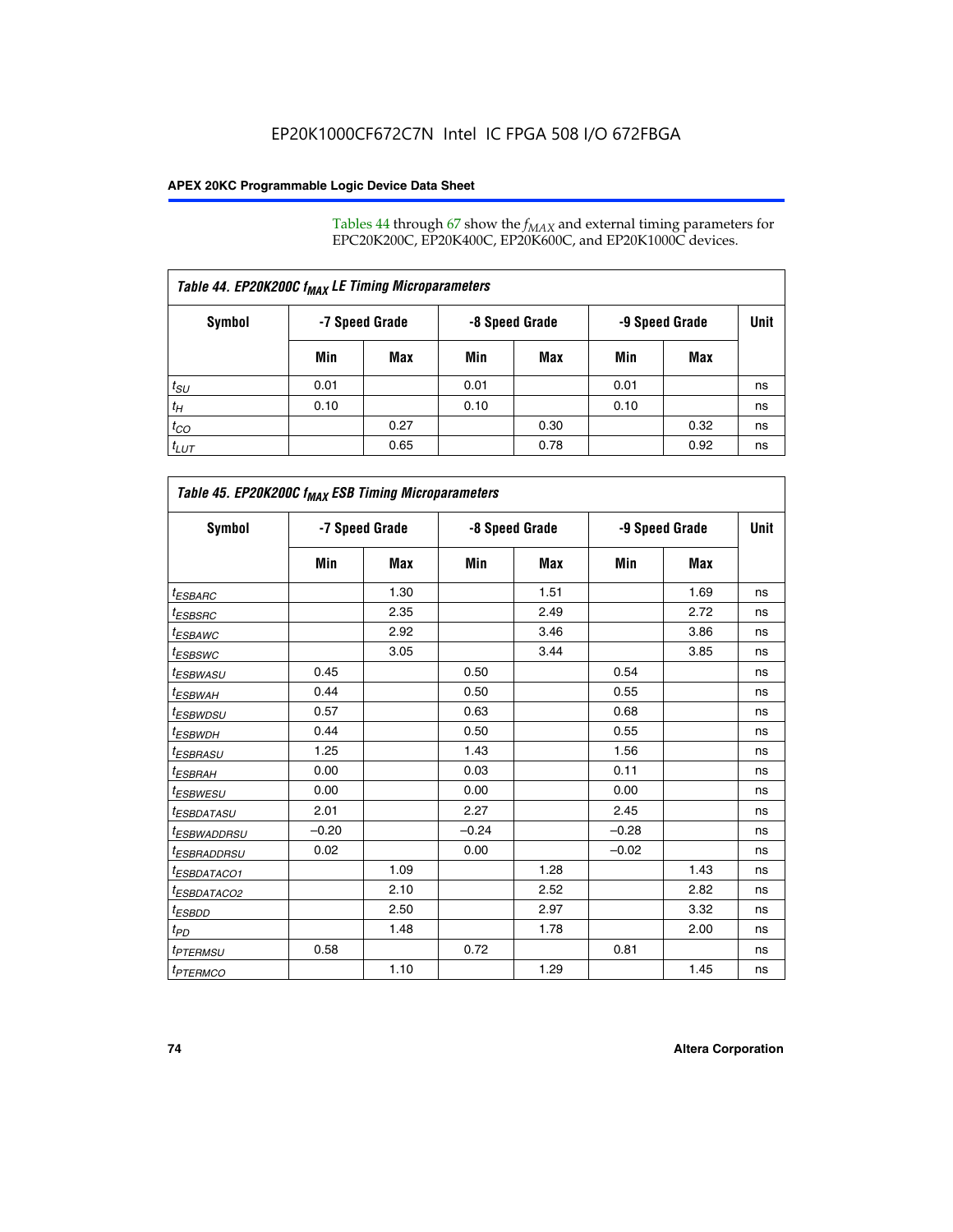Tables 44 through 67 show the $f_{MAX}$ and external timing parameters for EPC20K200C, EP20K400C, EP20K600C, and EP20K1000C devices.

| Table 44. EP20K200C $f_{MAX}$ LE Timing Microparameters | | | | | | | |
|---|---|---|---|---|---|---|---|
| Symbol | -7 Speed Grade | | -8 Speed Grade | | -9 Speed Grade | | Unit |
| | Min | Max | Min | Max | Min | Max | |
| $t_{SU}$ | 0.01 | | 0.01 | | 0.01 | | ns |
| $t_H$ | 0.10 | | 0.10 | | 0.10 | | ns |
| $t_{CO}$ | | 0.27 | | 0.30 | | 0.32 | ns |
| $t_{LUT}$ | | 0.65 | | 0.78 | | 0.92 | ns |

| Table 45. EP20K200C $f_{MAX}$ ESB Timing Microparameters | | | | | | | |
|---|---|---|---|---|---|---|---|
| Symbol | -7 Speed Grade | | -8 Speed Grade | | -9 Speed Grade | | Unit |
| | Min | Max | Min | Max | Min | Max | |
| $t_{ESBARC}$ | | 1.30 | | 1.51 | | 1.69 | ns |
| $t_{ESBSRC}$ | | 2.35 | | 2.49 | | 2.72 | ns |
| $t_{ESBAWC}$ | | 2.92 | | 3.46 | | 3.86 | ns |
| $t_{ESBSWC}$ | | 3.05 | | 3.44 | | 3.85 | ns |
| $t_{ESBWASU}$ | 0.45 | | 0.50 | | 0.54 | | ns |
| $t_{ESBWAH}$ | 0.44 | | 0.50 | | 0.55 | | ns |
| $t_{ESBWDSU}$ | 0.57 | | 0.63 | | 0.68 | | ns |
| $t_{ESBWDH}$ | 0.44 | | 0.50 | | 0.55 | | ns |
| $t_{ESBRASU}$ | 1.25 | | 1.43 | | 1.56 | | ns |
| $t_{ESBRAH}$ | 0.00 | | 0.03 | | 0.11 | | ns |
| $t_{ESBWESU}$ | 0.00 | | 0.00 | | 0.00 | | ns |
| $t_{ESBDATASU}$ | 2.01 | | 2.27 | | 2.45 | | ns |
| $t_{ESBWADDRSU}$ | –0.20 | | –0.24 | | –0.28 | | ns |
| $t_{ESBRADDRSU}$ | 0.02 | | 0.00 | | –0.02 | | ns |
| $t_{ESBDATACO1}$ | | 1.09 | | 1.28 | | 1.43 | ns |
| $t_{ESBDATACO2}$ | | 2.10 | | 2.52 | | 2.82 | ns |
| $t_{ESBDD}$ | | 2.50 | | 2.97 | | 3.32 | ns |
| $t_{PD}$ | | 1.48 | | 1.78 | | 2.00 | ns |
| $t_{PTERMSU}$ | 0.58 | | 0.72 | | 0.81 | | ns |
| $t_{PTERMCO}$ | | 1.10 | | 1.29 | | 1.45 | ns |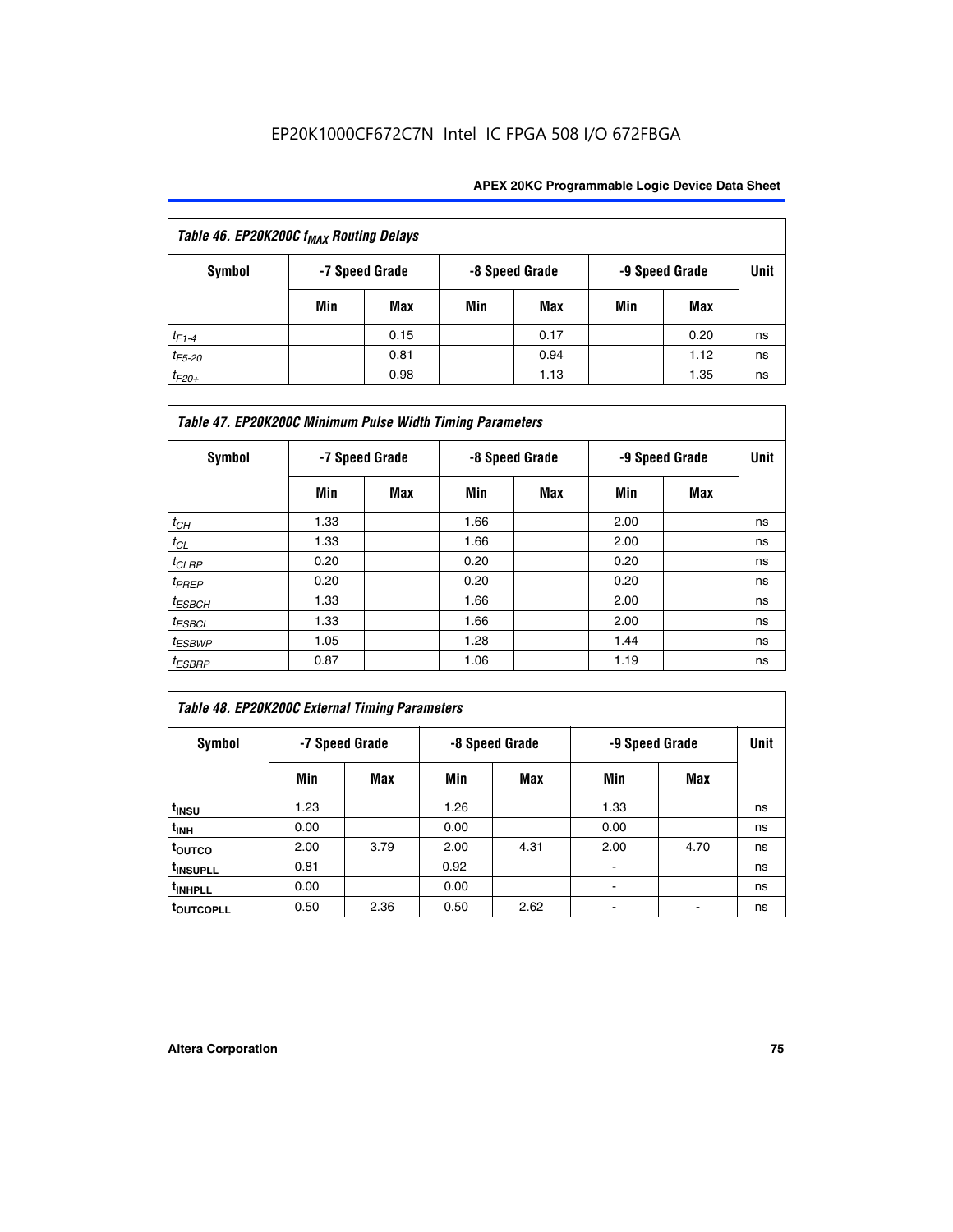| Table 46. EP20K200C $f_{MAX}$ Routing Delays | | | | | | | |
|---|---|---|---|---|---|---|---|
| Symbol | -7 Speed Grade | | -8 Speed Grade | | -9 Speed Grade | | Unit |
| | Min | Max | Min | Max | Min | Max | |
| $t_{F1-4}$ | | 0.15 | | 0.17 | | 0.20 | ns |
| $t_{F5-20}$ | | 0.81 | | 0.94 | | 1.12 | ns |
| $t_{F20+}$ | | 0.98 | | 1.13 | | 1.35 | ns |

| Table 47. EP20K200C Minimum Pulse Width Timing Parameters | | | | | | | |
|---|---|---|---|---|---|---|---|
| Symbol | -7 Speed Grade | | -8 Speed Grade | | -9 Speed Grade | | Unit |
| | Min | Max | Min | Max | Min | Max | |
| $t_{CH}$ | 1.33 | | 1.66 | | 2.00 | | ns |
| $t_{CL}$ | 1.33 | | 1.66 | | 2.00 | | ns |
| $t_{CLRP}$ | 0.20 | | 0.20 | | 0.20 | | ns |
| $t_{PREP}$ | 0.20 | | 0.20 | | 0.20 | | ns |
| $t_{ESBCH}$ | 1.33 | | 1.66 | | 2.00 | | ns |
| $t_{ESBCL}$ | 1.33 | | 1.66 | | 2.00 | | ns |
| $t_{ESBWP}$ | 1.05 | | 1.28 | | 1.44 | | ns |
| $t_{ESBRP}$ | 0.87 | | 1.06 | | 1.19 | | ns |

| Table 48. EP20K200C External Timing Parameters | | | | | | | |
|---|---|---|---|---|---|---|---|
| Symbol | -7 Speed Grade | | -8 Speed Grade | | -9 Speed Grade | | Unit |
| | Min | Max | Min | Max | Min | Max | |
| $t_{INSU}$ | 1.23 | | 1.26 | | 1.33 | | ns |
| $t_{INH}$ | 0.00 | | 0.00 | | 0.00 | | ns |
| $t_{OUTCO}$ | 2.00 | 3.79 | 2.00 | 4.31 | 2.00 | 4.70 | ns |
| $t_{INSUPLL}$ | 0.81 | | 0.92 | | - | | ns |
| $t_{INHPLL}$ | 0.00 | | 0.00 | | - | | ns |
| $t_{OUTCOPLL}$ | 0.50 | 2.36 | 0.50 | 2.62 | - | - | ns |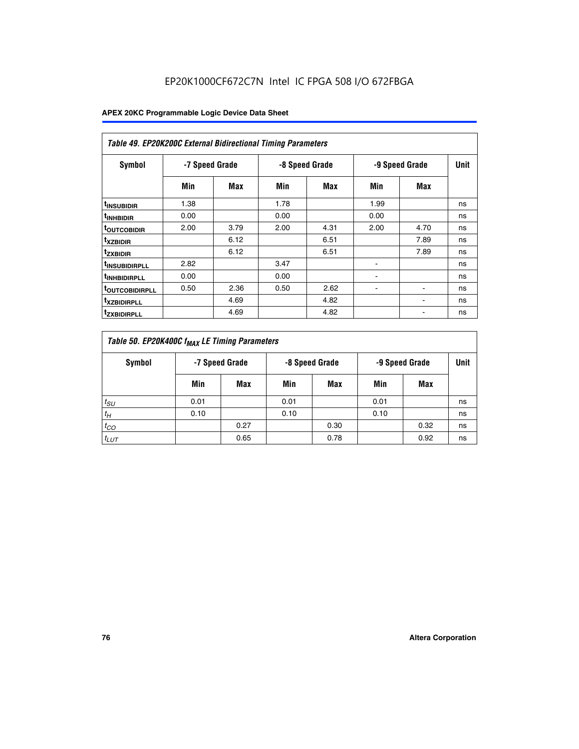EP20K1000CF672C7N Intel IC FPGA 508 I/O 672FBGA

| Table 49. EP20K200C External Bidirectional Timing Parameters | | | | | | | |
|---|---|---|---|---|---|---|---|
| Symbol | -7 Speed Grade | | -8 Speed Grade | | -9 Speed Grade | | Unit |
| | Min | Max | Min | Max | Min | Max | |
| $t_{INSUBIDIR}$ | 1.38 | | 1.78 | | 1.99 | | ns |
| $t_{INHBIDIR}$ | 0.00 | | 0.00 | | 0.00 | | ns |
| $t_{OUTCOBIDIR}$ | 2.00 | 3.79 | 2.00 | 4.31 | 2.00 | 4.70 | ns |
| $t_{XZBIDIR}$ | | 6.12 | | 6.51 | | 7.89 | ns |
| $t_{ZXBIDIR}$ | | 6.12 | | 6.51 | | 7.89 | ns |
| $t_{INSUBIDIRPLL}$ | 2.82 | | 3.47 | | - | | ns |
| $t_{INHBIDIRPLL}$ | 0.00 | | 0.00 | | - | | ns |
| $t_{OUTCOBIDIRPLL}$ | 0.50 | 2.36 | 0.50 | 2.62 | - | - | ns |
| $t_{XZBIDIRPLL}$ | | 4.69 | | 4.82 | | - | ns |
| $t_{ZXBIDIRPLL}$ | | 4.69 | | 4.82 | | - | ns |

| Table 50. EP20K400C $f_{MAX}$ LE Timing Parameters | | | | | | | |
|---|---|---|---|---|---|---|---|
| Symbol | -7 Speed Grade | | -8 Speed Grade | | -9 Speed Grade | | Unit |
| | Min | Max | Min | Max | Min | Max | |
| $t_{SU}$ | 0.01 | | 0.01 | | 0.01 | | ns |
| $t_H$ | 0.10 | | 0.10 | | 0.10 | | ns |
| $t_{CO}$ | | 0.27 | | 0.30 | | 0.32 | ns |
| $t_{LUT}$ | | 0.65 | | 0.78 | | 0.92 | ns |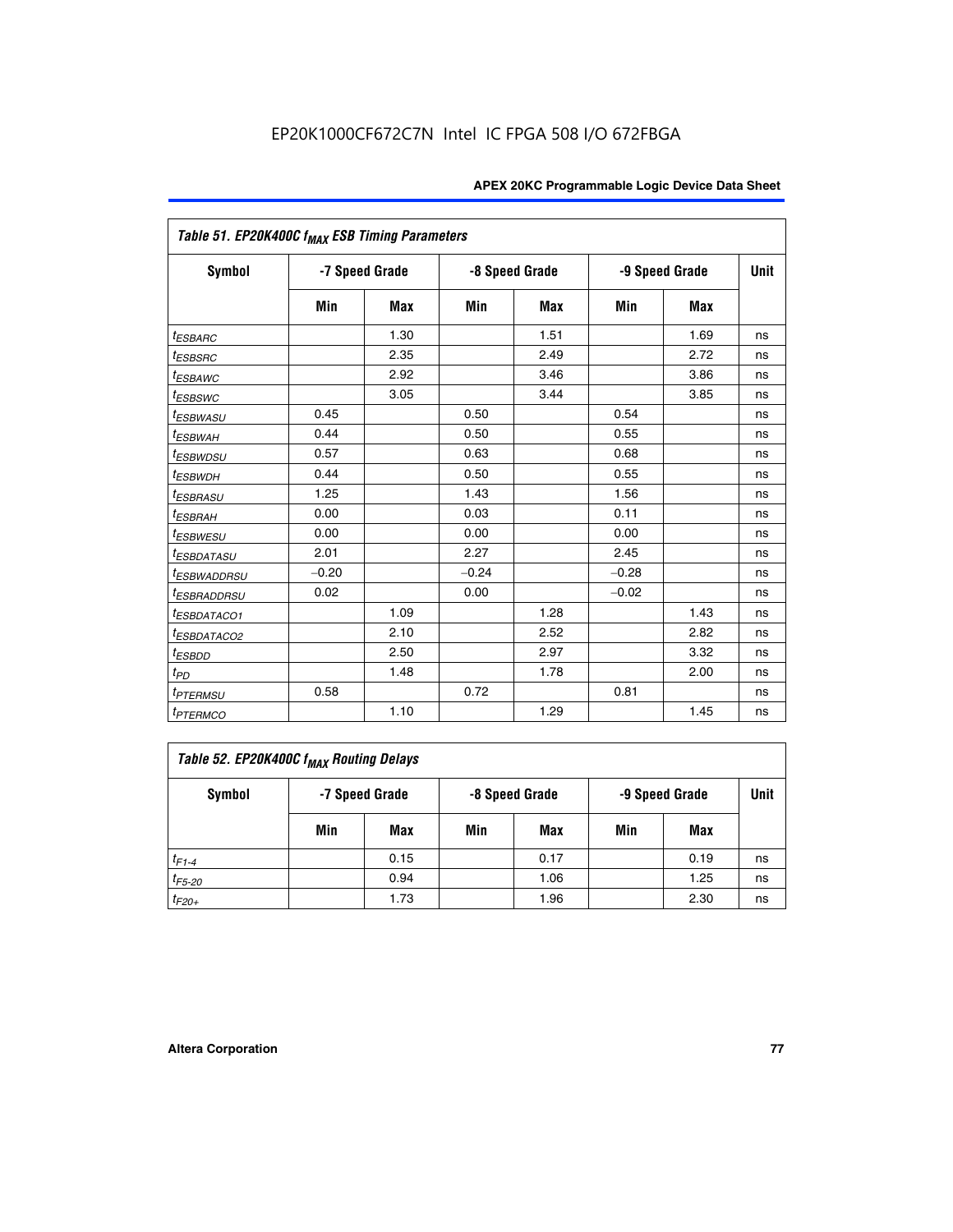| Table 51. EP20K400C $f_{MAX}$ ESB Timing Parameters | | | | | | | |
|---|---|---|---|---|---|---|---|
| Symbol | -7 Speed Grade | | -8 Speed Grade | | -9 Speed Grade | | Unit |
| | Min | Max | Min | Max | Min | Max | |
| $t_{ESBARC}$ | | 1.30 | | 1.51 | | 1.69 | ns |
| $t_{ESBSRC}$ | | 2.35 | | 2.49 | | 2.72 | ns |
| $t_{ESBAWC}$ | | 2.92 | | 3.46 | | 3.86 | ns |
| $t_{ESBSWC}$ | | 3.05 | | 3.44 | | 3.85 | ns |
| $t_{ESBWASU}$ | 0.45 | | 0.50 | | 0.54 | | ns |
| $t_{ESBWAH}$ | 0.44 | | 0.50 | | 0.55 | | ns |
| $t_{ESBWDSU}$ | 0.57 | | 0.63 | | 0.68 | | ns |
| $t_{ESBWDH}$ | 0.44 | | 0.50 | | 0.55 | | ns |
| $t_{ESBRASU}$ | 1.25 | | 1.43 | | 1.56 | | ns |
| $t_{ESBRAH}$ | 0.00 | | 0.03 | | 0.11 | | ns |
| $t_{ESBWESU}$ | 0.00 | | 0.00 | | 0.00 | | ns |
| $t_{ESBDATASU}$ | 2.01 | | 2.27 | | 2.45 | | ns |
| $t_{ESBWADDRSU}$ | −0.20 | | −0.24 | | −0.28 | | ns |
| $t_{ESBRADDRSU}$ | 0.02 | | 0.00 | | −0.02 | | ns |
| $t_{ESBDATACO1}$ | | 1.09 | | 1.28 | | 1.43 | ns |
| $t_{ESBDATACO2}$ | | 2.10 | | 2.52 | | 2.82 | ns |
| $t_{ESBDD}$ | | 2.50 | | 2.97 | | 3.32 | ns |
| $t_{PD}$ | | 1.48 | | 1.78 | | 2.00 | ns |
| $t_{PTERMSU}$ | 0.58 | | 0.72 | | 0.81 | | ns |
| $t_{PTERMCO}$ | | 1.10 | | 1.29 | | 1.45 | ns |

| Table 52. EP20K400C $f_{MAX}$ Routing Delays | | | | | | | |
|---|---|---|---|---|---|---|---|
| Symbol | -7 Speed Grade | | -8 Speed Grade | | -9 Speed Grade | | Unit |
| | Min | Max | Min | Max | Min | Max | |
| $t_{F1-4}$ | | 0.15 | | 0.17 | | 0.19 | ns |
| $t_{F5-20}$ | | 0.94 | | 1.06 | | 1.25 | ns |
| $t_{F20+}$ | | 1.73 | | 1.96 | | 2.30 | ns |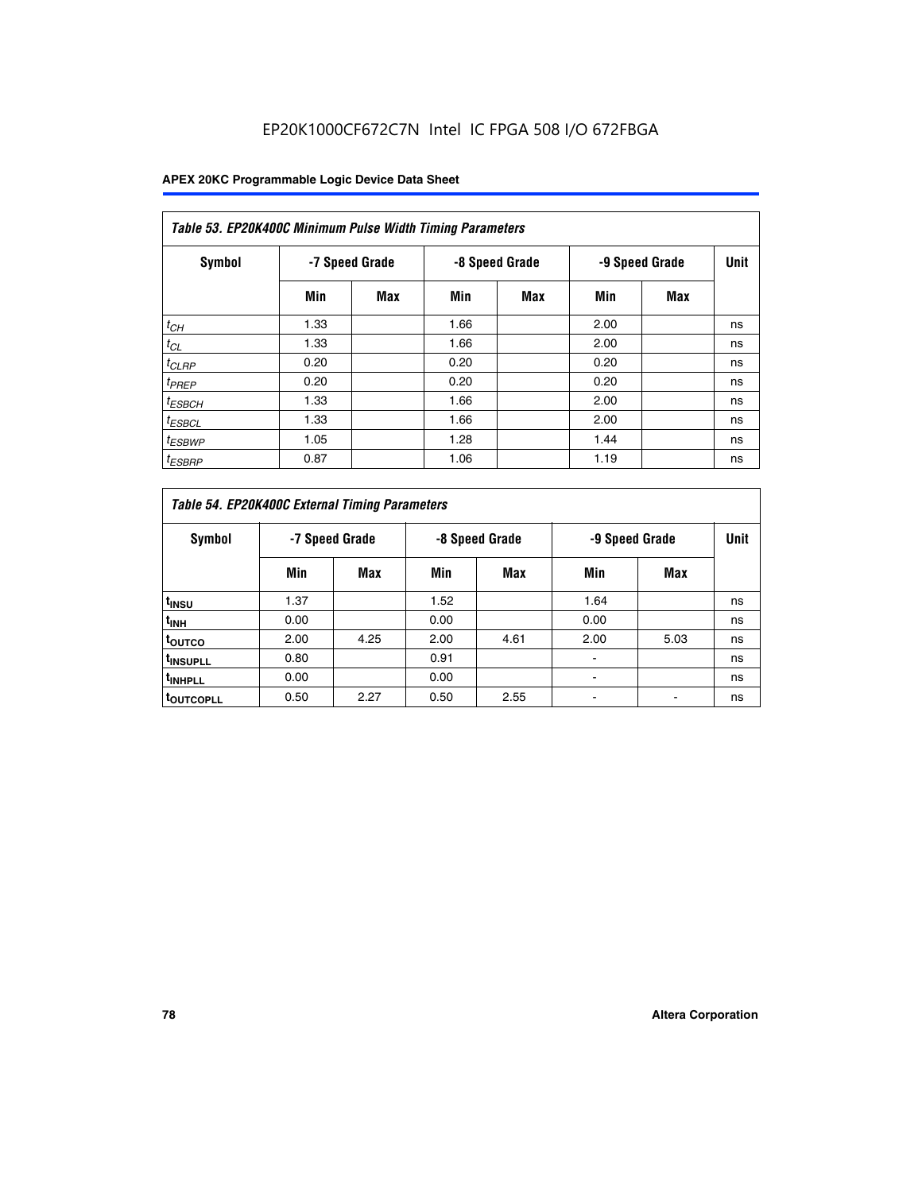| Table 53. EP20K400C Minimum Pulse Width Timing Parameters | | | | | | | |
|---|---|---|---|---|---|---|---|
| Symbol | -7 Speed Grade | | -8 Speed Grade | | -9 Speed Grade | | Unit |
| | Min | Max | Min | Max | Min | Max | |
| $t_{CH}$ | 1.33 | | 1.66 | | 2.00 | | ns |
| $t_{CL}$ | 1.33 | | 1.66 | | 2.00 | | ns |
| $t_{CLRP}$ | 0.20 | | 0.20 | | 0.20 | | ns |
| $t_{PREP}$ | 0.20 | | 0.20 | | 0.20 | | ns |
| $t_{ESBCH}$ | 1.33 | | 1.66 | | 2.00 | | ns |
| $t_{ESBCL}$ | 1.33 | | 1.66 | | 2.00 | | ns |
| $t_{ESBWP}$ | 1.05 | | 1.28 | | 1.44 | | ns |
| $t_{ESBRP}$ | 0.87 | | 1.06 | | 1.19 | | ns |

| Table 54. EP20K400C External Timing Parameters | | | | | | | |
|---|---|---|---|---|---|---|---|
| Symbol | -7 Speed Grade | | -8 Speed Grade | | -9 Speed Grade | | Unit |
| | Min | Max | Min | Max | Min | Max | |
| $t_{INSU}$ | 1.37 | | 1.52 | | 1.64 | | ns |
| $t_{INH}$ | 0.00 | | 0.00 | | 0.00 | | ns |
| $t_{OUTCO}$ | 2.00 | 4.25 | 2.00 | 4.61 | 2.00 | 5.03 | ns |
| $t_{INSUPLL}$ | 0.80 | | 0.91 | | - | | ns |
| $t_{INHPLL}$ | 0.00 | | 0.00 | | - | | ns |
| $t_{OUTCOPLL}$ | 0.50 | 2.27 | 0.50 | 2.55 | - | - | ns |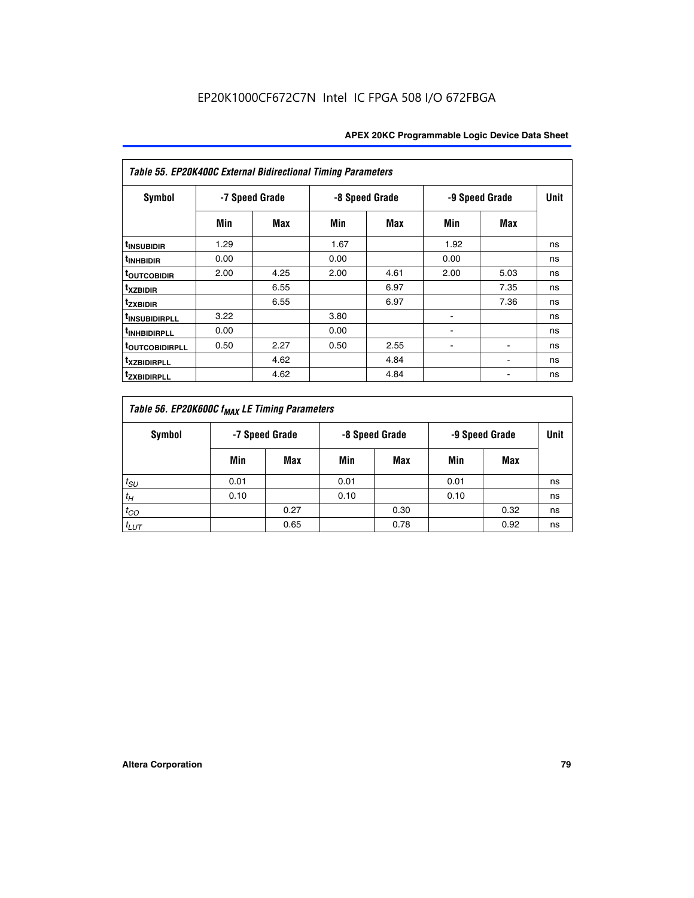EP20K1000CF672C7N Intel IC FPGA 508 I/O 672FBGA

| *Table 55. EP20K400C External Bidirectional Timing Parameters* | | | | | | | |
|---|---|---|---|---|---|---|---|
| **Symbol** | **-7 Speed Grade** | | **-8 Speed Grade** | | **-9 Speed Grade** | | **Unit** |
| | **Min** | **Max** | **Min** | **Max** | **Min** | **Max** | |
| $t_{INSUBIDIR}$ | 1.29 | | 1.67 | | 1.92 | | ns |
| $t_{INHBIDIR}$ | 0.00 | | 0.00 | | 0.00 | | ns |
| $t_{OUTCOBIDIR}$ | 2.00 | 4.25 | 2.00 | 4.61 | 2.00 | 5.03 | ns |
| $t_{XZBIDIR}$ | | 6.55 | | 6.97 | | 7.35 | ns |
| $t_{ZXBIDIR}$ | | 6.55 | | 6.97 | | 7.36 | ns |
| $t_{INSUBIDIRPLL}$ | 3.22 | | 3.80 | | - | | ns |
| $t_{INHBIDIRPLL}$ | 0.00 | | 0.00 | | - | | ns |
| $t_{OUTCOBIDIRPLL}$ | 0.50 | 2.27 | 0.50 | 2.55 | - | - | ns |
| $t_{XZBIDIRPLL}$ | | 4.62 | | 4.84 | | - | ns |
| $t_{ZXBIDIRPLL}$ | | 4.62 | | 4.84 | | - | ns |

| *Table 56. EP20K600C $f_{MAX}$ LE Timing Parameters* | | | | | | | |
|---|---|---|---|---|---|---|---|
| **Symbol** | **-7 Speed Grade** | | **-8 Speed Grade** | | **-9 Speed Grade** | | **Unit** |
| | **Min** | **Max** | **Min** | **Max** | **Min** | **Max** | |
| $t_{SU}$ | 0.01 | | 0.01 | | 0.01 | | ns |
| $t_{H}$ | 0.10 | | 0.10 | | 0.10 | | ns |
| $t_{CO}$ | | 0.27 | | 0.30 | | 0.32 | ns |
| $t_{LUT}$ | | 0.65 | | 0.78 | | 0.92 | ns |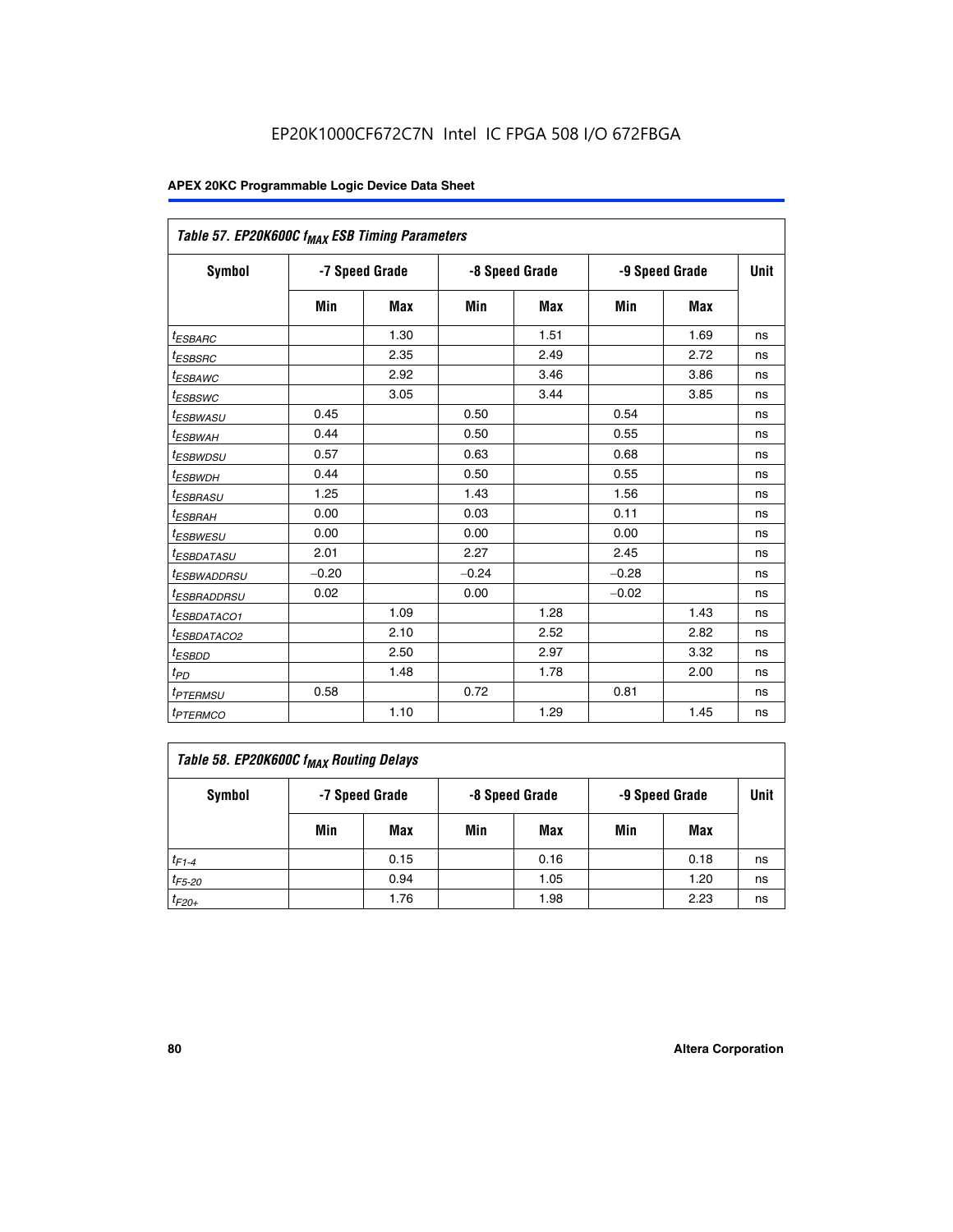EP20K1000CF672C7N Intel IC FPGA 508 I/O 672FBGA

## APEX 20KC Programmable Logic Device Data Sheet

| Table 57. EP20K600C $f_{MAX}$ ESB Timing Parameters | | | | | | | |
|---|---|---|---|---|---|---|---|
| Symbol | -7 Speed Grade | | -8 Speed Grade | | -9 Speed Grade | | Unit |
| | Min | Max | Min | Max | Min | Max | |
| $t_{ESBARC}$ | | 1.30 | | 1.51 | | 1.69 | ns |
| $t_{ESBSRC}$ | | 2.35 | | 2.49 | | 2.72 | ns |
| $t_{ESBAWC}$ | | 2.92 | | 3.46 | | 3.86 | ns |
| $t_{ESBSWC}$ | | 3.05 | | 3.44 | | 3.85 | ns |
| $t_{ESBWASU}$ | 0.45 | | 0.50 | | 0.54 | | ns |
| $t_{ESBWAH}$ | 0.44 | | 0.50 | | 0.55 | | ns |
| $t_{ESBWDSU}$ | 0.57 | | 0.63 | | 0.68 | | ns |
| $t_{ESBWDH}$ | 0.44 | | 0.50 | | 0.55 | | ns |
| $t_{ESBRASU}$ | 1.25 | | 1.43 | | 1.56 | | ns |
| $t_{ESBRAH}$ | 0.00 | | 0.03 | | 0.11 | | ns |
| $t_{ESBWESU}$ | 0.00 | | 0.00 | | 0.00 | | ns |
| $t_{ESBDATASU}$ | 2.01 | | 2.27 | | 2.45 | | ns |
| $t_{ESBWADDRSU}$ | –0.20 | | –0.24 | | –0.28 | | ns |
| $t_{ESBRADDRSU}$ | 0.02 | | 0.00 | | –0.02 | | ns |
| $t_{ESBDATACO1}$ | | 1.09 | | 1.28 | | 1.43 | ns |
| $t_{ESBDATACO2}$ | | 2.10 | | 2.52 | | 2.82 | ns |
| $t_{ESBDD}$ | | 2.50 | | 2.97 | | 3.32 | ns |
| $t_{PD}$ | | 1.48 | | 1.78 | | 2.00 | ns |
| $t_{PTERMSU}$ | 0.58 | | 0.72 | | 0.81 | | ns |
| $t_{PTERMCO}$ | | 1.10 | | 1.29 | | 1.45 | ns |

| Table 58. EP20K600C $f_{MAX}$ Routing Delays | | | | | | | |
|---|---|---|---|---|---|---|---|
| Symbol | -7 Speed Grade | | -8 Speed Grade | | -9 Speed Grade | | Unit |
| | Min | Max | Min | Max | Min | Max | |
| $t_{F1-4}$ | | 0.15 | | 0.16 | | 0.18 | ns |
| $t_{F5-20}$ | | 0.94 | | 1.05 | | 1.20 | ns |
| $t_{F20+}$ | | 1.76 | | 1.98 | | 2.23 | ns |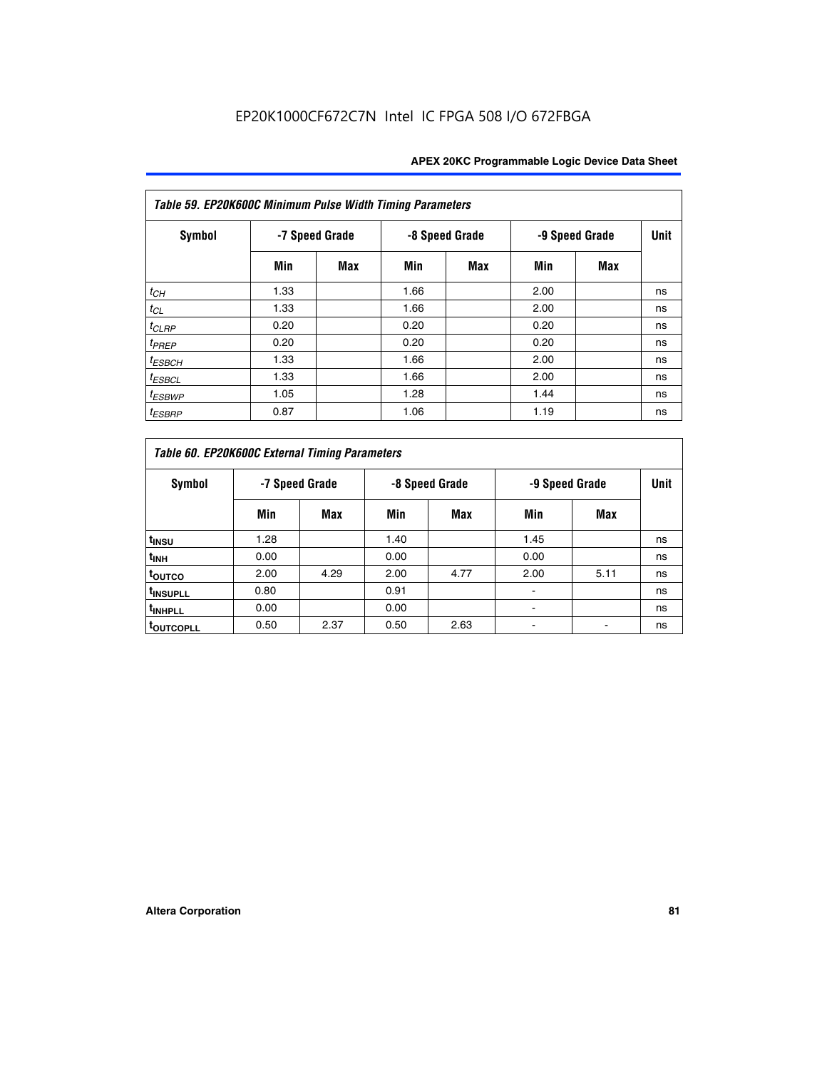**Table 59. EP20K600C Minimum Pulse Width Timing Parameters**

| Symbol | -7 Speed Grade | | -8 Speed Grade | | -9 Speed Grade | | Unit |
|---|---|---|---|---|---|---|---|
| | Min | Max | Min | Max | Min | Max | |
| $t_{CH}$ | 1.33 | | 1.66 | | 2.00 | | ns |
| $t_{CL}$ | 1.33 | | 1.66 | | 2.00 | | ns |
| $t_{CLRP}$ | 0.20 | | 0.20 | | 0.20 | | ns |
| $t_{PREP}$ | 0.20 | | 0.20 | | 0.20 | | ns |
| $t_{ESBCH}$ | 1.33 | | 1.66 | | 2.00 | | ns |
| $t_{ESBCL}$ | 1.33 | | 1.66 | | 2.00 | | ns |
| $t_{ESBWP}$ | 1.05 | | 1.28 | | 1.44 | | ns |
| $t_{ESBRP}$ | 0.87 | | 1.06 | | 1.19 | | ns |

**Table 60. EP20K600C External Timing Parameters**

| Symbol | -7 Speed Grade | | -8 Speed Grade | | -9 Speed Grade | | Unit |
|---|---|---|---|---|---|---|---|
| | Min | Max | Min | Max | Min | Max | |
| $t_{INSU}$ | 1.28 | | 1.40 | | 1.45 | | ns |
| $t_{INH}$ | 0.00 | | 0.00 | | 0.00 | | ns |
| $t_{OUTCO}$ | 2.00 | 4.29 | 2.00 | 4.77 | 2.00 | 5.11 | ns |
| $t_{INSUPLL}$ | 0.80 | | 0.91 | | - | | ns |
| $t_{INHPLL}$ | 0.00 | | 0.00 | | - | | ns |
| $t_{OUTCOPLL}$ | 0.50 | 2.37 | 0.50 | 2.63 | - | - | ns |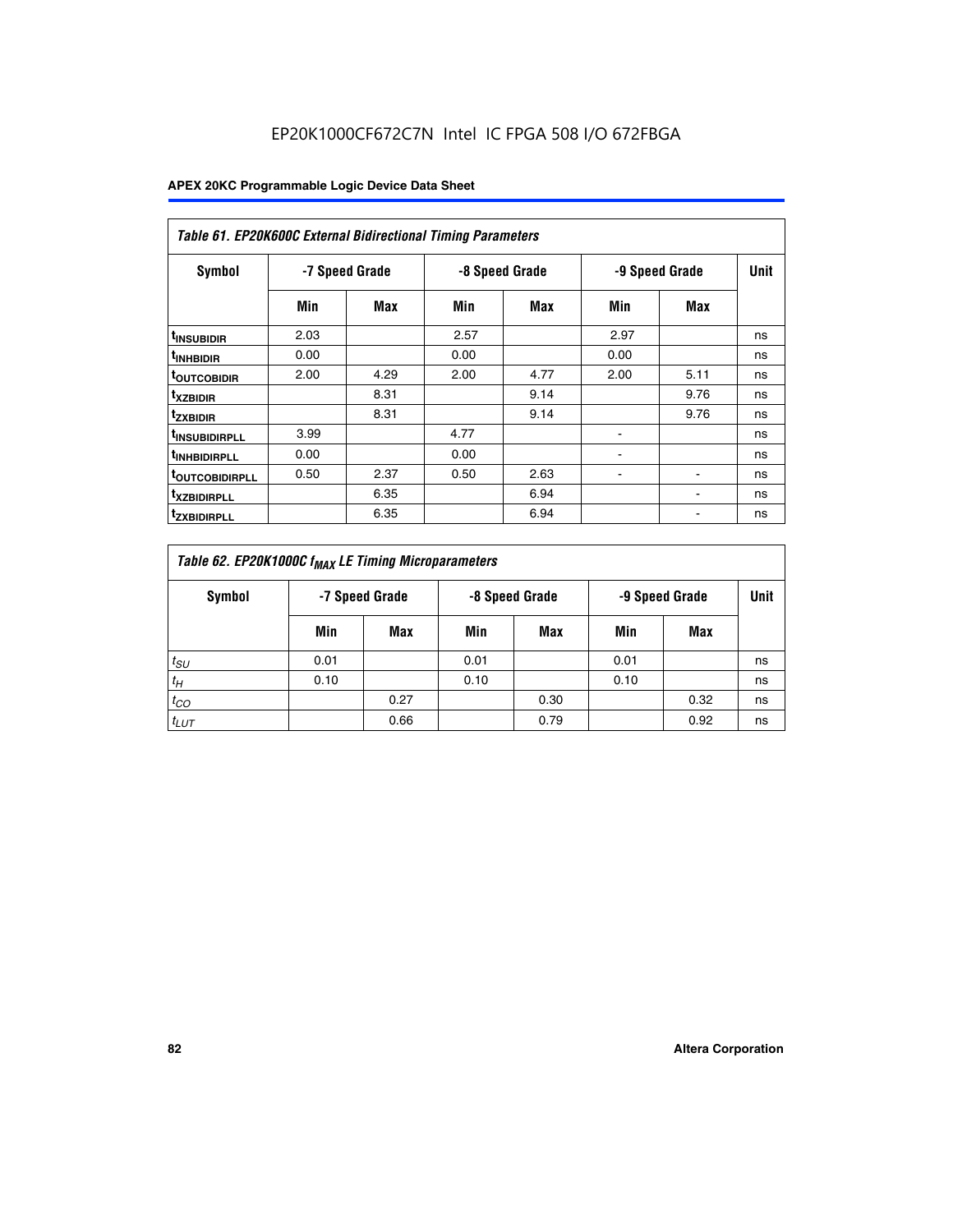### Table 61. EP20K600C External Bidirectional Timing Parameters

| Symbol | -7 Speed Grade | | -8 Speed Grade | | -9 Speed Grade | | Unit |
|---|---|---|---|---|---|---|---|
| | Min | Max | Min | Max | Min | Max | |
| $t_{INSUBIDIR}$ | 2.03 | | 2.57 | | 2.97 | | ns |
| $t_{INHBIDIR}$ | 0.00 | | 0.00 | | 0.00 | | ns |
| $t_{OUTCOBIDIR}$ | 2.00 | 4.29 | 2.00 | 4.77 | 2.00 | 5.11 | ns |
| $t_{XZBIDIR}$ | | 8.31 | | 9.14 | | 9.76 | ns |
| $t_{ZXBIDIR}$ | | 8.31 | | 9.14 | | 9.76 | ns |
| $t_{INSUBIDIRPLL}$ | 3.99 | | 4.77 | | - | | ns |
| $t_{INHBIDIRPLL}$ | 0.00 | | 0.00 | | - | | ns |
| $t_{OUTCOBIDIRPLL}$ | 0.50 | 2.37 | 0.50 | 2.63 | - | - | ns |
| $t_{XZBIDIRPLL}$ | | 6.35 | | 6.94 | | - | ns |
| $t_{ZXBIDIRPLL}$ | | 6.35 | | 6.94 | | - | ns |

### Table 62. EP20K1000C $f_{MAX}$ LE Timing Microparameters

| Symbol | -7 Speed Grade | | -8 Speed Grade | | -9 Speed Grade | | Unit |
|---|---|---|---|---|---|---|---|
| | Min | Max | Min | Max | Min | Max | |
| $t_{SU}$ | 0.01 | | 0.01 | | 0.01 | | ns |
| $t_H$ | 0.10 | | 0.10 | | 0.10 | | ns |
| $t_{CO}$ | | 0.27 | | 0.30 | | 0.32 | ns |
| $t_{LUT}$ | | 0.66 | | 0.79 | | 0.92 | ns |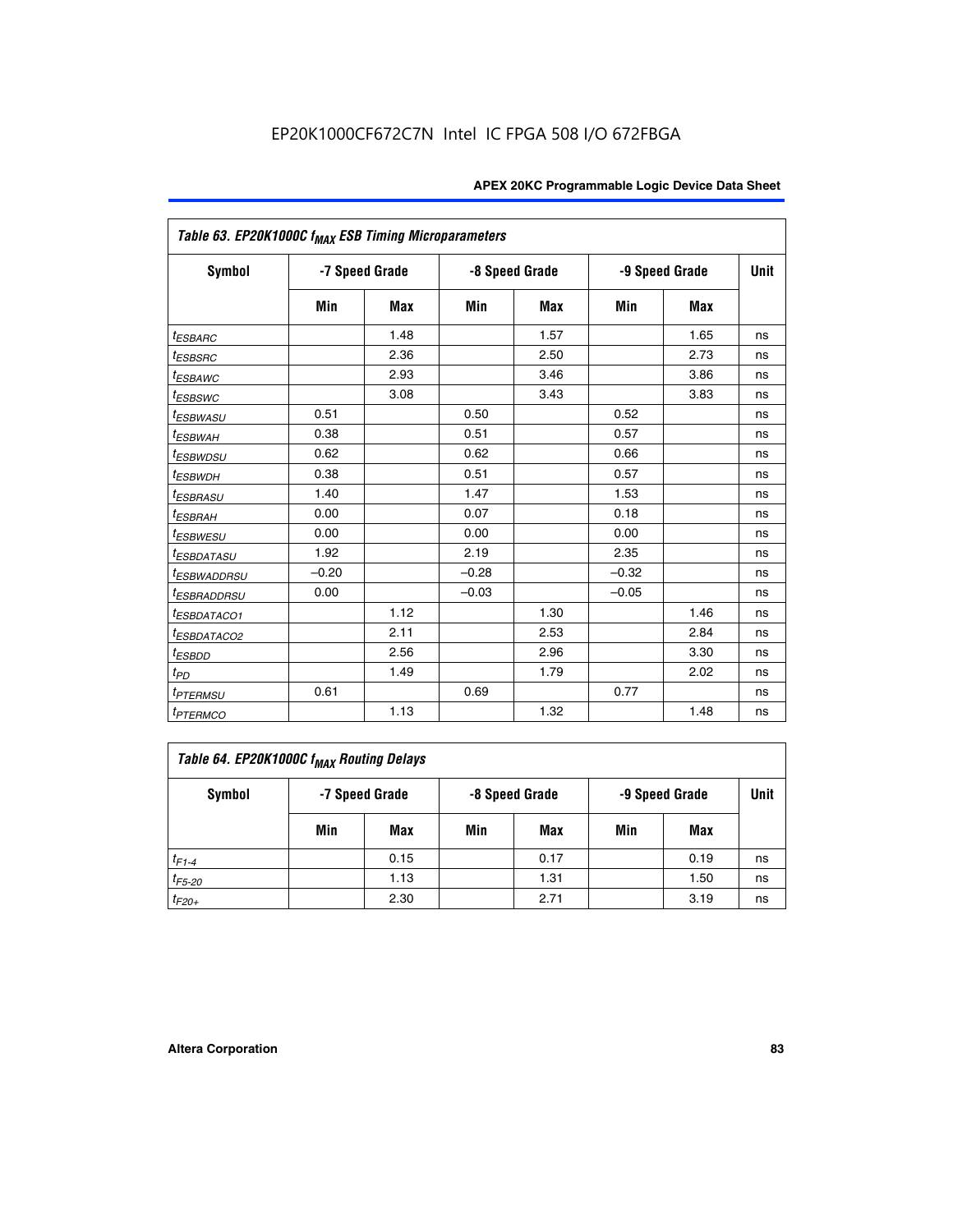EP20K1000CF672C7N Intel IC FPGA 508 I/O 672FBGA

| Table 63. EP20K1000C $f_{MAX}$ ESB Timing Microparameters | | | | | | | |
|---|---|---|---|---|---|---|---|
| Symbol | -7 Speed Grade | | -8 Speed Grade | | -9 Speed Grade | | Unit |
| | Min | Max | Min | Max | Min | Max | |
| $t_{ESBARC}$ | | 1.48 | | 1.57 | | 1.65 | ns |
| $t_{ESBSRC}$ | | 2.36 | | 2.50 | | 2.73 | ns |
| $t_{ESBAWC}$ | | 2.93 | | 3.46 | | 3.86 | ns |
| $t_{ESBSWC}$ | | 3.08 | | 3.43 | | 3.83 | ns |
| $t_{ESBWASU}$ | 0.51 | | 0.50 | | 0.52 | | ns |
| $t_{ESBWAH}$ | 0.38 | | 0.51 | | 0.57 | | ns |
| $t_{ESBWDSU}$ | 0.62 | | 0.62 | | 0.66 | | ns |
| $t_{ESBWDH}$ | 0.38 | | 0.51 | | 0.57 | | ns |
| $t_{ESBRASU}$ | 1.40 | | 1.47 | | 1.53 | | ns |
| $t_{ESBRAH}$ | 0.00 | | 0.07 | | 0.18 | | ns |
| $t_{ESBWESU}$ | 0.00 | | 0.00 | | 0.00 | | ns |
| $t_{ESBDATASU}$ | 1.92 | | 2.19 | | 2.35 | | ns |
| $t_{ESBWADDRSU}$ | –0.20 | | –0.28 | | –0.32 | | ns |
| $t_{ESBRADDRSU}$ | 0.00 | | –0.03 | | –0.05 | | ns |
| $t_{ESBDATACO1}$ | | 1.12 | | 1.30 | | 1.46 | ns |
| $t_{ESBDATACO2}$ | | 2.11 | | 2.53 | | 2.84 | ns |
| $t_{ESBDD}$ | | 2.56 | | 2.96 | | 3.30 | ns |
| $t_{PD}$ | | 1.49 | | 1.79 | | 2.02 | ns |
| $t_{PTERMSU}$ | 0.61 | | 0.69 | | 0.77 | | ns |
| $t_{PTERMCO}$ | | 1.13 | | 1.32 | | 1.48 | ns |

| Table 64. EP20K1000C $f_{MAX}$ Routing Delays | | | | | | | |
|---|---|---|---|---|---|---|---|
| Symbol | -7 Speed Grade | | -8 Speed Grade | | -9 Speed Grade | | Unit |
| | Min | Max | Min | Max | Min | Max | |
| $t_{F1-4}$ | | 0.15 | | 0.17 | | 0.19 | ns |
| $t_{F5-20}$ | | 1.13 | | 1.31 | | 1.50 | ns |
| $t_{F20+}$ | | 2.30 | | 2.71 | | 3.19 | ns |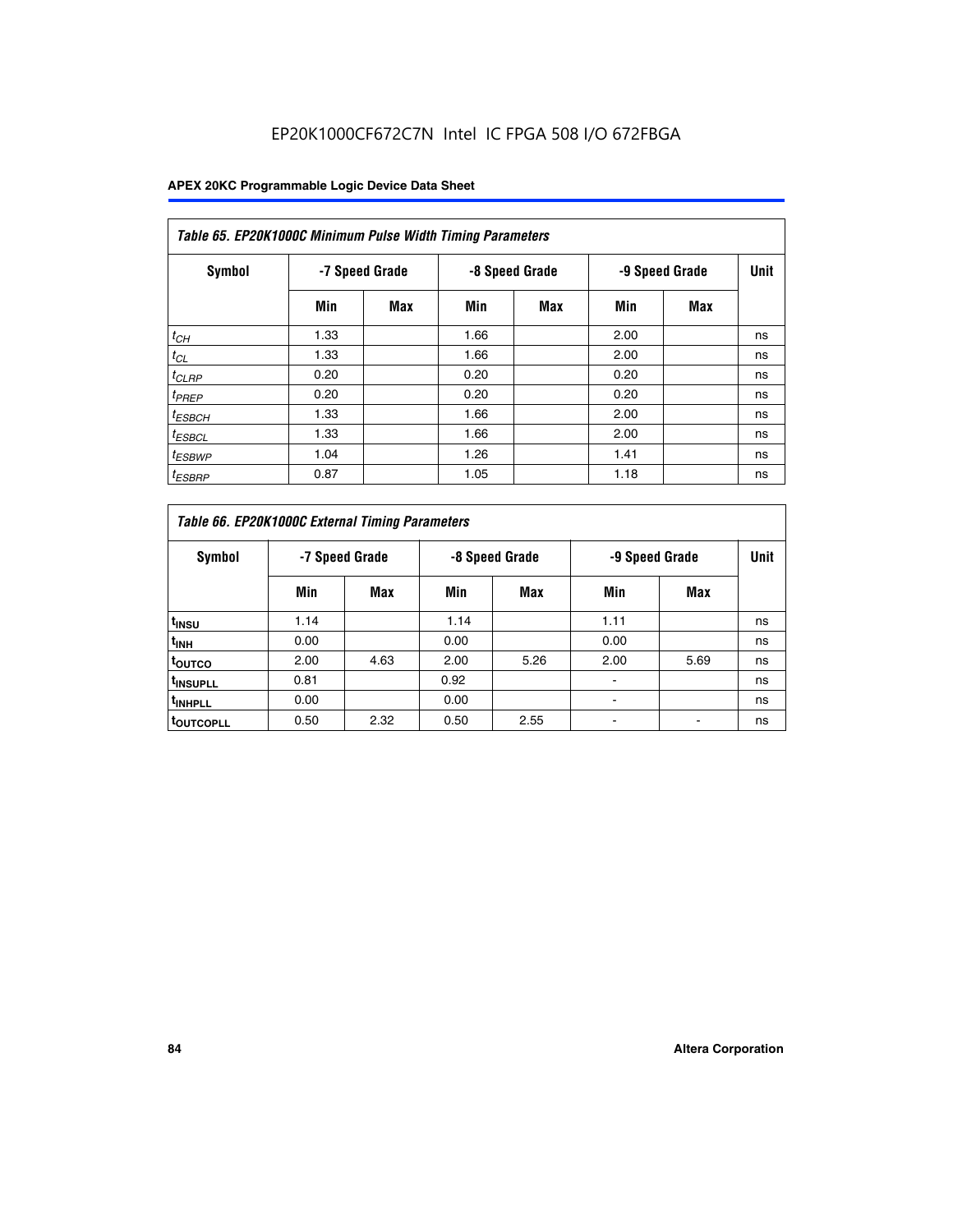EP20K1000CF672C7N Intel IC FPGA 508 I/O 672FBGA

| Table 65. EP20K1000C Minimum Pulse Width Timing Parameters | | | | | | | |
|---|---|---|---|---|---|---|---|
| Symbol | -7 Speed Grade | | -8 Speed Grade | | -9 Speed Grade | | Unit |
| | Min | Max | Min | Max | Min | Max | |
| $t_{CH}$ | 1.33 | | 1.66 | | 2.00 | | ns |
| $t_{CL}$ | 1.33 | | 1.66 | | 2.00 | | ns |
| $t_{CLRP}$ | 0.20 | | 0.20 | | 0.20 | | ns |
| $t_{PREP}$ | 0.20 | | 0.20 | | 0.20 | | ns |
| $t_{ESBCH}$ | 1.33 | | 1.66 | | 2.00 | | ns |
| $t_{ESBCL}$ | 1.33 | | 1.66 | | 2.00 | | ns |
| $t_{ESBWP}$ | 1.04 | | 1.26 | | 1.41 | | ns |
| $t_{ESBRP}$ | 0.87 | | 1.05 | | 1.18 | | ns |

| Table 66. EP20K1000C External Timing Parameters | | | | | | | |
|---|---|---|---|---|---|---|---|
| Symbol | -7 Speed Grade | | -8 Speed Grade | | -9 Speed Grade | | Unit |
| | Min | Max | Min | Max | Min | Max | |
| $t_{INSU}$ | 1.14 | | 1.14 | | 1.11 | | ns |
| $t_{INH}$ | 0.00 | | 0.00 | | 0.00 | | ns |
| $t_{OUTCO}$ | 2.00 | 4.63 | 2.00 | 5.26 | 2.00 | 5.69 | ns |
| $t_{INSUPLL}$ | 0.81 | | 0.92 | | - | | ns |
| $t_{INHPLL}$ | 0.00 | | 0.00 | | - | | ns |
| $t_{OUTCOPLL}$ | 0.50 | 2.32 | 0.50 | 2.55 | - | - | ns |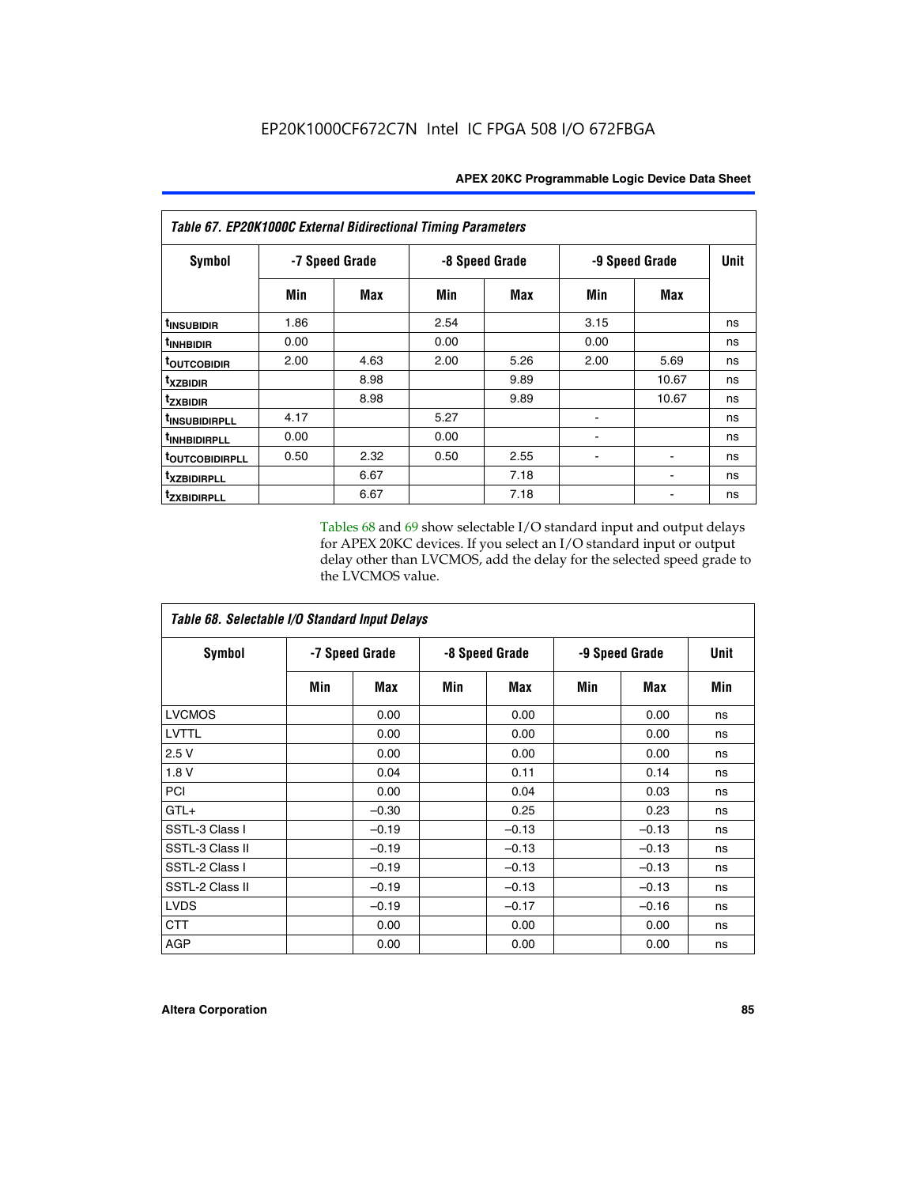**Table 67. EP20K1000C External Bidirectional Timing Parameters**

| Symbol | -7 Speed Grade | | -8 Speed Grade | | -9 Speed Grade | | Unit |
|---|---|---|---|---|---|---|---|
| | Min | Max | Min | Max | Min | Max | |
| $t_{INSUBIDIR}$ | 1.86 | | 2.54 | | 3.15 | | ns |
| $t_{INHBIDIR}$ | 0.00 | | 0.00 | | 0.00 | | ns |
| $t_{OUTCOBIDIR}$ | 2.00 | 4.63 | 2.00 | 5.26 | 2.00 | 5.69 | ns |
| $t_{XZBIDIR}$ | | 8.98 | | 9.89 | | 10.67 | ns |
| $t_{ZXBIDIR}$ | | 8.98 | | 9.89 | | 10.67 | ns |
| $t_{INSUBIDIRPLL}$ | 4.17 | | 5.27 | | - | | ns |
| $t_{INHBIDIRPLL}$ | 0.00 | | 0.00 | | - | | ns |
| $t_{OUTCOBIDIRPLL}$ | 0.50 | 2.32 | 0.50 | 2.55 | - | - | ns |
| $t_{XZBIDIRPLL}$ | | 6.67 | | 7.18 | | - | ns |
| $t_{ZXBIDIRPLL}$ | | 6.67 | | 7.18 | | - | ns |

Tables 68 and 69 show selectable I/O standard input and output delays for APEX 20KC devices. If you select an I/O standard input or output delay other than LVCMOS, add the delay for the selected speed grade to the LVCMOS value.

**Table 68. Selectable I/O Standard Input Delays**

| Symbol | -7 Speed Grade | | -8 Speed Grade | | -9 Speed Grade | | Unit |
|---|---|---|---|---|---|---|---|
| | Min | Max | Min | Max | Min | Max | Min |
| LVCMOS | | 0.00 | | 0.00 | | 0.00 | ns |
| LVTTL | | 0.00 | | 0.00 | | 0.00 | ns |
| 2.5 V | | 0.00 | | 0.00 | | 0.00 | ns |
| 1.8 V | | 0.04 | | 0.11 | | 0.14 | ns |
| PCI | | 0.00 | | 0.04 | | 0.03 | ns |
| GTL+ | | –0.30 | | 0.25 | | 0.23 | ns |
| SSTL-3 Class I | | –0.19 | | –0.13 | | –0.13 | ns |
| SSTL-3 Class II | | –0.19 | | –0.13 | | –0.13 | ns |
| SSTL-2 Class I | | –0.19 | | –0.13 | | –0.13 | ns |
| SSTL-2 Class II | | –0.19 | | –0.13 | | –0.13 | ns |
| LVDS | | –0.19 | | –0.17 | | –0.16 | ns |
| CTT | | 0.00 | | 0.00 | | 0.00 | ns |
| AGP | | 0.00 | | 0.00 | | 0.00 | ns |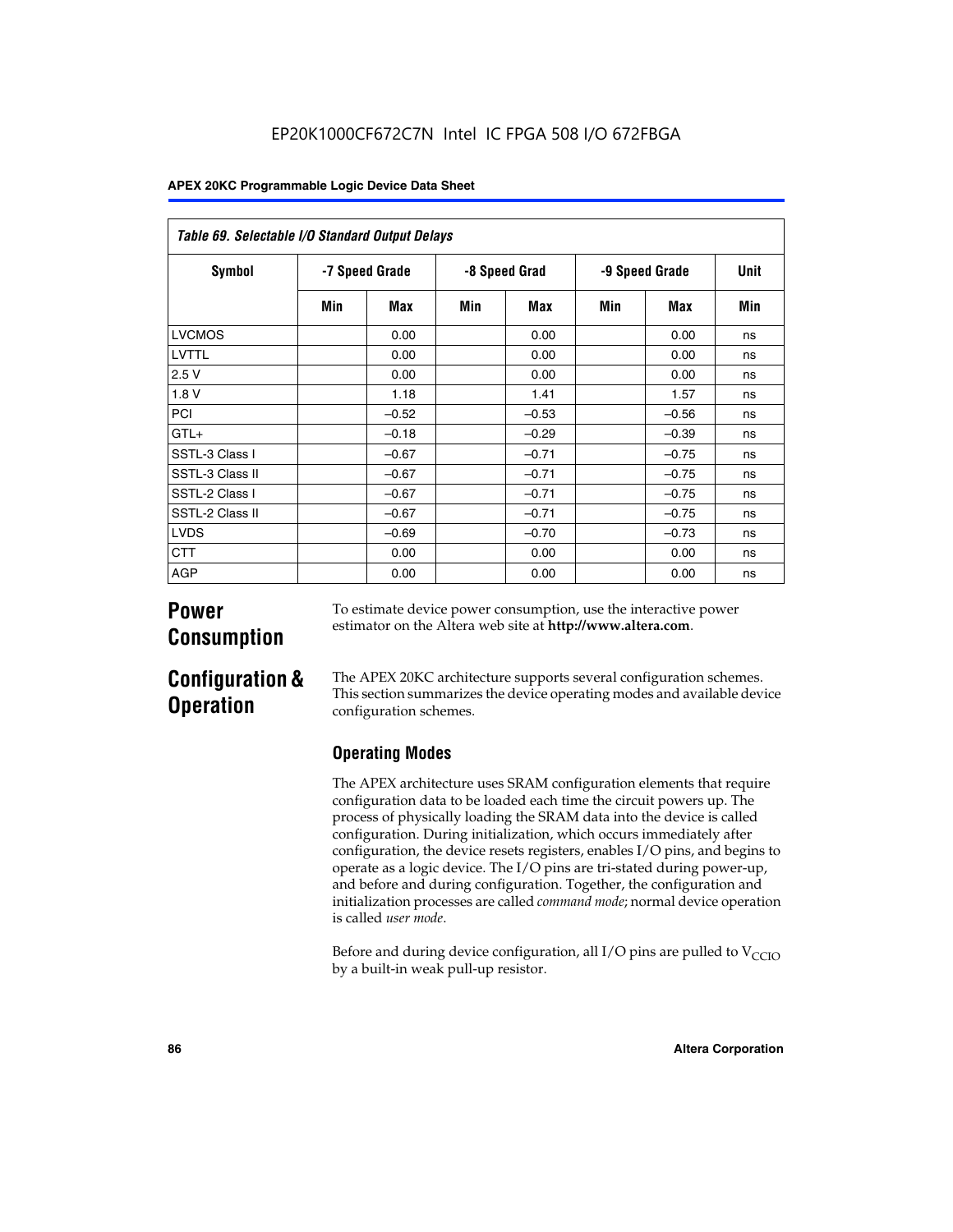| Table 69. Selectable I/O Standard Output Delays | | | | | | | |
|---|---|---|---|---|---|---|---|
| Symbol | -7 Speed Grade | | -8 Speed Grad | | -9 Speed Grade | | Unit |
| | Min | Max | Min | Max | Min | Max | Min |
| LVCMOS | | 0.00 | | 0.00 | | 0.00 | ns |
| LVTTL | | 0.00 | | 0.00 | | 0.00 | ns |
| 2.5 V | | 0.00 | | 0.00 | | 0.00 | ns |
| 1.8 V | | 1.18 | | 1.41 | | 1.57 | ns |
| PCI | | –0.52 | | –0.53 | | –0.56 | ns |
| GTL+ | | –0.18 | | –0.29 | | –0.39 | ns |
| SSTL-3 Class I | | –0.67 | | –0.71 | | –0.75 | ns |
| SSTL-3 Class II | | –0.67 | | –0.71 | | –0.75 | ns |
| SSTL-2 Class I | | –0.67 | | –0.71 | | –0.75 | ns |
| SSTL-2 Class II | | –0.67 | | –0.71 | | –0.75 | ns |
| LVDS | | –0.69 | | –0.70 | | –0.73 | ns |
| CTT | | 0.00 | | 0.00 | | 0.00 | ns |
| AGP | | 0.00 | | 0.00 | | 0.00 | ns |

## Power Consumption

To estimate device power consumption, use the interactive power estimator on the Altera web site at **http://www.altera.com**.

## Configuration & Operation

The APEX 20KC architecture supports several configuration schemes. This section summarizes the device operating modes and available device configuration schemes.

### Operating Modes

The APEX architecture uses SRAM configuration elements that require configuration data to be loaded each time the circuit powers up. The process of physically loading the SRAM data into the device is called configuration. During initialization, which occurs immediately after configuration, the device resets registers, enables I/O pins, and begins to operate as a logic device. The I/O pins are tri-stated during power-up, and before and during configuration. Together, the configuration and initialization processes are called *command mode*; normal device operation is called *user mode*.

Before and during device configuration, all I/O pins are pulled to $V_{CCIO}$ by a built-in weak pull-up resistor.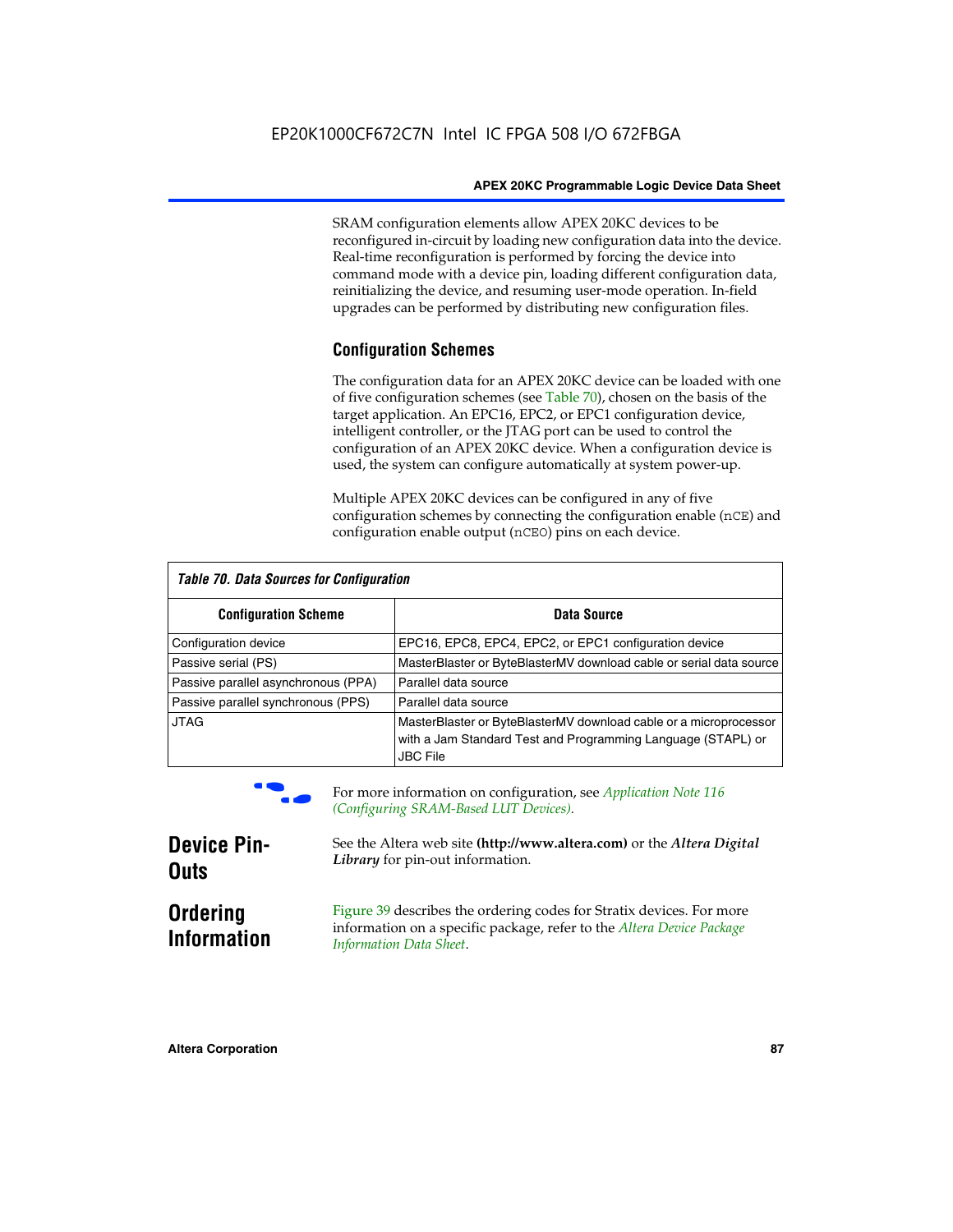SRAM configuration elements allow APEX 20KC devices to be reconfigured in-circuit by loading new configuration data into the device. Real-time reconfiguration is performed by forcing the device into command mode with a device pin, loading different configuration data, reinitializing the device, and resuming user-mode operation. In-field upgrades can be performed by distributing new configuration files.

### Configuration Schemes

The configuration data for an APEX 20KC device can be loaded with one of five configuration schemes (see Table 70), chosen on the basis of the target application. An EPC16, EPC2, or EPC1 configuration device, intelligent controller, or the JTAG port can be used to control the configuration of an APEX 20KC device. When a configuration device is used, the system can configure automatically at system power-up.

Multiple APEX 20KC devices can be configured in any of five configuration schemes by connecting the configuration enable (`nCE`) and configuration enable output (`nCEO`) pins on each device.

*Table 70. Data Sources for Configuration*

| Configuration Scheme | Data Source |
| --- | --- |
| Configuration device | EPC16, EPC8, EPC4, EPC2, or EPC1 configuration device |
| Passive serial (PS) | MasterBlaster or ByteBlasterMV download cable or serial data source |
| Passive parallel asynchronous (PPA) | Parallel data source |
| Passive parallel synchronous (PPS) | Parallel data source |
| JTAG | MasterBlaster or ByteBlasterMV download cable or a microprocessor with a Jam Standard Test and Programming Language (STAPL) or JBC File |

For more information on configuration, see *Application Note 116 (Configuring SRAM-Based LUT Devices)*.

## Device Pin-Outs

See the Altera web site **(http://www.altera.com)** or the ***Altera Digital Library*** for pin-out information.

## Ordering Information

Figure 39 describes the ordering codes for Stratix devices. For more information on a specific package, refer to the *Altera Device Package Information Data Sheet*.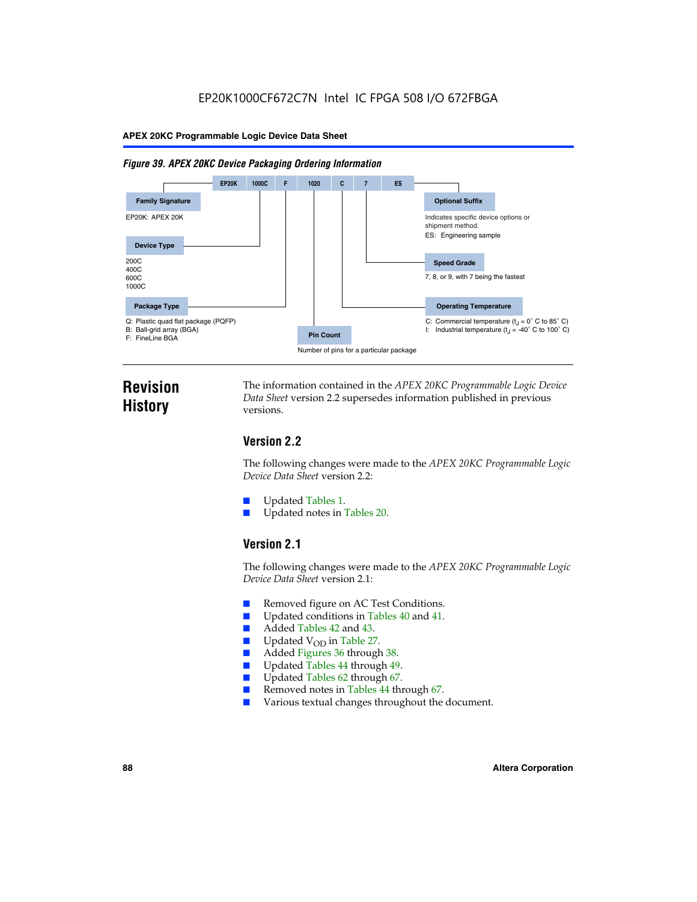EP20K1000CF672C7N Intel IC FPGA 508 I/O 672FBGA

*Figure 39. APEX 20KC Device Packaging Ordering Information*

EP20K | 1000C | F | 1020 | C | 7 | ES

**Family Signature**

EP20K: APEX 20K

**Device Type**

200C
400C
600C
1000C

**Package Type**

Q: Plastic quad flat package (PQFP)
B: Ball-grid array (BGA)
F: FineLine BGA

**Pin Count**

Number of pins for a particular package

**Optional Suffix**

Indicates specific device options or shipment method.
ES: Engineering sample

**Speed Grade**

7, 8, or 9, with 7 being the fastest

**Operating Temperature**

C: Commercial temperature ($t_J$ = 0° C to 85° C)
I: Industrial temperature ($t_J$ = -40° C to 100° C)

# Revision History

The information contained in the *APEX 20KC Programmable Logic Device Data Sheet* version 2.2 supersedes information published in previous versions.

## Version 2.2

The following changes were made to the *APEX 20KC Programmable Logic Device Data Sheet* version 2.2:

- Updated Tables 1.
- Updated notes in Tables 20.

## Version 2.1

The following changes were made to the *APEX 20KC Programmable Logic Device Data Sheet* version 2.1:

- Removed figure on AC Test Conditions.
- Updated conditions in Tables 40 and 41.
- Added Tables 42 and 43.
- Updated $V_{OD}$ in Table 27.
- Added Figures 36 through 38.
- Updated Tables 44 through 49.
- Updated Tables 62 through 67.
- Removed notes in Tables 44 through 67.
- Various textual changes throughout the document.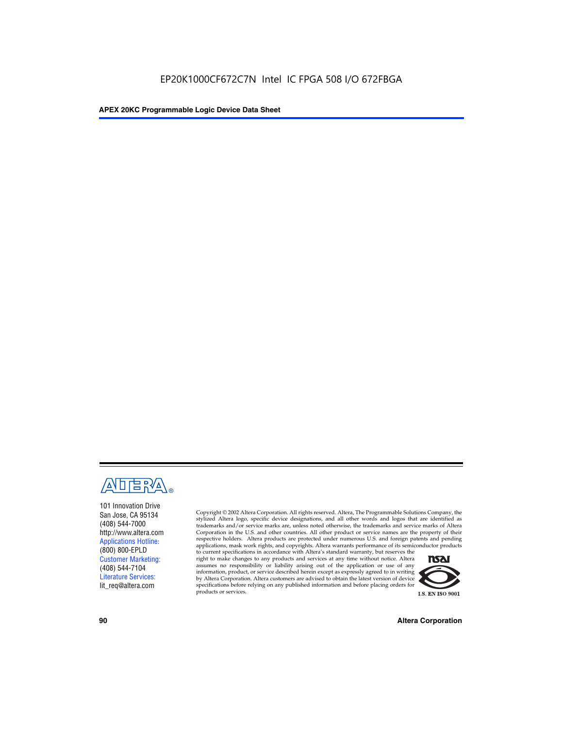101 Innovation Drive
San Jose, CA 95134
(408) 544-7000
http://www.altera.com
Applications Hotline:
(800) 800-EPLD
Customer Marketing:
(408) 544-7104
Literature Services:
lit_req@altera.com

Copyright © 2002 Altera Corporation. All rights reserved. Altera, The Programmable Solutions Company, the stylized Altera logo, specific device designations, and all other words and logos that are identified as trademarks and/or service marks are, unless noted otherwise, the trademarks and service marks of Altera Corporation in the U.S. and other countries. All other product or service names are the property of their respective holders. Altera products are protected under numerous U.S. and foreign patents and pending applications, mask work rights, and copyrights. Altera warrants performance of its semiconductor products to current specifications in accordance with Altera's standard warranty, but reserves the right to make changes to any products and services at any time without notice. Altera assumes no responsibility or liability arising out of the application or use of any information, product, or service described herein except as expressly agreed to in writing by Altera Corporation. Altera customers are advised to obtain the latest version of device specifications before relying on any published information and before placing orders for products or services.

I.S. EN ISO 9001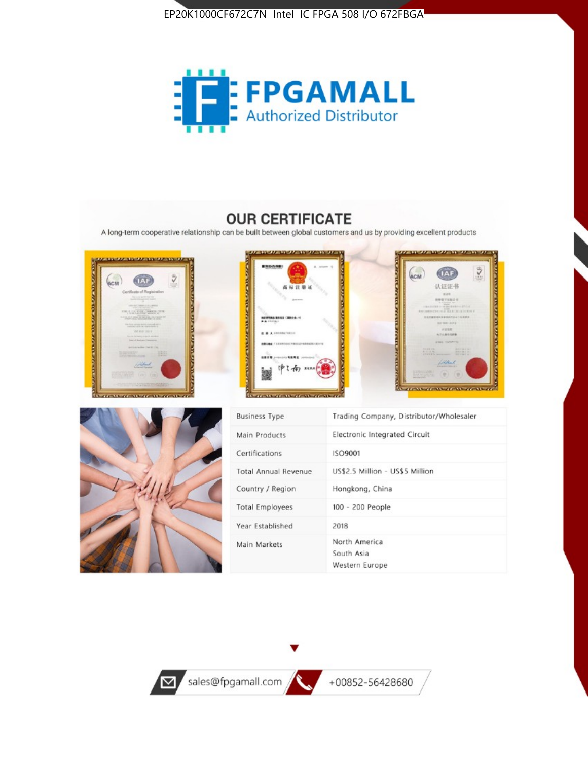FPGAMALL
Authorized Distributor

# OUR CERTIFICATE

A long-term cooperative relationship can be built between global customers and us by providing excellent products

| | |
|---|---|
| Business Type | Trading Company, Distributor/Wholesaler |
| Main Products | Electronic Integrated Circuit |
| Certifications | ISO9001 |
| Total Annual Revenue | US$2.5 Million - US$5 Million |
| Country / Region | Hongkong, China |
| Total Employees | 100 - 200 People |
| Year Established | 2018 |
| Main Markets | North America<br>South Asia<br>Western Europe |

sales@fpgamall.com

+00852-56428680